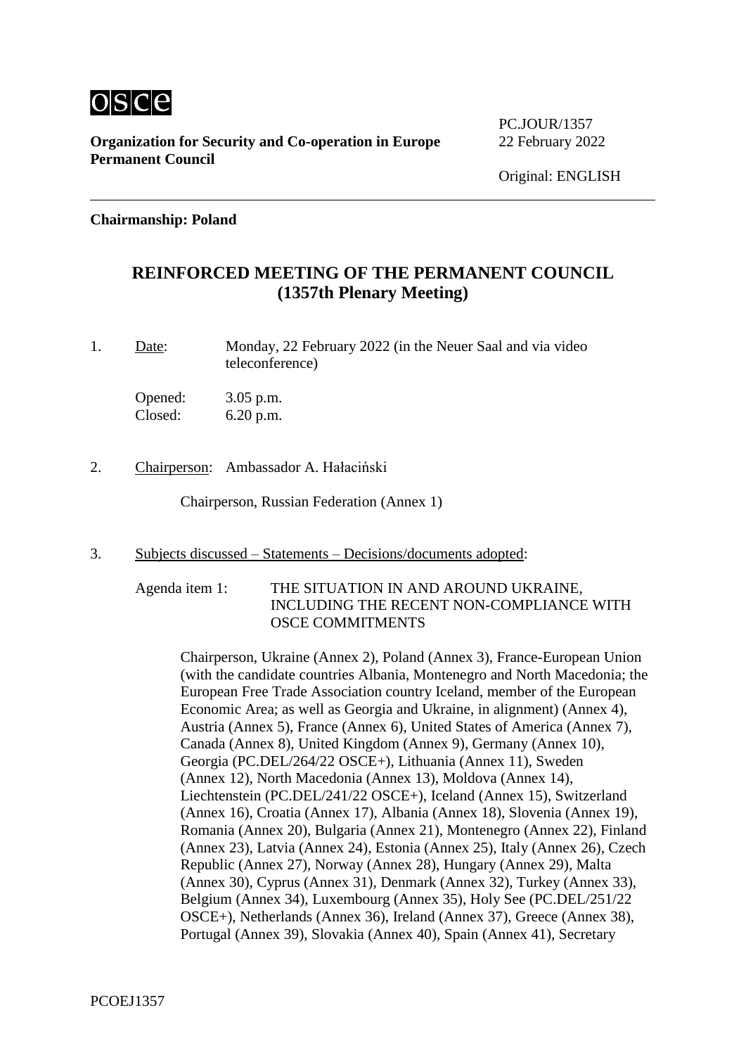osce

**Organization for Security and Co-operation in Europe**
**Permanent Council**

PC.JOUR/1357
22 February 2022

Original: ENGLISH

**Chairmanship: Poland**

# REINFORCED MEETING OF THE PERMANENT COUNCIL (1357th Plenary Meeting)

1. Date: Monday, 22 February 2022 (in the Neuer Saal and via video teleconference)

   Opened: 3.05 p.m.
   Closed: 6.20 p.m.

2. Chairperson: Ambassador A. Hałaciński

   Chairperson, Russian Federation (Annex 1)

3. Subjects discussed – Statements – Decisions/documents adopted:

   Agenda item 1: THE SITUATION IN AND AROUND UKRAINE, INCLUDING THE RECENT NON-COMPLIANCE WITH OSCE COMMITMENTS

   Chairperson, Ukraine (Annex 2), Poland (Annex 3), France-European Union (with the candidate countries Albania, Montenegro and North Macedonia; the European Free Trade Association country Iceland, member of the European Economic Area; as well as Georgia and Ukraine, in alignment) (Annex 4), Austria (Annex 5), France (Annex 6), United States of America (Annex 7), Canada (Annex 8), United Kingdom (Annex 9), Germany (Annex 10), Georgia (PC.DEL/264/22 OSCE+), Lithuania (Annex 11), Sweden (Annex 12), North Macedonia (Annex 13), Moldova (Annex 14), Liechtenstein (PC.DEL/241/22 OSCE+), Iceland (Annex 15), Switzerland (Annex 16), Croatia (Annex 17), Albania (Annex 18), Slovenia (Annex 19), Romania (Annex 20), Bulgaria (Annex 21), Montenegro (Annex 22), Finland (Annex 23), Latvia (Annex 24), Estonia (Annex 25), Italy (Annex 26), Czech Republic (Annex 27), Norway (Annex 28), Hungary (Annex 29), Malta (Annex 30), Cyprus (Annex 31), Denmark (Annex 32), Turkey (Annex 33), Belgium (Annex 34), Luxembourg (Annex 35), Holy See (PC.DEL/251/22 OSCE+), Netherlands (Annex 36), Ireland (Annex 37), Greece (Annex 38), Portugal (Annex 39), Slovakia (Annex 40), Spain (Annex 41), Secretary

PCOEJ1357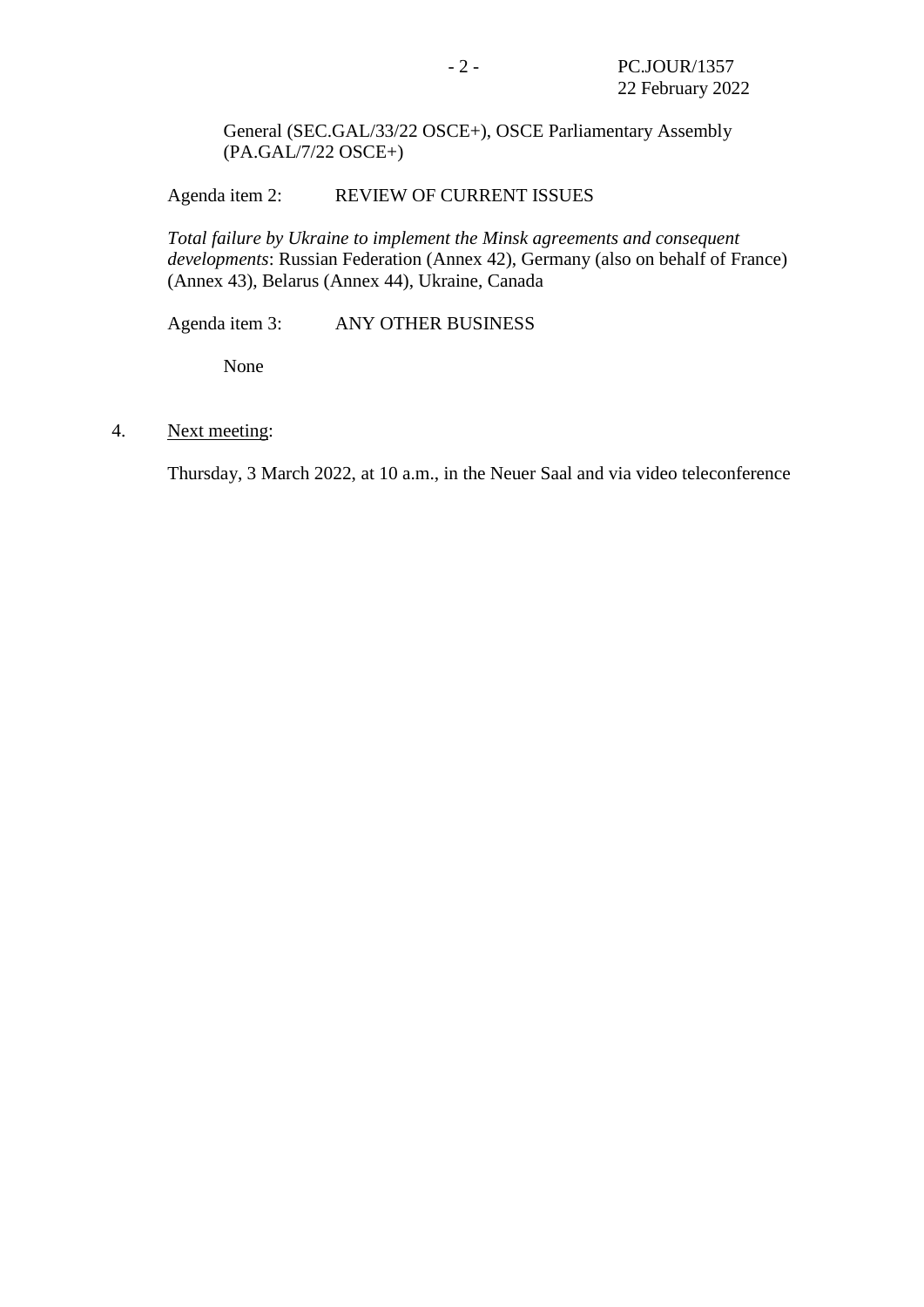General (SEC.GAL/33/22 OSCE+), OSCE Parliamentary Assembly (PA.GAL/7/22 OSCE+)

Agenda item 2: REVIEW OF CURRENT ISSUES

*Total failure by Ukraine to implement the Minsk agreements and consequent developments*: Russian Federation (Annex 42), Germany (also on behalf of France) (Annex 43), Belarus (Annex 44), Ukraine, Canada

Agenda item 3: ANY OTHER BUSINESS

None

4. Next meeting:

Thursday, 3 March 2022, at 10 a.m., in the Neuer Saal and via video teleconference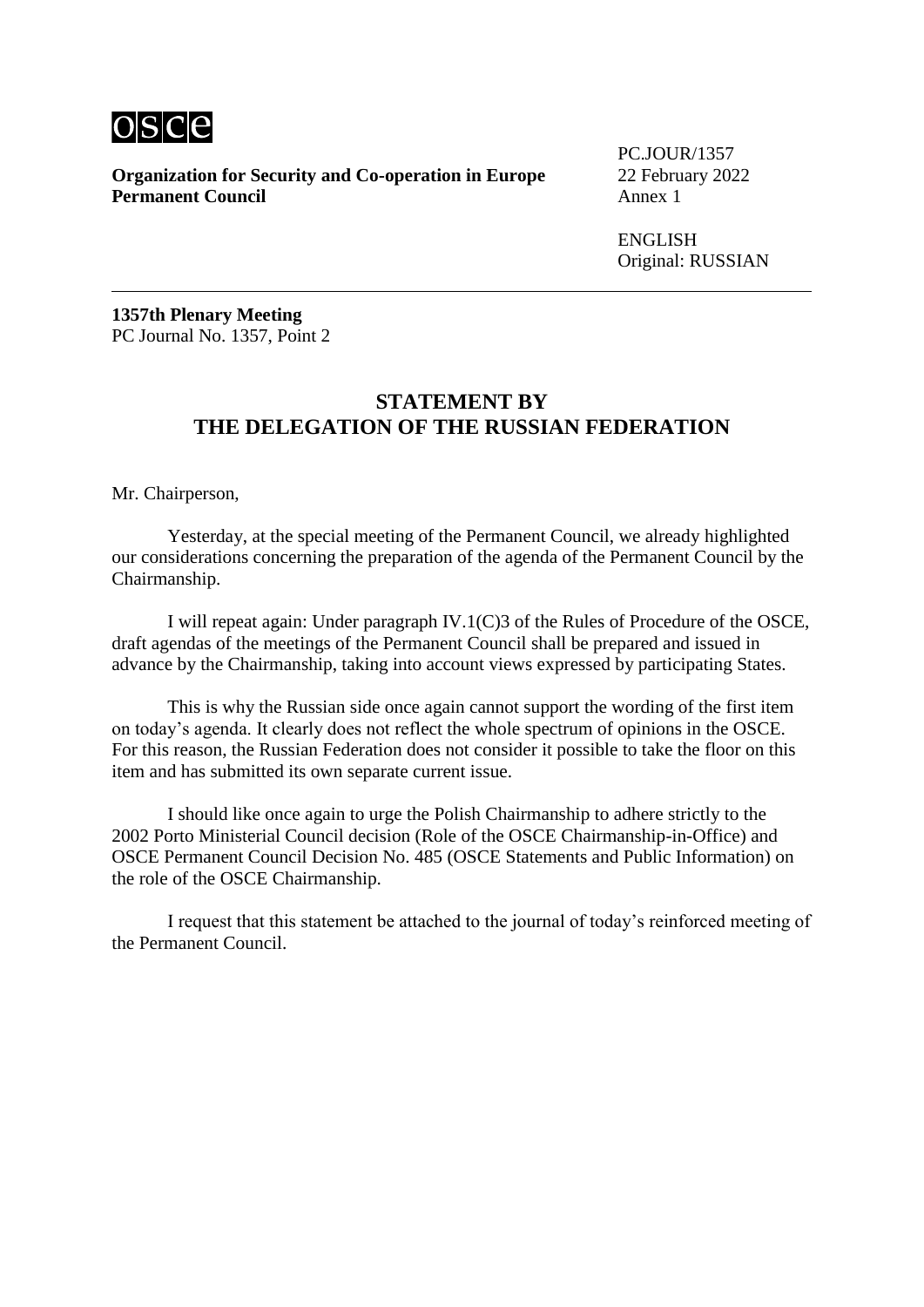**Organization for Security and Co-operation in Europe**
**Permanent Council**

PC.JOUR/1357
22 February 2022
Annex 1

ENGLISH
Original: RUSSIAN

---

**1357th Plenary Meeting**
PC Journal No. 1357, Point 2

## STATEMENT BY THE DELEGATION OF THE RUSSIAN FEDERATION

Mr. Chairperson,

Yesterday, at the special meeting of the Permanent Council, we already highlighted our considerations concerning the preparation of the agenda of the Permanent Council by the Chairmanship.

I will repeat again: Under paragraph IV.1(C)3 of the Rules of Procedure of the OSCE, draft agendas of the meetings of the Permanent Council shall be prepared and issued in advance by the Chairmanship, taking into account views expressed by participating States.

This is why the Russian side once again cannot support the wording of the first item on today's agenda. It clearly does not reflect the whole spectrum of opinions in the OSCE. For this reason, the Russian Federation does not consider it possible to take the floor on this item and has submitted its own separate current issue.

I should like once again to urge the Polish Chairmanship to adhere strictly to the 2002 Porto Ministerial Council decision (Role of the OSCE Chairmanship-in-Office) and OSCE Permanent Council Decision No. 485 (OSCE Statements and Public Information) on the role of the OSCE Chairmanship.

I request that this statement be attached to the journal of today's reinforced meeting of the Permanent Council.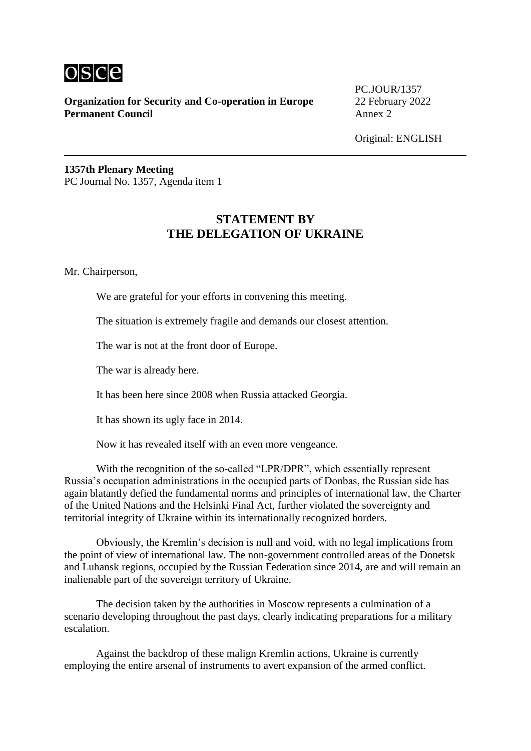**Organization for Security and Co-operation in Europe**
**Permanent Council**

PC.JOUR/1357
22 February 2022
Annex 2

Original: ENGLISH

**1357th Plenary Meeting**
PC Journal No. 1357, Agenda item 1

## STATEMENT BY THE DELEGATION OF UKRAINE

Mr. Chairperson,

We are grateful for your efforts in convening this meeting.

The situation is extremely fragile and demands our closest attention.

The war is not at the front door of Europe.

The war is already here.

It has been here since 2008 when Russia attacked Georgia.

It has shown its ugly face in 2014.

Now it has revealed itself with an even more vengeance.

With the recognition of the so-called "LPR/DPR", which essentially represent Russia's occupation administrations in the occupied parts of Donbas, the Russian side has again blatantly defied the fundamental norms and principles of international law, the Charter of the United Nations and the Helsinki Final Act, further violated the sovereignty and territorial integrity of Ukraine within its internationally recognized borders.

Obviously, the Kremlin's decision is null and void, with no legal implications from the point of view of international law. The non-government controlled areas of the Donetsk and Luhansk regions, occupied by the Russian Federation since 2014, are and will remain an inalienable part of the sovereign territory of Ukraine.

The decision taken by the authorities in Moscow represents a culmination of a scenario developing throughout the past days, clearly indicating preparations for a military escalation.

Against the backdrop of these malign Kremlin actions, Ukraine is currently employing the entire arsenal of instruments to avert expansion of the armed conflict.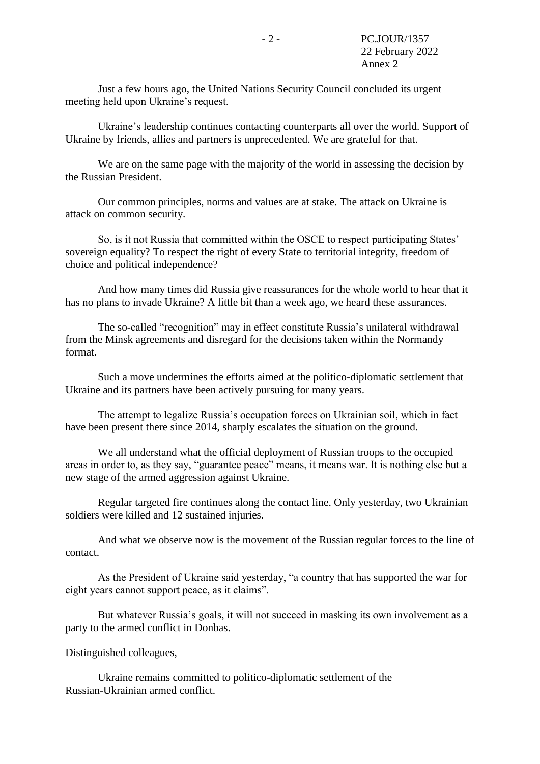Just a few hours ago, the United Nations Security Council concluded its urgent meeting held upon Ukraine's request.

Ukraine's leadership continues contacting counterparts all over the world. Support of Ukraine by friends, allies and partners is unprecedented. We are grateful for that.

We are on the same page with the majority of the world in assessing the decision by the Russian President.

Our common principles, norms and values are at stake. The attack on Ukraine is attack on common security.

So, is it not Russia that committed within the OSCE to respect participating States' sovereign equality? To respect the right of every State to territorial integrity, freedom of choice and political independence?

And how many times did Russia give reassurances for the whole world to hear that it has no plans to invade Ukraine? A little bit than a week ago, we heard these assurances.

The so-called "recognition" may in effect constitute Russia's unilateral withdrawal from the Minsk agreements and disregard for the decisions taken within the Normandy format.

Such a move undermines the efforts aimed at the politico-diplomatic settlement that Ukraine and its partners have been actively pursuing for many years.

The attempt to legalize Russia's occupation forces on Ukrainian soil, which in fact have been present there since 2014, sharply escalates the situation on the ground.

We all understand what the official deployment of Russian troops to the occupied areas in order to, as they say, "guarantee peace" means, it means war. It is nothing else but a new stage of the armed aggression against Ukraine.

Regular targeted fire continues along the contact line. Only yesterday, two Ukrainian soldiers were killed and 12 sustained injuries.

And what we observe now is the movement of the Russian regular forces to the line of contact.

As the President of Ukraine said yesterday, "a country that has supported the war for eight years cannot support peace, as it claims".

But whatever Russia's goals, it will not succeed in masking its own involvement as a party to the armed conflict in Donbas.

Distinguished colleagues,

Ukraine remains committed to politico-diplomatic settlement of the Russian-Ukrainian armed conflict.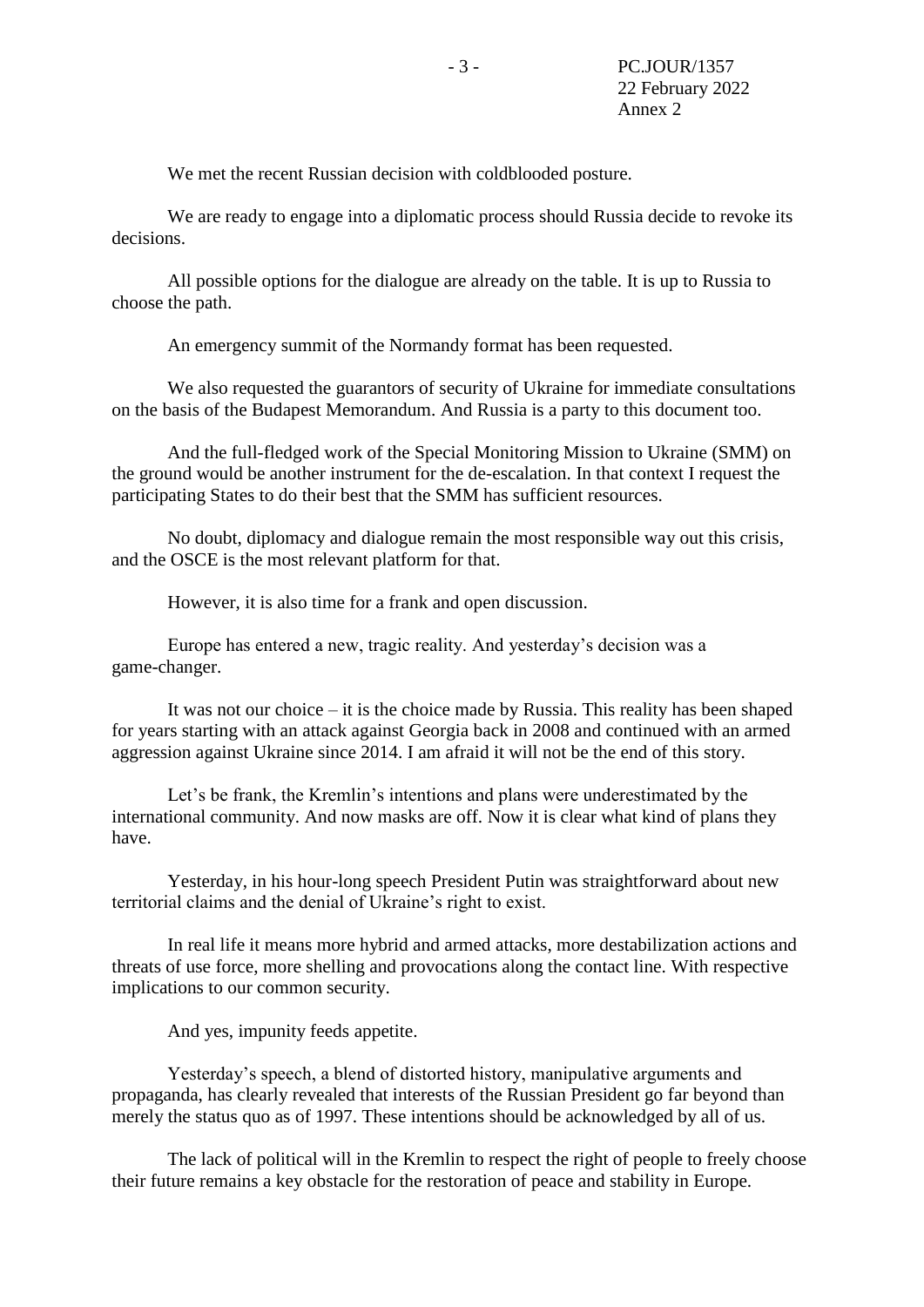We met the recent Russian decision with coldblooded posture.

We are ready to engage into a diplomatic process should Russia decide to revoke its decisions.

All possible options for the dialogue are already on the table. It is up to Russia to choose the path.

An emergency summit of the Normandy format has been requested.

We also requested the guarantors of security of Ukraine for immediate consultations on the basis of the Budapest Memorandum. And Russia is a party to this document too.

And the full-fledged work of the Special Monitoring Mission to Ukraine (SMM) on the ground would be another instrument for the de-escalation. In that context I request the participating States to do their best that the SMM has sufficient resources.

No doubt, diplomacy and dialogue remain the most responsible way out this crisis, and the OSCE is the most relevant platform for that.

However, it is also time for a frank and open discussion.

Europe has entered a new, tragic reality. And yesterday's decision was a game-changer.

It was not our choice – it is the choice made by Russia. This reality has been shaped for years starting with an attack against Georgia back in 2008 and continued with an armed aggression against Ukraine since 2014. I am afraid it will not be the end of this story.

Let's be frank, the Kremlin's intentions and plans were underestimated by the international community. And now masks are off. Now it is clear what kind of plans they have.

Yesterday, in his hour-long speech President Putin was straightforward about new territorial claims and the denial of Ukraine's right to exist.

In real life it means more hybrid and armed attacks, more destabilization actions and threats of use force, more shelling and provocations along the contact line. With respective implications to our common security.

And yes, impunity feeds appetite.

Yesterday's speech, a blend of distorted history, manipulative arguments and propaganda, has clearly revealed that interests of the Russian President go far beyond than merely the status quo as of 1997. These intentions should be acknowledged by all of us.

The lack of political will in the Kremlin to respect the right of people to freely choose their future remains a key obstacle for the restoration of peace and stability in Europe.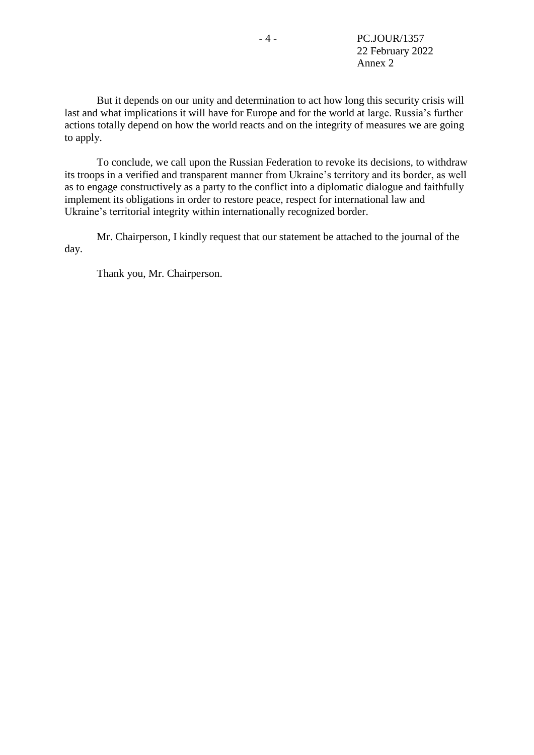But it depends on our unity and determination to act how long this security crisis will last and what implications it will have for Europe and for the world at large. Russia’s further actions totally depend on how the world reacts and on the integrity of measures we are going to apply.

To conclude, we call upon the Russian Federation to revoke its decisions, to withdraw its troops in a verified and transparent manner from Ukraine’s territory and its border, as well as to engage constructively as a party to the conflict into a diplomatic dialogue and faithfully implement its obligations in order to restore peace, respect for international law and Ukraine’s territorial integrity within internationally recognized border.

Mr. Chairperson, I kindly request that our statement be attached to the journal of the day.

Thank you, Mr. Chairperson.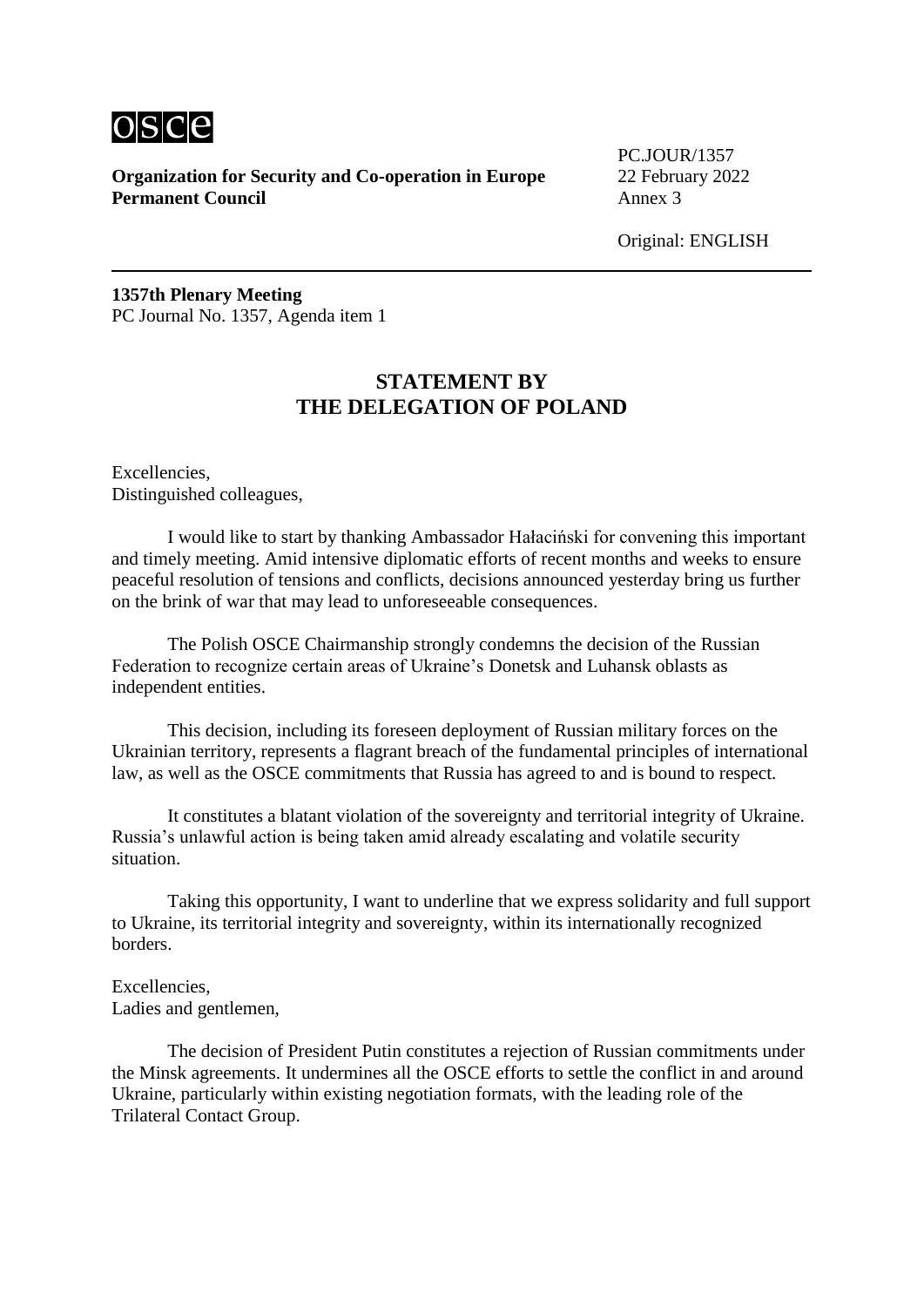**Organization for Security and Co-operation in Europe**
**Permanent Council**

PC.JOUR/1357
22 February 2022
Annex 3

Original: ENGLISH

**1357th Plenary Meeting**
PC Journal No. 1357, Agenda item 1

## STATEMENT BY THE DELEGATION OF POLAND

Excellencies,
Distinguished colleagues,

I would like to start by thanking Ambassador Hałaciński for convening this important and timely meeting. Amid intensive diplomatic efforts of recent months and weeks to ensure peaceful resolution of tensions and conflicts, decisions announced yesterday bring us further on the brink of war that may lead to unforeseeable consequences.

The Polish OSCE Chairmanship strongly condemns the decision of the Russian Federation to recognize certain areas of Ukraine's Donetsk and Luhansk oblasts as independent entities.

This decision, including its foreseen deployment of Russian military forces on the Ukrainian territory, represents a flagrant breach of the fundamental principles of international law, as well as the OSCE commitments that Russia has agreed to and is bound to respect.

It constitutes a blatant violation of the sovereignty and territorial integrity of Ukraine. Russia's unlawful action is being taken amid already escalating and volatile security situation.

Taking this opportunity, I want to underline that we express solidarity and full support to Ukraine, its territorial integrity and sovereignty, within its internationally recognized borders.

Excellencies,
Ladies and gentlemen,

The decision of President Putin constitutes a rejection of Russian commitments under the Minsk agreements. It undermines all the OSCE efforts to settle the conflict in and around Ukraine, particularly within existing negotiation formats, with the leading role of the Trilateral Contact Group.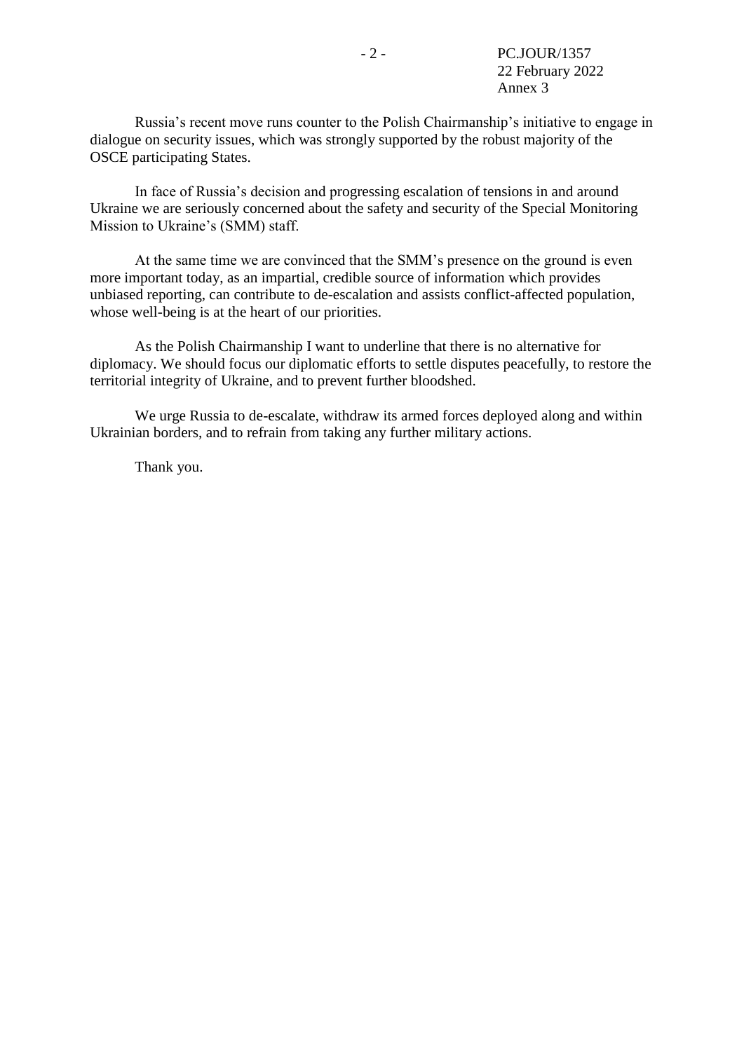Russia's recent move runs counter to the Polish Chairmanship's initiative to engage in dialogue on security issues, which was strongly supported by the robust majority of the OSCE participating States.

In face of Russia's decision and progressing escalation of tensions in and around Ukraine we are seriously concerned about the safety and security of the Special Monitoring Mission to Ukraine's (SMM) staff.

At the same time we are convinced that the SMM's presence on the ground is even more important today, as an impartial, credible source of information which provides unbiased reporting, can contribute to de-escalation and assists conflict-affected population, whose well-being is at the heart of our priorities.

As the Polish Chairmanship I want to underline that there is no alternative for diplomacy. We should focus our diplomatic efforts to settle disputes peacefully, to restore the territorial integrity of Ukraine, and to prevent further bloodshed.

We urge Russia to de-escalate, withdraw its armed forces deployed along and within Ukrainian borders, and to refrain from taking any further military actions.

Thank you.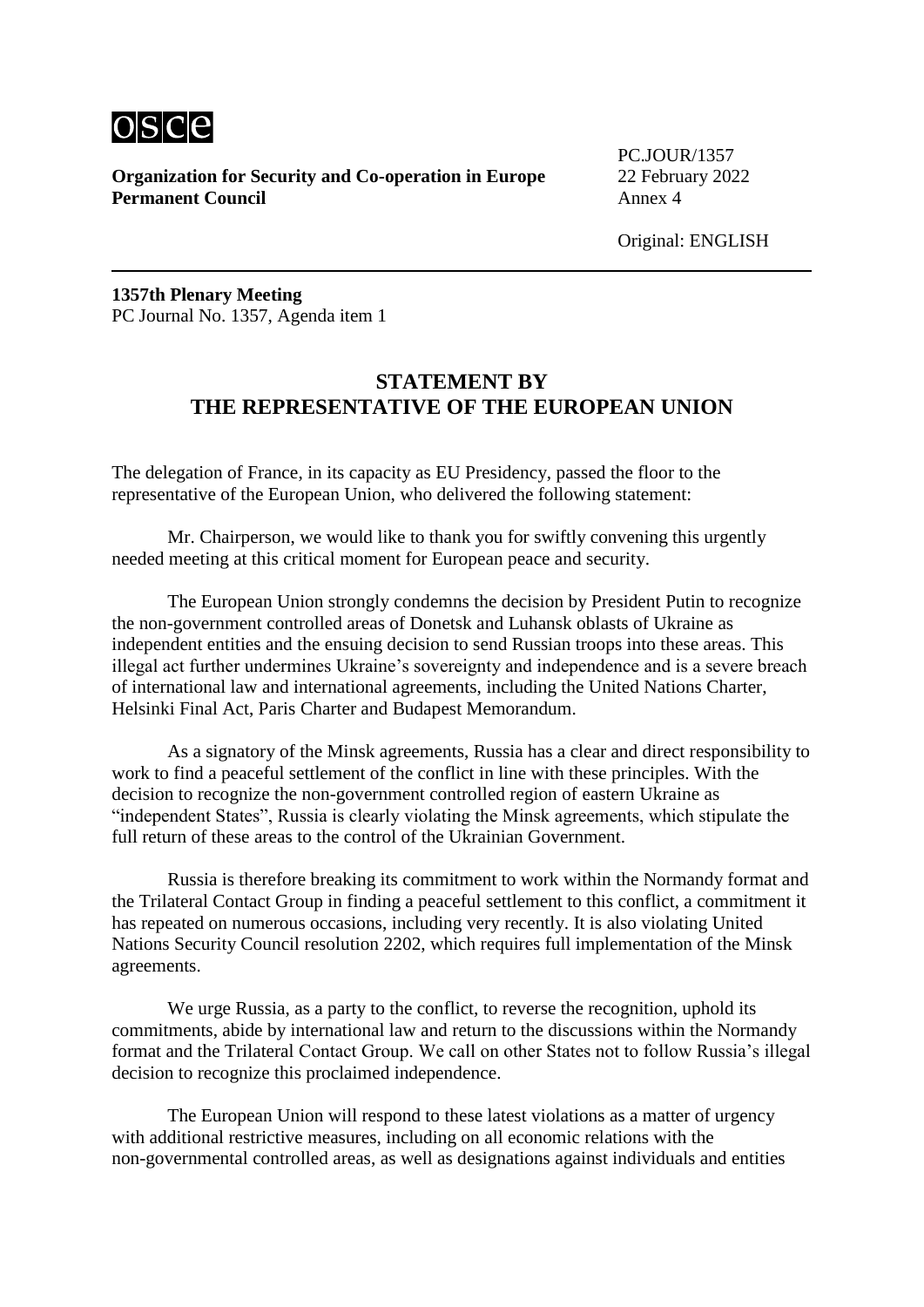**Organization for Security and Co-operation in Europe**
**Permanent Council**

PC.JOUR/1357
22 February 2022
Annex 4

Original: ENGLISH

---

**1357th Plenary Meeting**
PC Journal No. 1357, Agenda item 1

## STATEMENT BY THE REPRESENTATIVE OF THE EUROPEAN UNION

The delegation of France, in its capacity as EU Presidency, passed the floor to the representative of the European Union, who delivered the following statement:

Mr. Chairperson, we would like to thank you for swiftly convening this urgently needed meeting at this critical moment for European peace and security.

The European Union strongly condemns the decision by President Putin to recognize the non-government controlled areas of Donetsk and Luhansk oblasts of Ukraine as independent entities and the ensuing decision to send Russian troops into these areas. This illegal act further undermines Ukraine's sovereignty and independence and is a severe breach of international law and international agreements, including the United Nations Charter, Helsinki Final Act, Paris Charter and Budapest Memorandum.

As a signatory of the Minsk agreements, Russia has a clear and direct responsibility to work to find a peaceful settlement of the conflict in line with these principles. With the decision to recognize the non-government controlled region of eastern Ukraine as "independent States", Russia is clearly violating the Minsk agreements, which stipulate the full return of these areas to the control of the Ukrainian Government.

Russia is therefore breaking its commitment to work within the Normandy format and the Trilateral Contact Group in finding a peaceful settlement to this conflict, a commitment it has repeated on numerous occasions, including very recently. It is also violating United Nations Security Council resolution 2202, which requires full implementation of the Minsk agreements.

We urge Russia, as a party to the conflict, to reverse the recognition, uphold its commitments, abide by international law and return to the discussions within the Normandy format and the Trilateral Contact Group. We call on other States not to follow Russia's illegal decision to recognize this proclaimed independence.

The European Union will respond to these latest violations as a matter of urgency with additional restrictive measures, including on all economic relations with the non-governmental controlled areas, as well as designations against individuals and entities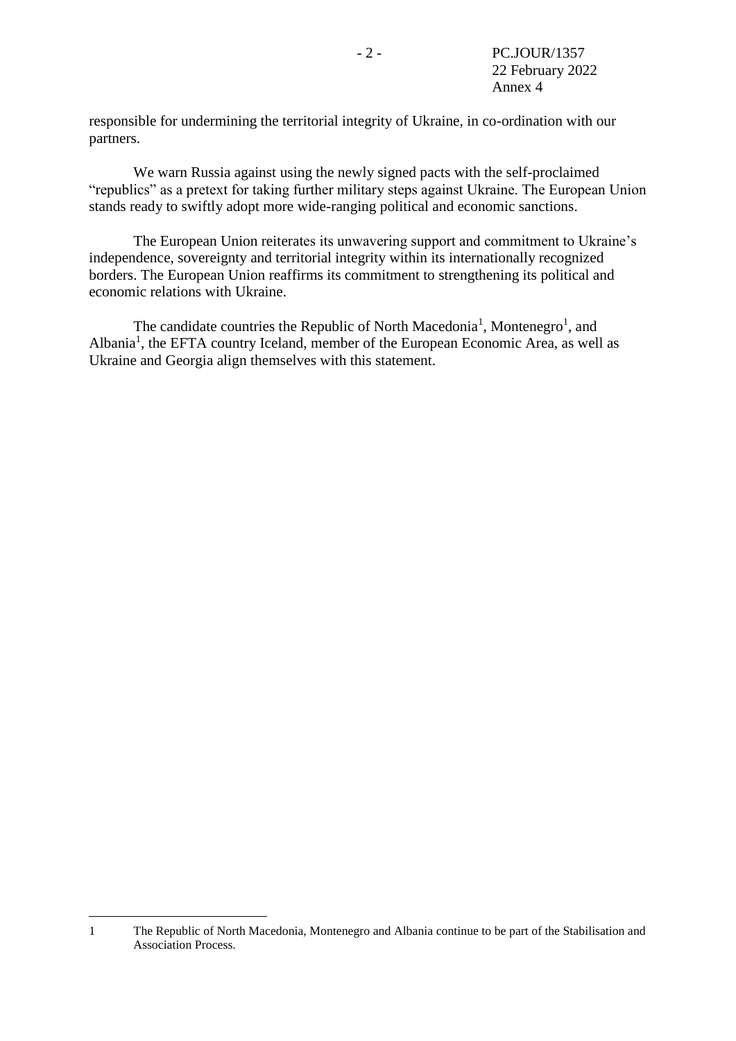responsible for undermining the territorial integrity of Ukraine, in co-ordination with our partners.

We warn Russia against using the newly signed pacts with the self-proclaimed "republics" as a pretext for taking further military steps against Ukraine. The European Union stands ready to swiftly adopt more wide-ranging political and economic sanctions.

The European Union reiterates its unwavering support and commitment to Ukraine's independence, sovereignty and territorial integrity within its internationally recognized borders. The European Union reaffirms its commitment to strengthening its political and economic relations with Ukraine.

The candidate countries the Republic of North Macedonia[1], Montenegro[1], and Albania[1], the EFTA country Iceland, member of the European Economic Area, as well as Ukraine and Georgia align themselves with this statement.

---

1 The Republic of North Macedonia, Montenegro and Albania continue to be part of the Stabilisation and Association Process.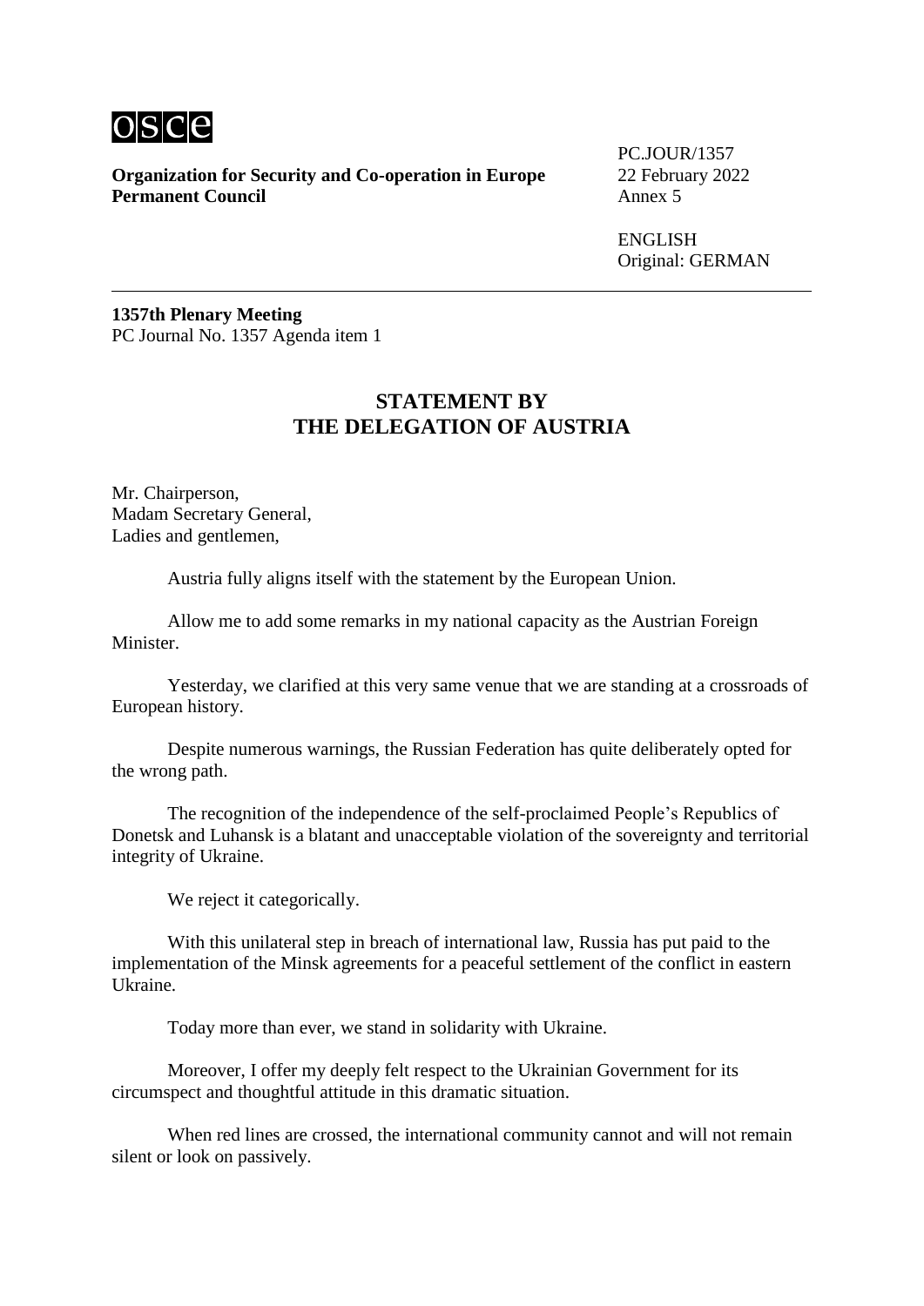**Organization for Security and Co-operation in Europe**
**Permanent Council**

PC.JOUR/1357
22 February 2022
Annex 5

ENGLISH
Original: GERMAN

**1357th Plenary Meeting**
PC Journal No. 1357 Agenda item 1

## STATEMENT BY THE DELEGATION OF AUSTRIA

Mr. Chairperson,
Madam Secretary General,
Ladies and gentlemen,

Austria fully aligns itself with the statement by the European Union.

Allow me to add some remarks in my national capacity as the Austrian Foreign Minister.

Yesterday, we clarified at this very same venue that we are standing at a crossroads of European history.

Despite numerous warnings, the Russian Federation has quite deliberately opted for the wrong path.

The recognition of the independence of the self-proclaimed People's Republics of Donetsk and Luhansk is a blatant and unacceptable violation of the sovereignty and territorial integrity of Ukraine.

We reject it categorically.

With this unilateral step in breach of international law, Russia has put paid to the implementation of the Minsk agreements for a peaceful settlement of the conflict in eastern Ukraine.

Today more than ever, we stand in solidarity with Ukraine.

Moreover, I offer my deeply felt respect to the Ukrainian Government for its circumspect and thoughtful attitude in this dramatic situation.

When red lines are crossed, the international community cannot and will not remain silent or look on passively.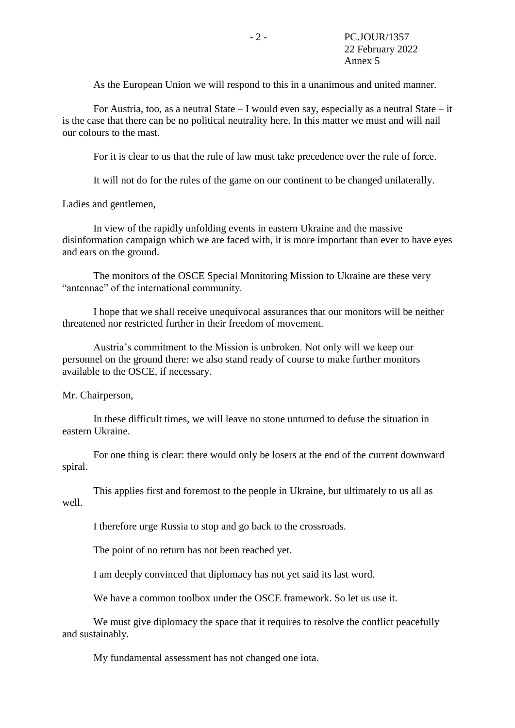As the European Union we will respond to this in a unanimous and united manner.

For Austria, too, as a neutral State – I would even say, especially as a neutral State – it is the case that there can be no political neutrality here. In this matter we must and will nail our colours to the mast.

For it is clear to us that the rule of law must take precedence over the rule of force.

It will not do for the rules of the game on our continent to be changed unilaterally.

Ladies and gentlemen,

In view of the rapidly unfolding events in eastern Ukraine and the massive disinformation campaign which we are faced with, it is more important than ever to have eyes and ears on the ground.

The monitors of the OSCE Special Monitoring Mission to Ukraine are these very "antennae" of the international community.

I hope that we shall receive unequivocal assurances that our monitors will be neither threatened nor restricted further in their freedom of movement.

Austria's commitment to the Mission is unbroken. Not only will we keep our personnel on the ground there: we also stand ready of course to make further monitors available to the OSCE, if necessary.

Mr. Chairperson,

In these difficult times, we will leave no stone unturned to defuse the situation in eastern Ukraine.

For one thing is clear: there would only be losers at the end of the current downward spiral.

This applies first and foremost to the people in Ukraine, but ultimately to us all as well.

I therefore urge Russia to stop and go back to the crossroads.

The point of no return has not been reached yet.

I am deeply convinced that diplomacy has not yet said its last word.

We have a common toolbox under the OSCE framework. So let us use it.

We must give diplomacy the space that it requires to resolve the conflict peacefully and sustainably.

My fundamental assessment has not changed one iota.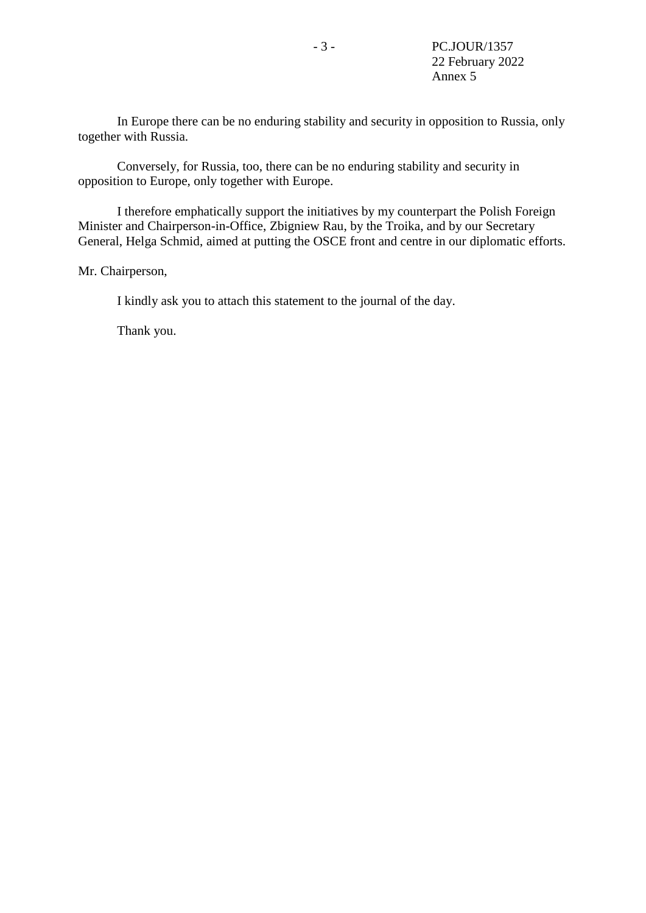In Europe there can be no enduring stability and security in opposition to Russia, only together with Russia.

Conversely, for Russia, too, there can be no enduring stability and security in opposition to Europe, only together with Europe.

I therefore emphatically support the initiatives by my counterpart the Polish Foreign Minister and Chairperson-in-Office, Zbigniew Rau, by the Troika, and by our Secretary General, Helga Schmid, aimed at putting the OSCE front and centre in our diplomatic efforts.

Mr. Chairperson,

I kindly ask you to attach this statement to the journal of the day.

Thank you.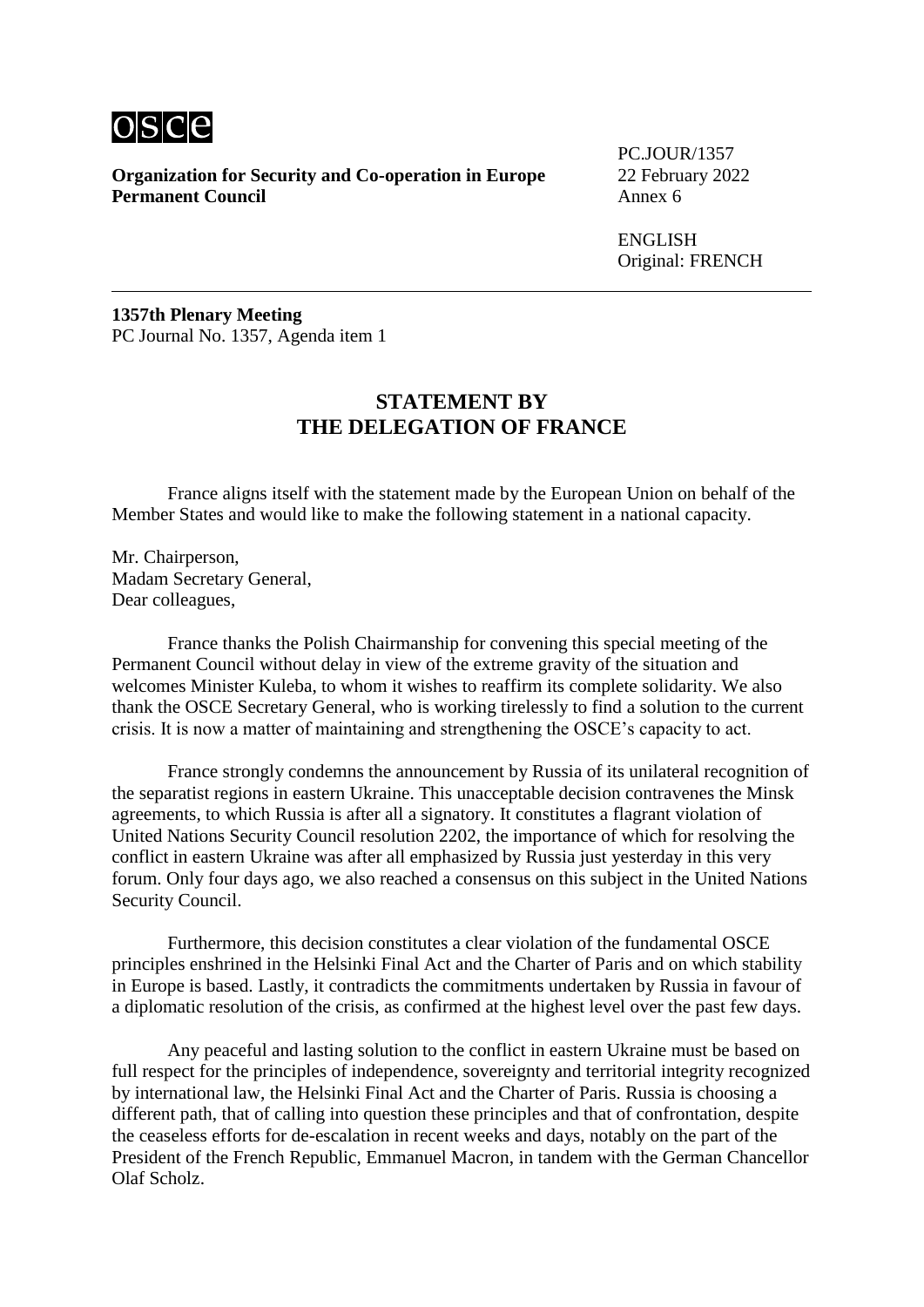osce

**Organization for Security and Co-operation in Europe**
**Permanent Council**

PC.JOUR/1357
22 February 2022
Annex 6

ENGLISH
Original: FRENCH

**1357th Plenary Meeting**
PC Journal No. 1357, Agenda item 1

## STATEMENT BY THE DELEGATION OF FRANCE

France aligns itself with the statement made by the European Union on behalf of the Member States and would like to make the following statement in a national capacity.

Mr. Chairperson,
Madam Secretary General,
Dear colleagues,

France thanks the Polish Chairmanship for convening this special meeting of the Permanent Council without delay in view of the extreme gravity of the situation and welcomes Minister Kuleba, to whom it wishes to reaffirm its complete solidarity. We also thank the OSCE Secretary General, who is working tirelessly to find a solution to the current crisis. It is now a matter of maintaining and strengthening the OSCE's capacity to act.

France strongly condemns the announcement by Russia of its unilateral recognition of the separatist regions in eastern Ukraine. This unacceptable decision contravenes the Minsk agreements, to which Russia is after all a signatory. It constitutes a flagrant violation of United Nations Security Council resolution 2202, the importance of which for resolving the conflict in eastern Ukraine was after all emphasized by Russia just yesterday in this very forum. Only four days ago, we also reached a consensus on this subject in the United Nations Security Council.

Furthermore, this decision constitutes a clear violation of the fundamental OSCE principles enshrined in the Helsinki Final Act and the Charter of Paris and on which stability in Europe is based. Lastly, it contradicts the commitments undertaken by Russia in favour of a diplomatic resolution of the crisis, as confirmed at the highest level over the past few days.

Any peaceful and lasting solution to the conflict in eastern Ukraine must be based on full respect for the principles of independence, sovereignty and territorial integrity recognized by international law, the Helsinki Final Act and the Charter of Paris. Russia is choosing a different path, that of calling into question these principles and that of confrontation, despite the ceaseless efforts for de-escalation in recent weeks and days, notably on the part of the President of the French Republic, Emmanuel Macron, in tandem with the German Chancellor Olaf Scholz.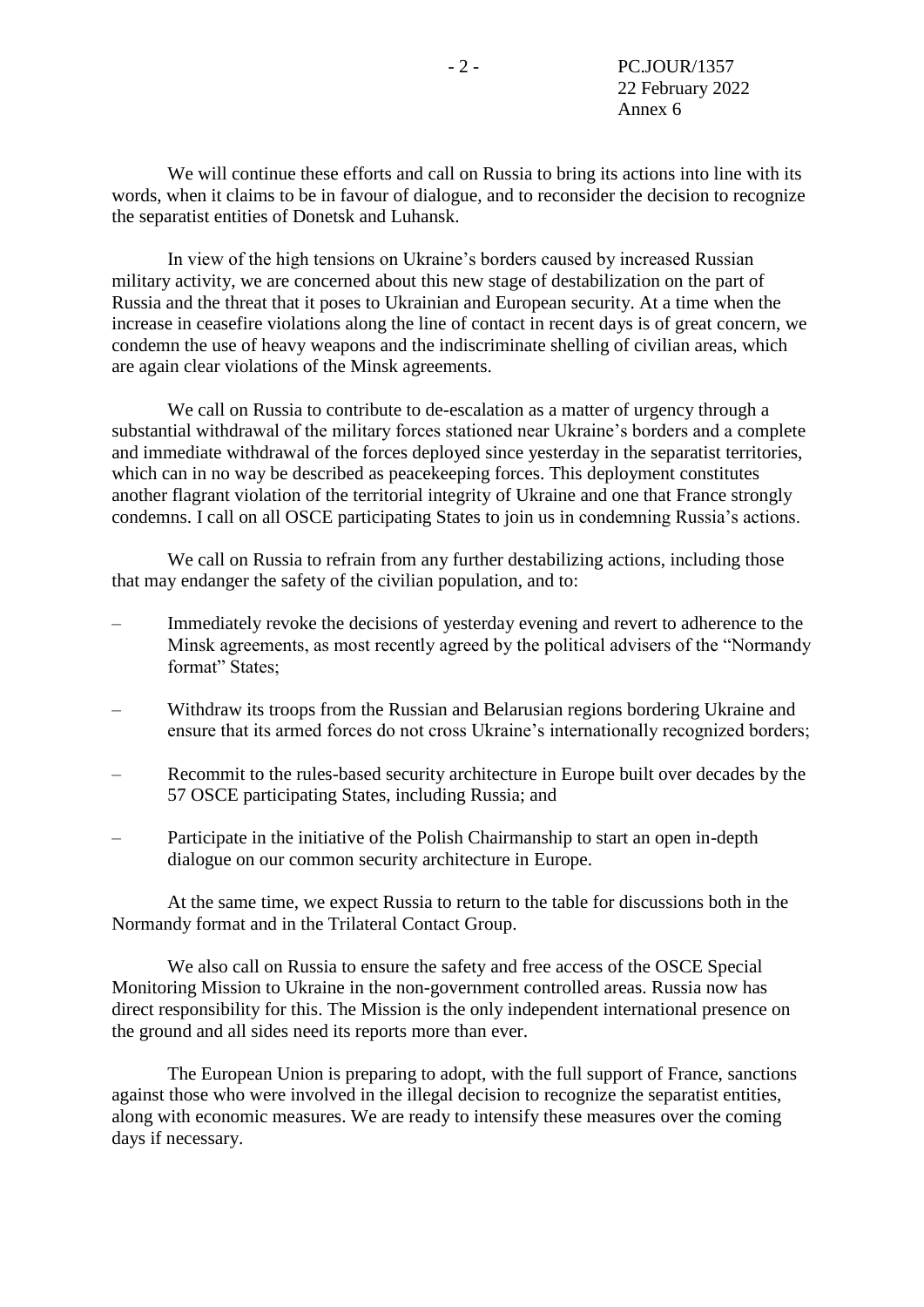We will continue these efforts and call on Russia to bring its actions into line with its words, when it claims to be in favour of dialogue, and to reconsider the decision to recognize the separatist entities of Donetsk and Luhansk.

In view of the high tensions on Ukraine's borders caused by increased Russian military activity, we are concerned about this new stage of destabilization on the part of Russia and the threat that it poses to Ukrainian and European security. At a time when the increase in ceasefire violations along the line of contact in recent days is of great concern, we condemn the use of heavy weapons and the indiscriminate shelling of civilian areas, which are again clear violations of the Minsk agreements.

We call on Russia to contribute to de-escalation as a matter of urgency through a substantial withdrawal of the military forces stationed near Ukraine's borders and a complete and immediate withdrawal of the forces deployed since yesterday in the separatist territories, which can in no way be described as peacekeeping forces. This deployment constitutes another flagrant violation of the territorial integrity of Ukraine and one that France strongly condemns. I call on all OSCE participating States to join us in condemning Russia's actions.

We call on Russia to refrain from any further destabilizing actions, including those that may endanger the safety of the civilian population, and to:

– Immediately revoke the decisions of yesterday evening and revert to adherence to the Minsk agreements, as most recently agreed by the political advisers of the "Normandy format" States;

– Withdraw its troops from the Russian and Belarusian regions bordering Ukraine and ensure that its armed forces do not cross Ukraine's internationally recognized borders;

– Recommit to the rules-based security architecture in Europe built over decades by the 57 OSCE participating States, including Russia; and

– Participate in the initiative of the Polish Chairmanship to start an open in-depth dialogue on our common security architecture in Europe.

At the same time, we expect Russia to return to the table for discussions both in the Normandy format and in the Trilateral Contact Group.

We also call on Russia to ensure the safety and free access of the OSCE Special Monitoring Mission to Ukraine in the non-government controlled areas. Russia now has direct responsibility for this. The Mission is the only independent international presence on the ground and all sides need its reports more than ever.

The European Union is preparing to adopt, with the full support of France, sanctions against those who were involved in the illegal decision to recognize the separatist entities, along with economic measures. We are ready to intensify these measures over the coming days if necessary.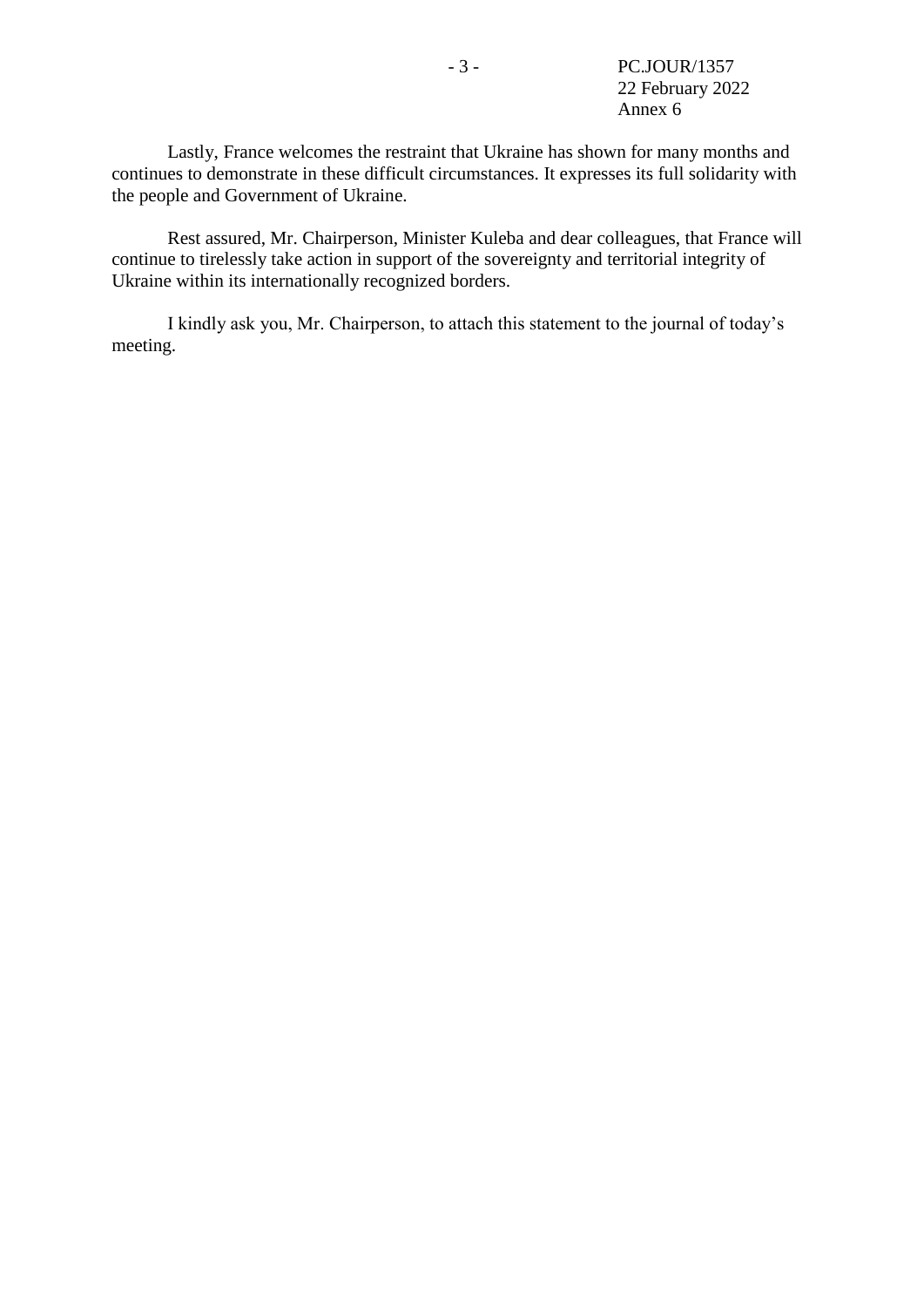Lastly, France welcomes the restraint that Ukraine has shown for many months and continues to demonstrate in these difficult circumstances. It expresses its full solidarity with the people and Government of Ukraine.

Rest assured, Mr. Chairperson, Minister Kuleba and dear colleagues, that France will continue to tirelessly take action in support of the sovereignty and territorial integrity of Ukraine within its internationally recognized borders.

I kindly ask you, Mr. Chairperson, to attach this statement to the journal of today's meeting.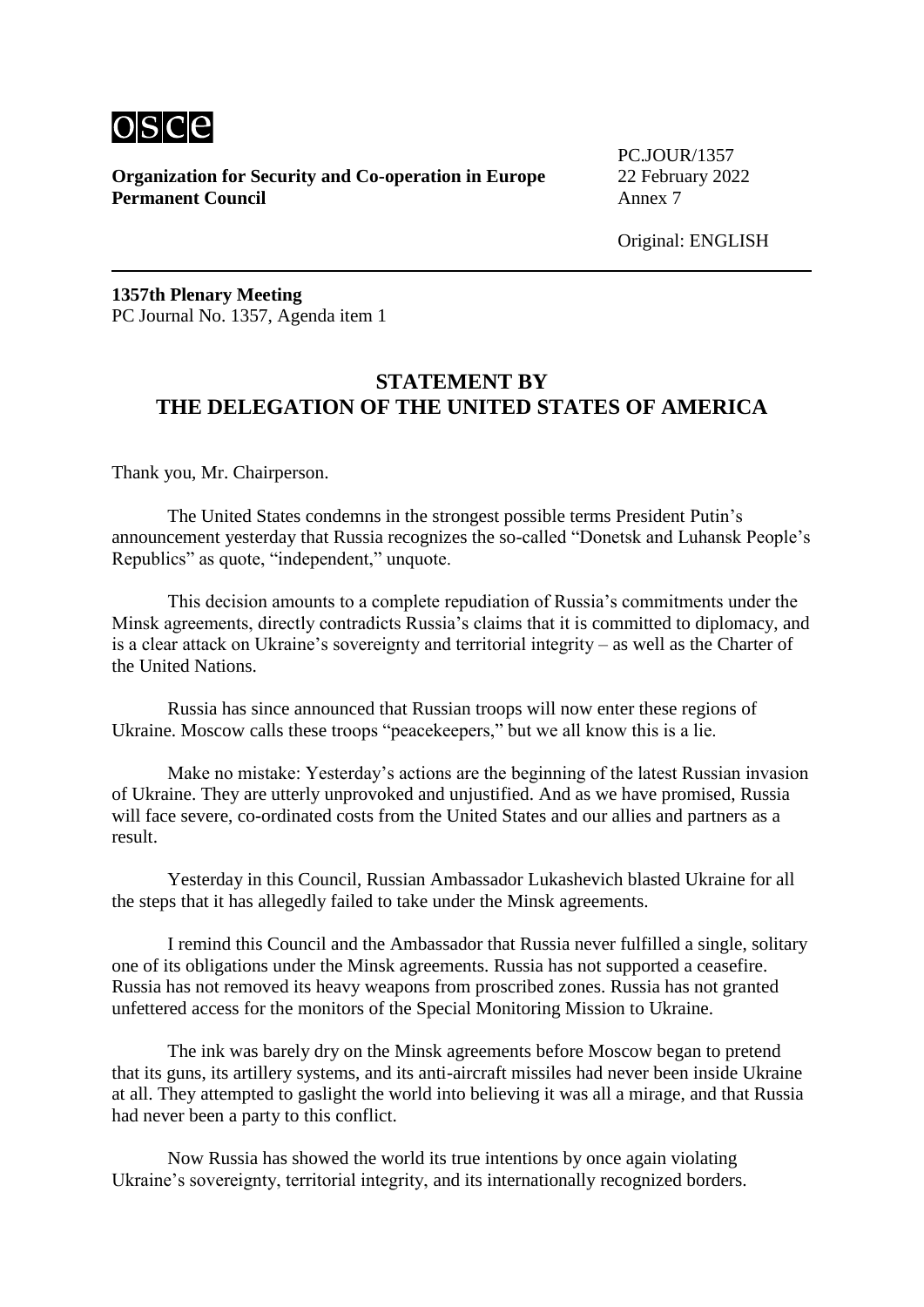osce

**Organization for Security and Co-operation in Europe**
**Permanent Council**

PC.JOUR/1357
22 February 2022
Annex 7

Original: ENGLISH

---

**1357th Plenary Meeting**
PC Journal No. 1357, Agenda item 1

## STATEMENT BY THE DELEGATION OF THE UNITED STATES OF AMERICA

Thank you, Mr. Chairperson.

The United States condemns in the strongest possible terms President Putin's announcement yesterday that Russia recognizes the so-called "Donetsk and Luhansk People's Republics" as quote, "independent," unquote.

This decision amounts to a complete repudiation of Russia's commitments under the Minsk agreements, directly contradicts Russia's claims that it is committed to diplomacy, and is a clear attack on Ukraine's sovereignty and territorial integrity – as well as the Charter of the United Nations.

Russia has since announced that Russian troops will now enter these regions of Ukraine. Moscow calls these troops "peacekeepers," but we all know this is a lie.

Make no mistake: Yesterday's actions are the beginning of the latest Russian invasion of Ukraine. They are utterly unprovoked and unjustified. And as we have promised, Russia will face severe, co-ordinated costs from the United States and our allies and partners as a result.

Yesterday in this Council, Russian Ambassador Lukashevich blasted Ukraine for all the steps that it has allegedly failed to take under the Minsk agreements.

I remind this Council and the Ambassador that Russia never fulfilled a single, solitary one of its obligations under the Minsk agreements. Russia has not supported a ceasefire. Russia has not removed its heavy weapons from proscribed zones. Russia has not granted unfettered access for the monitors of the Special Monitoring Mission to Ukraine.

The ink was barely dry on the Minsk agreements before Moscow began to pretend that its guns, its artillery systems, and its anti-aircraft missiles had never been inside Ukraine at all. They attempted to gaslight the world into believing it was all a mirage, and that Russia had never been a party to this conflict.

Now Russia has showed the world its true intentions by once again violating Ukraine's sovereignty, territorial integrity, and its internationally recognized borders.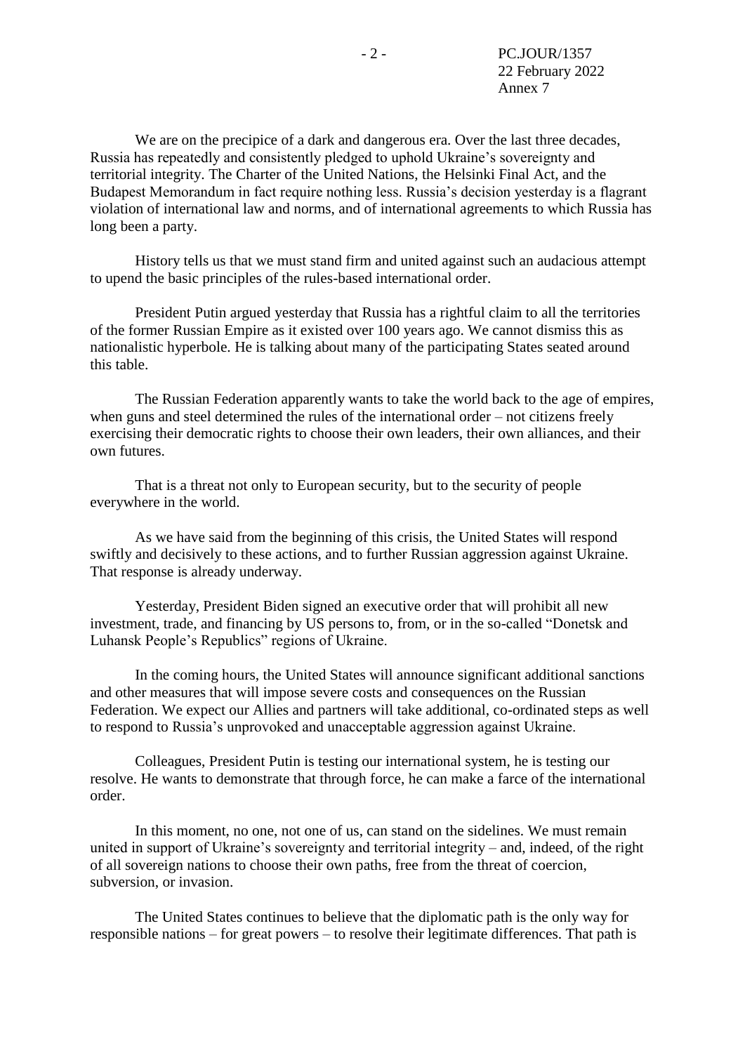We are on the precipice of a dark and dangerous era. Over the last three decades, Russia has repeatedly and consistently pledged to uphold Ukraine's sovereignty and territorial integrity. The Charter of the United Nations, the Helsinki Final Act, and the Budapest Memorandum in fact require nothing less. Russia's decision yesterday is a flagrant violation of international law and norms, and of international agreements to which Russia has long been a party.

History tells us that we must stand firm and united against such an audacious attempt to upend the basic principles of the rules-based international order.

President Putin argued yesterday that Russia has a rightful claim to all the territories of the former Russian Empire as it existed over 100 years ago. We cannot dismiss this as nationalistic hyperbole. He is talking about many of the participating States seated around this table.

The Russian Federation apparently wants to take the world back to the age of empires, when guns and steel determined the rules of the international order – not citizens freely exercising their democratic rights to choose their own leaders, their own alliances, and their own futures.

That is a threat not only to European security, but to the security of people everywhere in the world.

As we have said from the beginning of this crisis, the United States will respond swiftly and decisively to these actions, and to further Russian aggression against Ukraine. That response is already underway.

Yesterday, President Biden signed an executive order that will prohibit all new investment, trade, and financing by US persons to, from, or in the so-called "Donetsk and Luhansk People's Republics" regions of Ukraine.

In the coming hours, the United States will announce significant additional sanctions and other measures that will impose severe costs and consequences on the Russian Federation. We expect our Allies and partners will take additional, co-ordinated steps as well to respond to Russia's unprovoked and unacceptable aggression against Ukraine.

Colleagues, President Putin is testing our international system, he is testing our resolve. He wants to demonstrate that through force, he can make a farce of the international order.

In this moment, no one, not one of us, can stand on the sidelines. We must remain united in support of Ukraine's sovereignty and territorial integrity – and, indeed, of the right of all sovereign nations to choose their own paths, free from the threat of coercion, subversion, or invasion.

The United States continues to believe that the diplomatic path is the only way for responsible nations – for great powers – to resolve their legitimate differences. That path is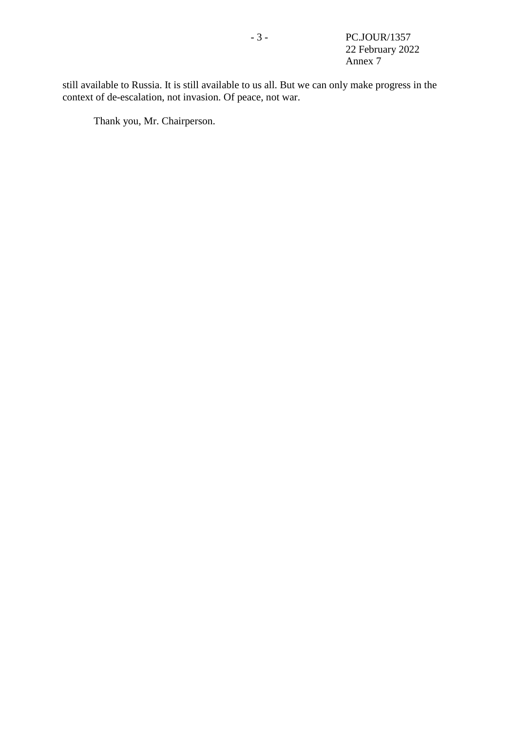still available to Russia. It is still available to us all. But we can only make progress in the context of de-escalation, not invasion. Of peace, not war.

Thank you, Mr. Chairperson.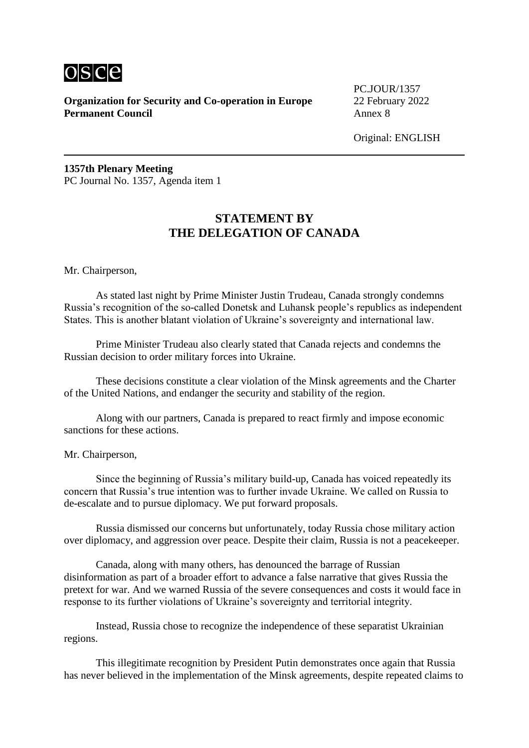**Organization for Security and Co-operation in Europe**
**Permanent Council**

PC.JOUR/1357
22 February 2022
Annex 8

Original: ENGLISH

**1357th Plenary Meeting**
PC Journal No. 1357, Agenda item 1

## STATEMENT BY THE DELEGATION OF CANADA

Mr. Chairperson,

As stated last night by Prime Minister Justin Trudeau, Canada strongly condemns Russia's recognition of the so-called Donetsk and Luhansk people's republics as independent States. This is another blatant violation of Ukraine's sovereignty and international law.

Prime Minister Trudeau also clearly stated that Canada rejects and condemns the Russian decision to order military forces into Ukraine.

These decisions constitute a clear violation of the Minsk agreements and the Charter of the United Nations, and endanger the security and stability of the region.

Along with our partners, Canada is prepared to react firmly and impose economic sanctions for these actions.

Mr. Chairperson,

Since the beginning of Russia's military build-up, Canada has voiced repeatedly its concern that Russia's true intention was to further invade Ukraine. We called on Russia to de-escalate and to pursue diplomacy. We put forward proposals.

Russia dismissed our concerns but unfortunately, today Russia chose military action over diplomacy, and aggression over peace. Despite their claim, Russia is not a peacekeeper.

Canada, along with many others, has denounced the barrage of Russian disinformation as part of a broader effort to advance a false narrative that gives Russia the pretext for war. And we warned Russia of the severe consequences and costs it would face in response to its further violations of Ukraine's sovereignty and territorial integrity.

Instead, Russia chose to recognize the independence of these separatist Ukrainian regions.

This illegitimate recognition by President Putin demonstrates once again that Russia has never believed in the implementation of the Minsk agreements, despite repeated claims to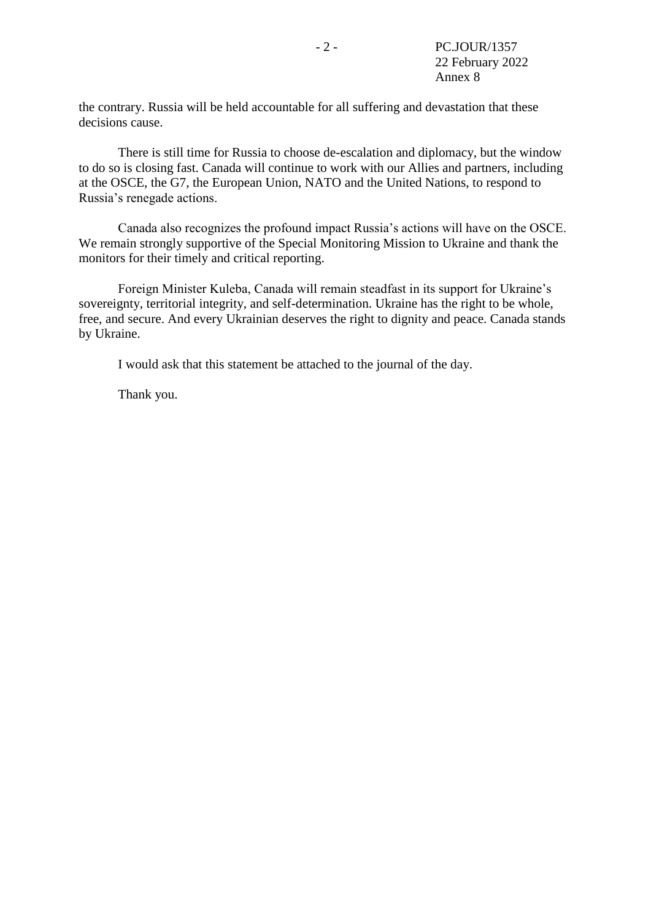the contrary. Russia will be held accountable for all suffering and devastation that these decisions cause.

There is still time for Russia to choose de-escalation and diplomacy, but the window to do so is closing fast. Canada will continue to work with our Allies and partners, including at the OSCE, the G7, the European Union, NATO and the United Nations, to respond to Russia's renegade actions.

Canada also recognizes the profound impact Russia's actions will have on the OSCE. We remain strongly supportive of the Special Monitoring Mission to Ukraine and thank the monitors for their timely and critical reporting.

Foreign Minister Kuleba, Canada will remain steadfast in its support for Ukraine's sovereignty, territorial integrity, and self-determination. Ukraine has the right to be whole, free, and secure. And every Ukrainian deserves the right to dignity and peace. Canada stands by Ukraine.

I would ask that this statement be attached to the journal of the day.

Thank you.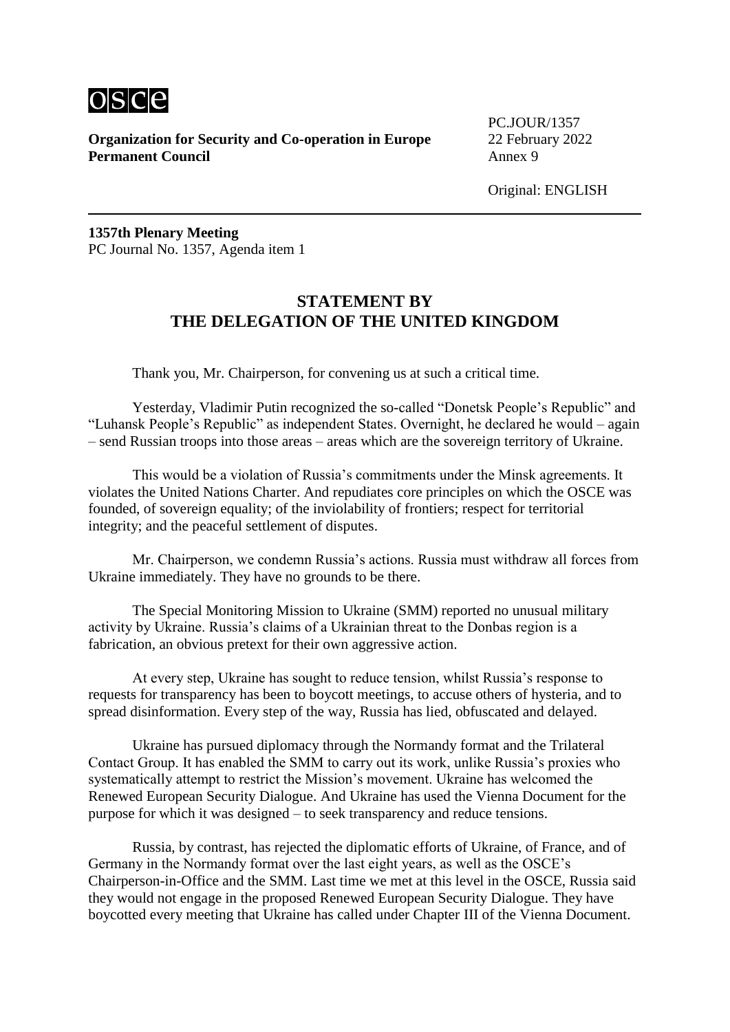**Organization for Security and Co-operation in Europe**
**Permanent Council**

PC.JOUR/1357
22 February 2022
Annex 9

Original: ENGLISH

**1357th Plenary Meeting**
PC Journal No. 1357, Agenda item 1

## STATEMENT BY THE DELEGATION OF THE UNITED KINGDOM

Thank you, Mr. Chairperson, for convening us at such a critical time.

Yesterday, Vladimir Putin recognized the so-called "Donetsk People's Republic" and "Luhansk People's Republic" as independent States. Overnight, he declared he would – again – send Russian troops into those areas – areas which are the sovereign territory of Ukraine.

This would be a violation of Russia's commitments under the Minsk agreements. It violates the United Nations Charter. And repudiates core principles on which the OSCE was founded, of sovereign equality; of the inviolability of frontiers; respect for territorial integrity; and the peaceful settlement of disputes.

Mr. Chairperson, we condemn Russia's actions. Russia must withdraw all forces from Ukraine immediately. They have no grounds to be there.

The Special Monitoring Mission to Ukraine (SMM) reported no unusual military activity by Ukraine. Russia's claims of a Ukrainian threat to the Donbas region is a fabrication, an obvious pretext for their own aggressive action.

At every step, Ukraine has sought to reduce tension, whilst Russia's response to requests for transparency has been to boycott meetings, to accuse others of hysteria, and to spread disinformation. Every step of the way, Russia has lied, obfuscated and delayed.

Ukraine has pursued diplomacy through the Normandy format and the Trilateral Contact Group. It has enabled the SMM to carry out its work, unlike Russia's proxies who systematically attempt to restrict the Mission's movement. Ukraine has welcomed the Renewed European Security Dialogue. And Ukraine has used the Vienna Document for the purpose for which it was designed – to seek transparency and reduce tensions.

Russia, by contrast, has rejected the diplomatic efforts of Ukraine, of France, and of Germany in the Normandy format over the last eight years, as well as the OSCE's Chairperson-in-Office and the SMM. Last time we met at this level in the OSCE, Russia said they would not engage in the proposed Renewed European Security Dialogue. They have boycotted every meeting that Ukraine has called under Chapter III of the Vienna Document.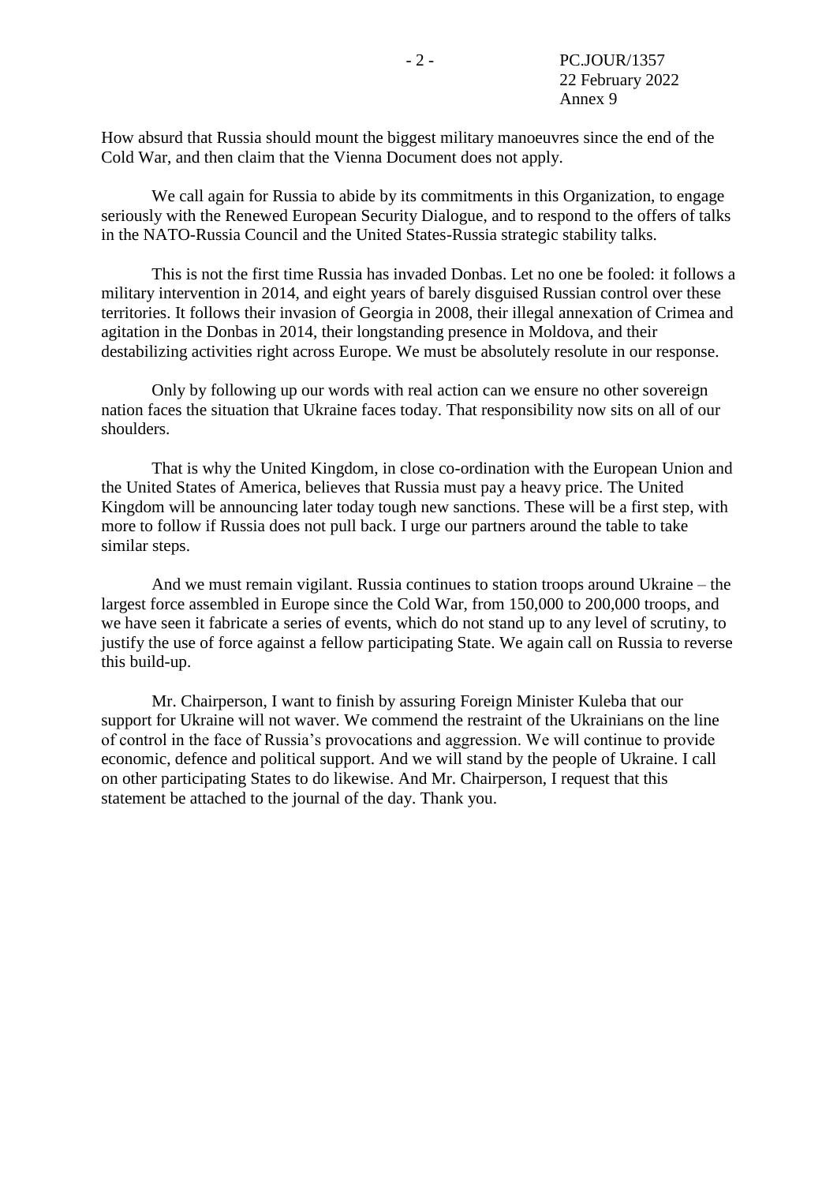How absurd that Russia should mount the biggest military manoeuvres since the end of the Cold War, and then claim that the Vienna Document does not apply.

We call again for Russia to abide by its commitments in this Organization, to engage seriously with the Renewed European Security Dialogue, and to respond to the offers of talks in the NATO-Russia Council and the United States-Russia strategic stability talks.

This is not the first time Russia has invaded Donbas. Let no one be fooled: it follows a military intervention in 2014, and eight years of barely disguised Russian control over these territories. It follows their invasion of Georgia in 2008, their illegal annexation of Crimea and agitation in the Donbas in 2014, their longstanding presence in Moldova, and their destabilizing activities right across Europe. We must be absolutely resolute in our response.

Only by following up our words with real action can we ensure no other sovereign nation faces the situation that Ukraine faces today. That responsibility now sits on all of our shoulders.

That is why the United Kingdom, in close co-ordination with the European Union and the United States of America, believes that Russia must pay a heavy price. The United Kingdom will be announcing later today tough new sanctions. These will be a first step, with more to follow if Russia does not pull back. I urge our partners around the table to take similar steps.

And we must remain vigilant. Russia continues to station troops around Ukraine – the largest force assembled in Europe since the Cold War, from 150,000 to 200,000 troops, and we have seen it fabricate a series of events, which do not stand up to any level of scrutiny, to justify the use of force against a fellow participating State. We again call on Russia to reverse this build-up.

Mr. Chairperson, I want to finish by assuring Foreign Minister Kuleba that our support for Ukraine will not waver. We commend the restraint of the Ukrainians on the line of control in the face of Russia's provocations and aggression. We will continue to provide economic, defence and political support. And we will stand by the people of Ukraine. I call on other participating States to do likewise. And Mr. Chairperson, I request that this statement be attached to the journal of the day. Thank you.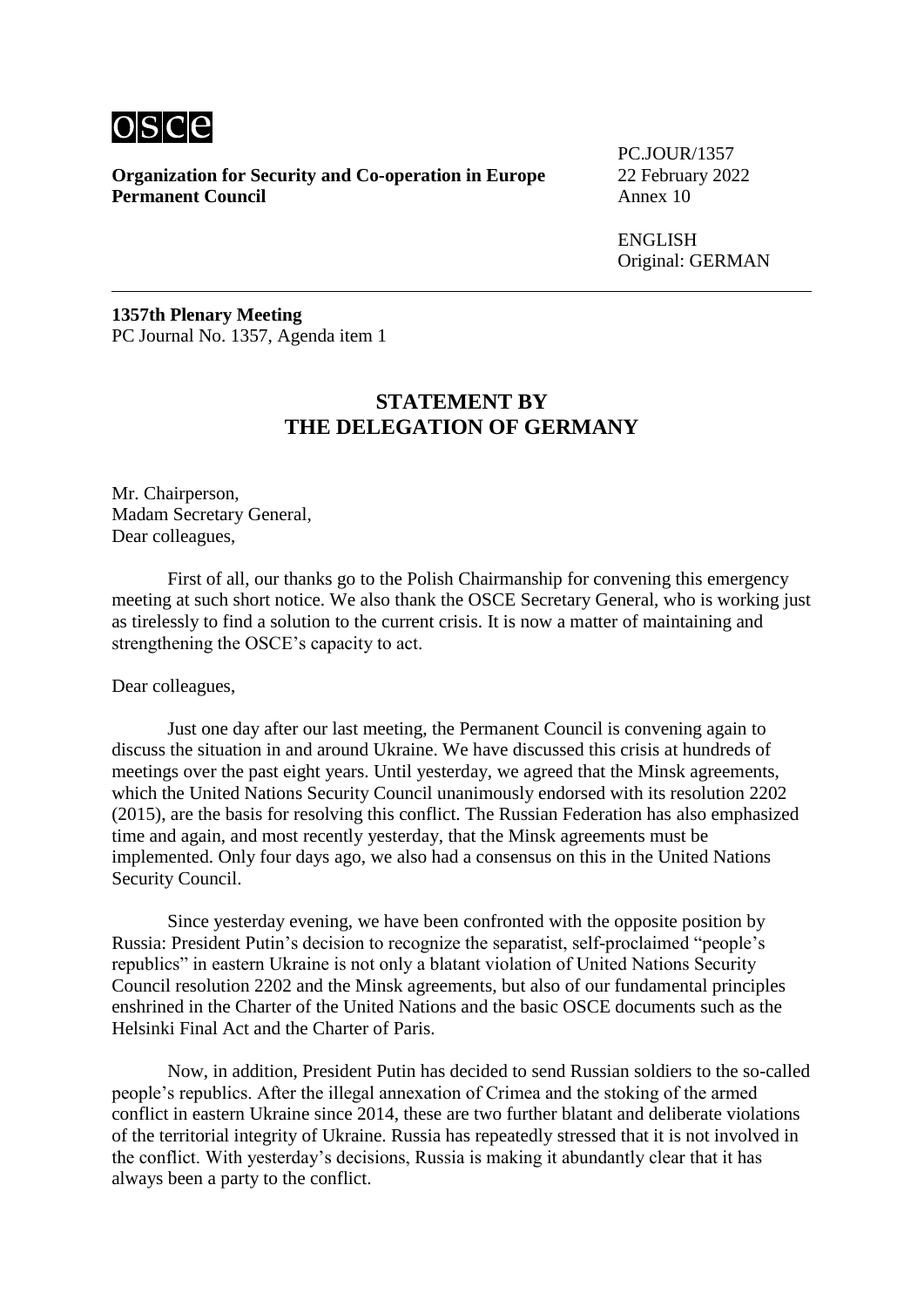osce

**Organization for Security and Co-operation in Europe**
**Permanent Council**

PC.JOUR/1357
22 February 2022
Annex 10

ENGLISH
Original: GERMAN

**1357th Plenary Meeting**
PC Journal No. 1357, Agenda item 1

## STATEMENT BY THE DELEGATION OF GERMANY

Mr. Chairperson,
Madam Secretary General,
Dear colleagues,

First of all, our thanks go to the Polish Chairmanship for convening this emergency meeting at such short notice. We also thank the OSCE Secretary General, who is working just as tirelessly to find a solution to the current crisis. It is now a matter of maintaining and strengthening the OSCE's capacity to act.

Dear colleagues,

Just one day after our last meeting, the Permanent Council is convening again to discuss the situation in and around Ukraine. We have discussed this crisis at hundreds of meetings over the past eight years. Until yesterday, we agreed that the Minsk agreements, which the United Nations Security Council unanimously endorsed with its resolution 2202 (2015), are the basis for resolving this conflict. The Russian Federation has also emphasized time and again, and most recently yesterday, that the Minsk agreements must be implemented. Only four days ago, we also had a consensus on this in the United Nations Security Council.

Since yesterday evening, we have been confronted with the opposite position by Russia: President Putin's decision to recognize the separatist, self-proclaimed "people's republics" in eastern Ukraine is not only a blatant violation of United Nations Security Council resolution 2202 and the Minsk agreements, but also of our fundamental principles enshrined in the Charter of the United Nations and the basic OSCE documents such as the Helsinki Final Act and the Charter of Paris.

Now, in addition, President Putin has decided to send Russian soldiers to the so-called people's republics. After the illegal annexation of Crimea and the stoking of the armed conflict in eastern Ukraine since 2014, these are two further blatant and deliberate violations of the territorial integrity of Ukraine. Russia has repeatedly stressed that it is not involved in the conflict. With yesterday's decisions, Russia is making it abundantly clear that it has always been a party to the conflict.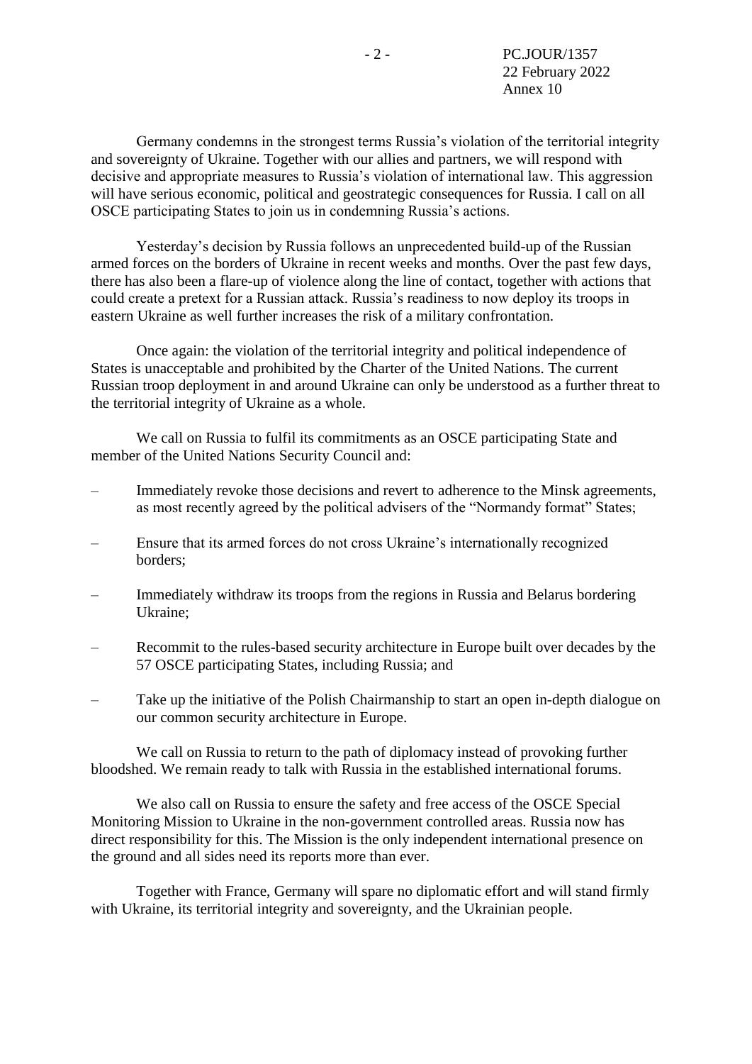Germany condemns in the strongest terms Russia’s violation of the territorial integrity and sovereignty of Ukraine. Together with our allies and partners, we will respond with decisive and appropriate measures to Russia’s violation of international law. This aggression will have serious economic, political and geostrategic consequences for Russia. I call on all OSCE participating States to join us in condemning Russia’s actions.

Yesterday’s decision by Russia follows an unprecedented build-up of the Russian armed forces on the borders of Ukraine in recent weeks and months. Over the past few days, there has also been a flare-up of violence along the line of contact, together with actions that could create a pretext for a Russian attack. Russia’s readiness to now deploy its troops in eastern Ukraine as well further increases the risk of a military confrontation.

Once again: the violation of the territorial integrity and political independence of States is unacceptable and prohibited by the Charter of the United Nations. The current Russian troop deployment in and around Ukraine can only be understood as a further threat to the territorial integrity of Ukraine as a whole.

We call on Russia to fulfil its commitments as an OSCE participating State and member of the United Nations Security Council and:

– Immediately revoke those decisions and revert to adherence to the Minsk agreements, as most recently agreed by the political advisers of the “Normandy format” States;

– Ensure that its armed forces do not cross Ukraine’s internationally recognized borders;

– Immediately withdraw its troops from the regions in Russia and Belarus bordering Ukraine;

– Recommit to the rules-based security architecture in Europe built over decades by the 57 OSCE participating States, including Russia; and

– Take up the initiative of the Polish Chairmanship to start an open in-depth dialogue on our common security architecture in Europe.

We call on Russia to return to the path of diplomacy instead of provoking further bloodshed. We remain ready to talk with Russia in the established international forums.

We also call on Russia to ensure the safety and free access of the OSCE Special Monitoring Mission to Ukraine in the non-government controlled areas. Russia now has direct responsibility for this. The Mission is the only independent international presence on the ground and all sides need its reports more than ever.

Together with France, Germany will spare no diplomatic effort and will stand firmly with Ukraine, its territorial integrity and sovereignty, and the Ukrainian people.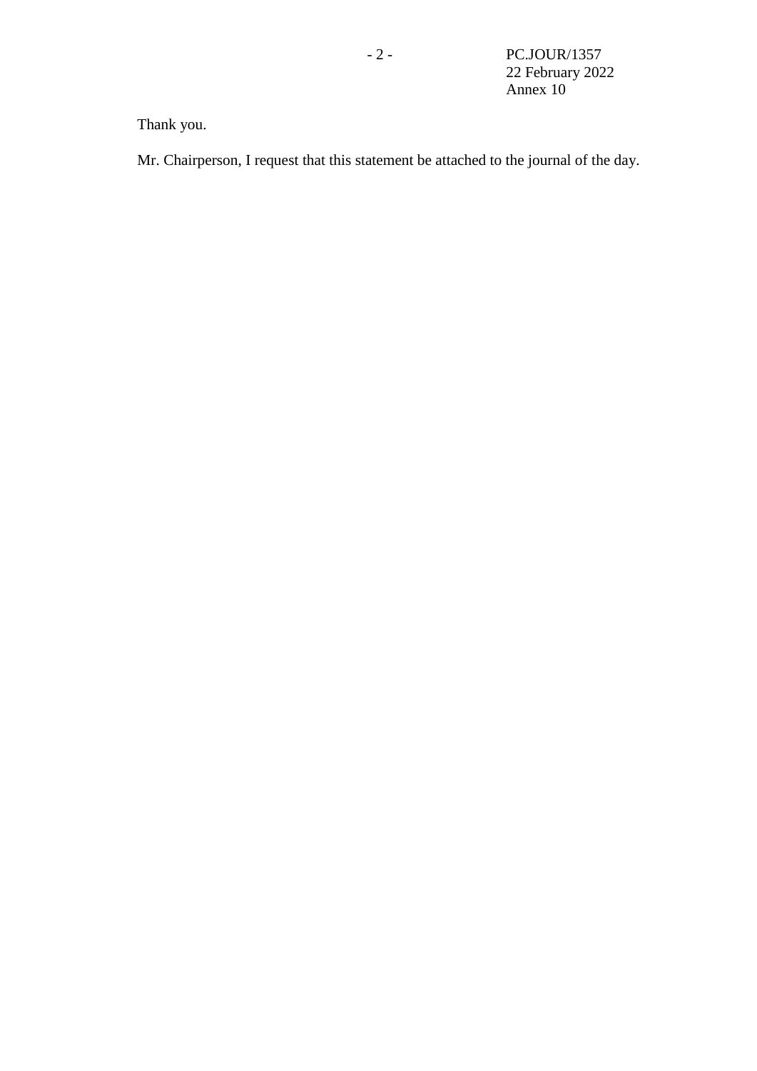Thank you.

Mr. Chairperson, I request that this statement be attached to the journal of the day.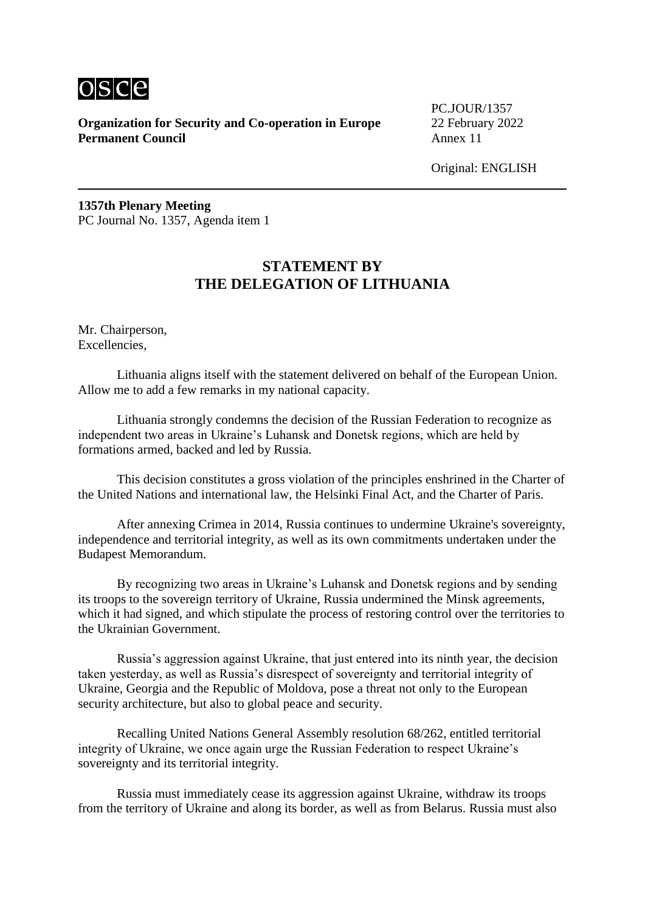**Organization for Security and Co-operation in Europe**
**Permanent Council**

PC.JOUR/1357
22 February 2022
Annex 11

Original: ENGLISH

**1357th Plenary Meeting**
PC Journal No. 1357, Agenda item 1

## STATEMENT BY THE DELEGATION OF LITHUANIA

Mr. Chairperson,
Excellencies,

Lithuania aligns itself with the statement delivered on behalf of the European Union. Allow me to add a few remarks in my national capacity.

Lithuania strongly condemns the decision of the Russian Federation to recognize as independent two areas in Ukraine's Luhansk and Donetsk regions, which are held by formations armed, backed and led by Russia.

This decision constitutes a gross violation of the principles enshrined in the Charter of the United Nations and international law, the Helsinki Final Act, and the Charter of Paris.

After annexing Crimea in 2014, Russia continues to undermine Ukraine's sovereignty, independence and territorial integrity, as well as its own commitments undertaken under the Budapest Memorandum.

By recognizing two areas in Ukraine's Luhansk and Donetsk regions and by sending its troops to the sovereign territory of Ukraine, Russia undermined the Minsk agreements, which it had signed, and which stipulate the process of restoring control over the territories to the Ukrainian Government.

Russia's aggression against Ukraine, that just entered into its ninth year, the decision taken yesterday, as well as Russia's disrespect of sovereignty and territorial integrity of Ukraine, Georgia and the Republic of Moldova, pose a threat not only to the European security architecture, but also to global peace and security.

Recalling United Nations General Assembly resolution 68/262, entitled territorial integrity of Ukraine, we once again urge the Russian Federation to respect Ukraine's sovereignty and its territorial integrity.

Russia must immediately cease its aggression against Ukraine, withdraw its troops from the territory of Ukraine and along its border, as well as from Belarus. Russia must also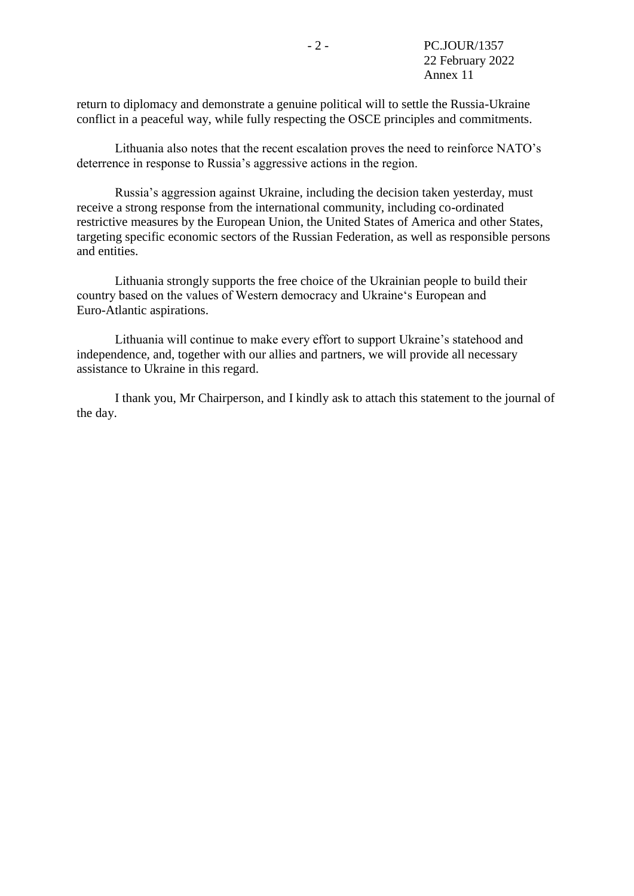return to diplomacy and demonstrate a genuine political will to settle the Russia-Ukraine conflict in a peaceful way, while fully respecting the OSCE principles and commitments.

Lithuania also notes that the recent escalation proves the need to reinforce NATO's deterrence in response to Russia's aggressive actions in the region.

Russia's aggression against Ukraine, including the decision taken yesterday, must receive a strong response from the international community, including co-ordinated restrictive measures by the European Union, the United States of America and other States, targeting specific economic sectors of the Russian Federation, as well as responsible persons and entities.

Lithuania strongly supports the free choice of the Ukrainian people to build their country based on the values of Western democracy and Ukraine's European and Euro-Atlantic aspirations.

Lithuania will continue to make every effort to support Ukraine's statehood and independence, and, together with our allies and partners, we will provide all necessary assistance to Ukraine in this regard.

I thank you, Mr Chairperson, and I kindly ask to attach this statement to the journal of the day.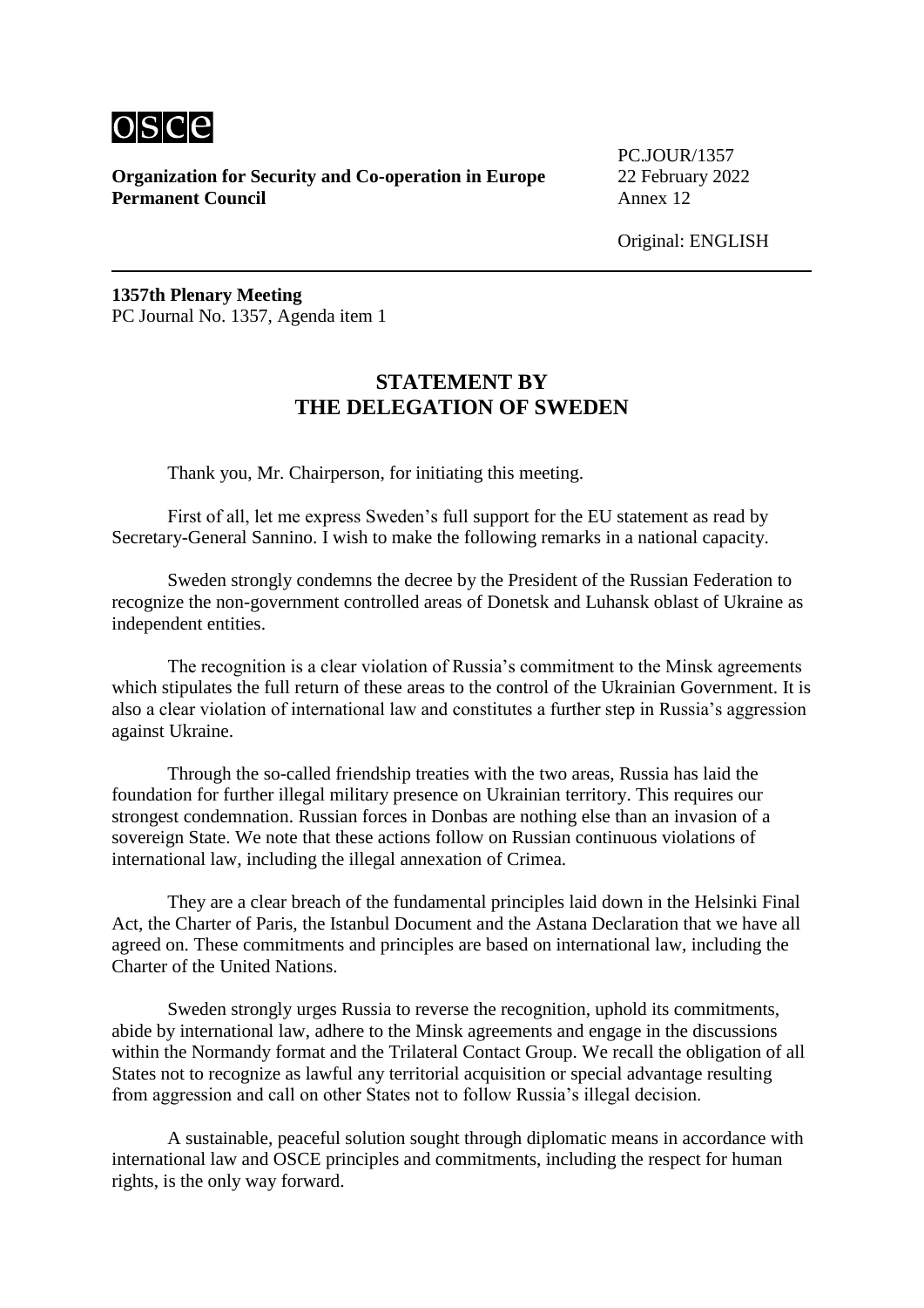**Organization for Security and Co-operation in Europe**
**Permanent Council**

PC.JOUR/1357
22 February 2022
Annex 12

Original: ENGLISH

---

**1357th Plenary Meeting**
PC Journal No. 1357, Agenda item 1

## STATEMENT BY THE DELEGATION OF SWEDEN

Thank you, Mr. Chairperson, for initiating this meeting.

First of all, let me express Sweden's full support for the EU statement as read by Secretary-General Sannino. I wish to make the following remarks in a national capacity.

Sweden strongly condemns the decree by the President of the Russian Federation to recognize the non-government controlled areas of Donetsk and Luhansk oblast of Ukraine as independent entities.

The recognition is a clear violation of Russia's commitment to the Minsk agreements which stipulates the full return of these areas to the control of the Ukrainian Government. It is also a clear violation of international law and constitutes a further step in Russia's aggression against Ukraine.

Through the so-called friendship treaties with the two areas, Russia has laid the foundation for further illegal military presence on Ukrainian territory. This requires our strongest condemnation. Russian forces in Donbas are nothing else than an invasion of a sovereign State. We note that these actions follow on Russian continuous violations of international law, including the illegal annexation of Crimea.

They are a clear breach of the fundamental principles laid down in the Helsinki Final Act, the Charter of Paris, the Istanbul Document and the Astana Declaration that we have all agreed on. These commitments and principles are based on international law, including the Charter of the United Nations.

Sweden strongly urges Russia to reverse the recognition, uphold its commitments, abide by international law, adhere to the Minsk agreements and engage in the discussions within the Normandy format and the Trilateral Contact Group. We recall the obligation of all States not to recognize as lawful any territorial acquisition or special advantage resulting from aggression and call on other States not to follow Russia's illegal decision.

A sustainable, peaceful solution sought through diplomatic means in accordance with international law and OSCE principles and commitments, including the respect for human rights, is the only way forward.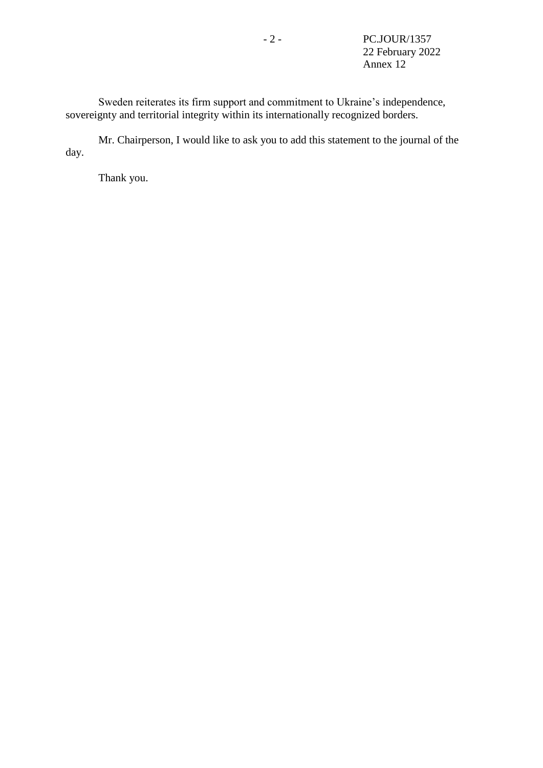Sweden reiterates its firm support and commitment to Ukraine's independence, sovereignty and territorial integrity within its internationally recognized borders.

Mr. Chairperson, I would like to ask you to add this statement to the journal of the day.

Thank you.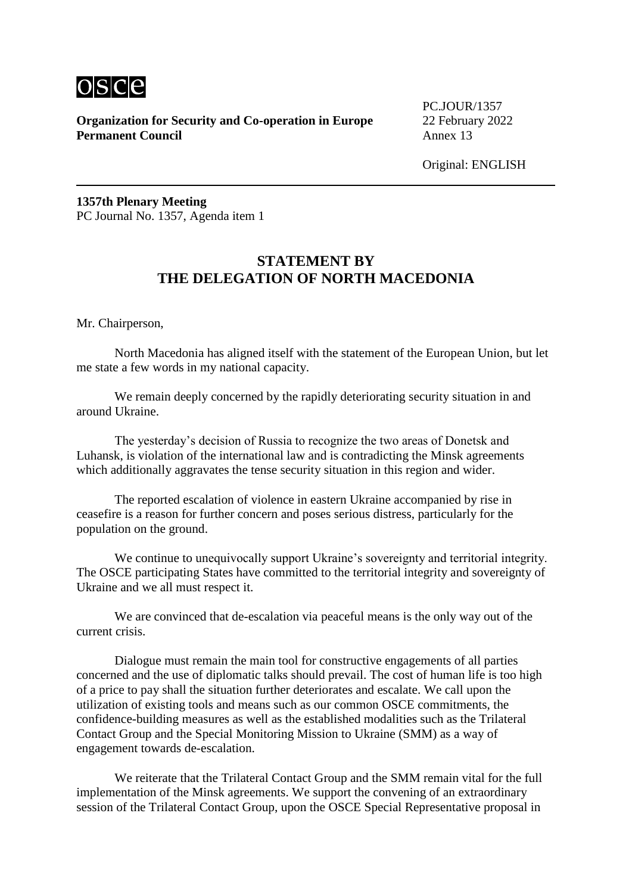**Organization for Security and Co-operation in Europe**
**Permanent Council**

PC.JOUR/1357
22 February 2022
Annex 13

Original: ENGLISH

**1357th Plenary Meeting**
PC Journal No. 1357, Agenda item 1

## STATEMENT BY THE DELEGATION OF NORTH MACEDONIA

Mr. Chairperson,

North Macedonia has aligned itself with the statement of the European Union, but let me state a few words in my national capacity.

We remain deeply concerned by the rapidly deteriorating security situation in and around Ukraine.

The yesterday's decision of Russia to recognize the two areas of Donetsk and Luhansk, is violation of the international law and is contradicting the Minsk agreements which additionally aggravates the tense security situation in this region and wider.

The reported escalation of violence in eastern Ukraine accompanied by rise in ceasefire is a reason for further concern and poses serious distress, particularly for the population on the ground.

We continue to unequivocally support Ukraine's sovereignty and territorial integrity. The OSCE participating States have committed to the territorial integrity and sovereignty of Ukraine and we all must respect it.

We are convinced that de-escalation via peaceful means is the only way out of the current crisis.

Dialogue must remain the main tool for constructive engagements of all parties concerned and the use of diplomatic talks should prevail. The cost of human life is too high of a price to pay shall the situation further deteriorates and escalate. We call upon the utilization of existing tools and means such as our common OSCE commitments, the confidence-building measures as well as the established modalities such as the Trilateral Contact Group and the Special Monitoring Mission to Ukraine (SMM) as a way of engagement towards de-escalation.

We reiterate that the Trilateral Contact Group and the SMM remain vital for the full implementation of the Minsk agreements. We support the convening of an extraordinary session of the Trilateral Contact Group, upon the OSCE Special Representative proposal in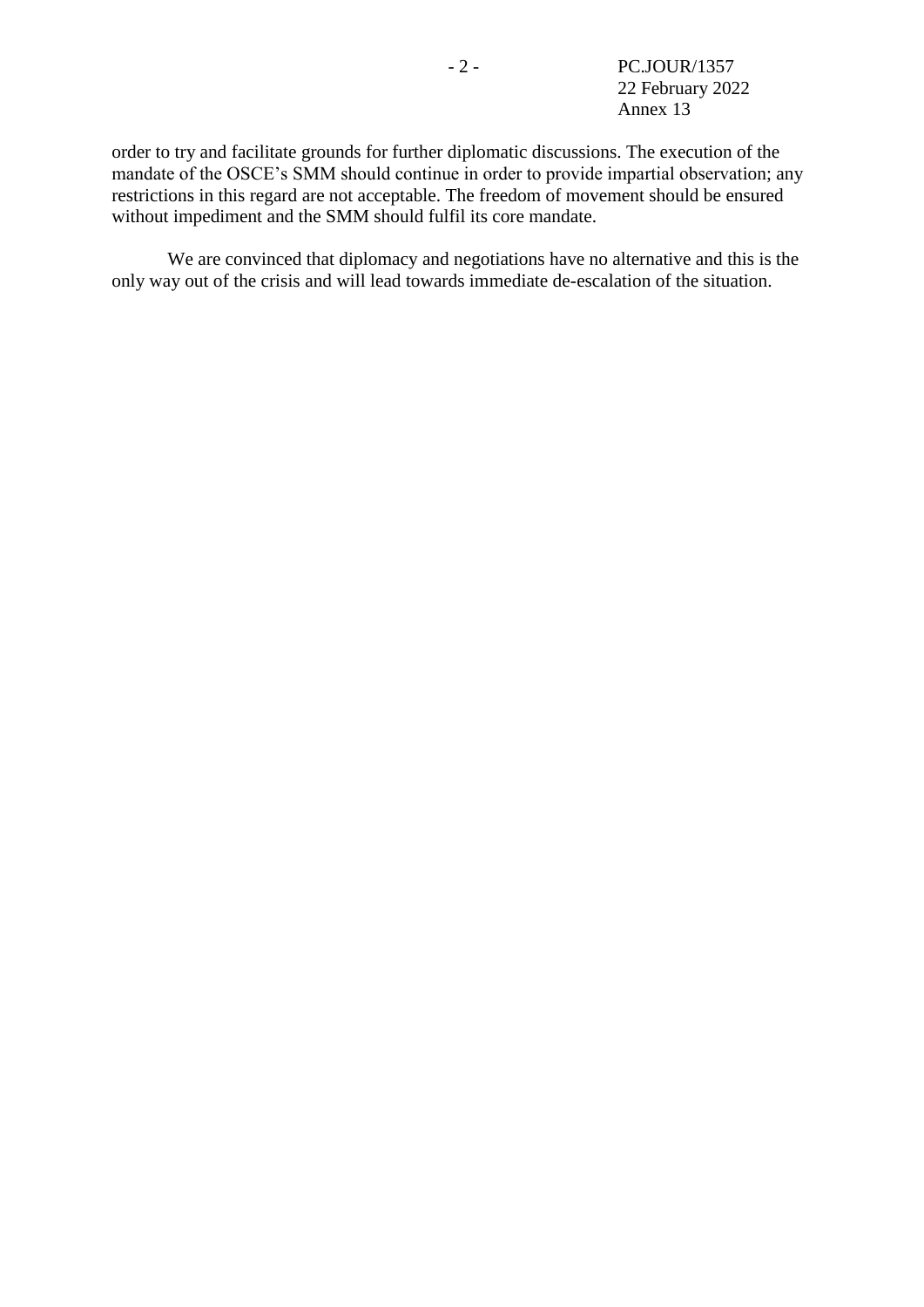order to try and facilitate grounds for further diplomatic discussions. The execution of the mandate of the OSCE's SMM should continue in order to provide impartial observation; any restrictions in this regard are not acceptable. The freedom of movement should be ensured without impediment and the SMM should fulfil its core mandate.

We are convinced that diplomacy and negotiations have no alternative and this is the only way out of the crisis and will lead towards immediate de-escalation of the situation.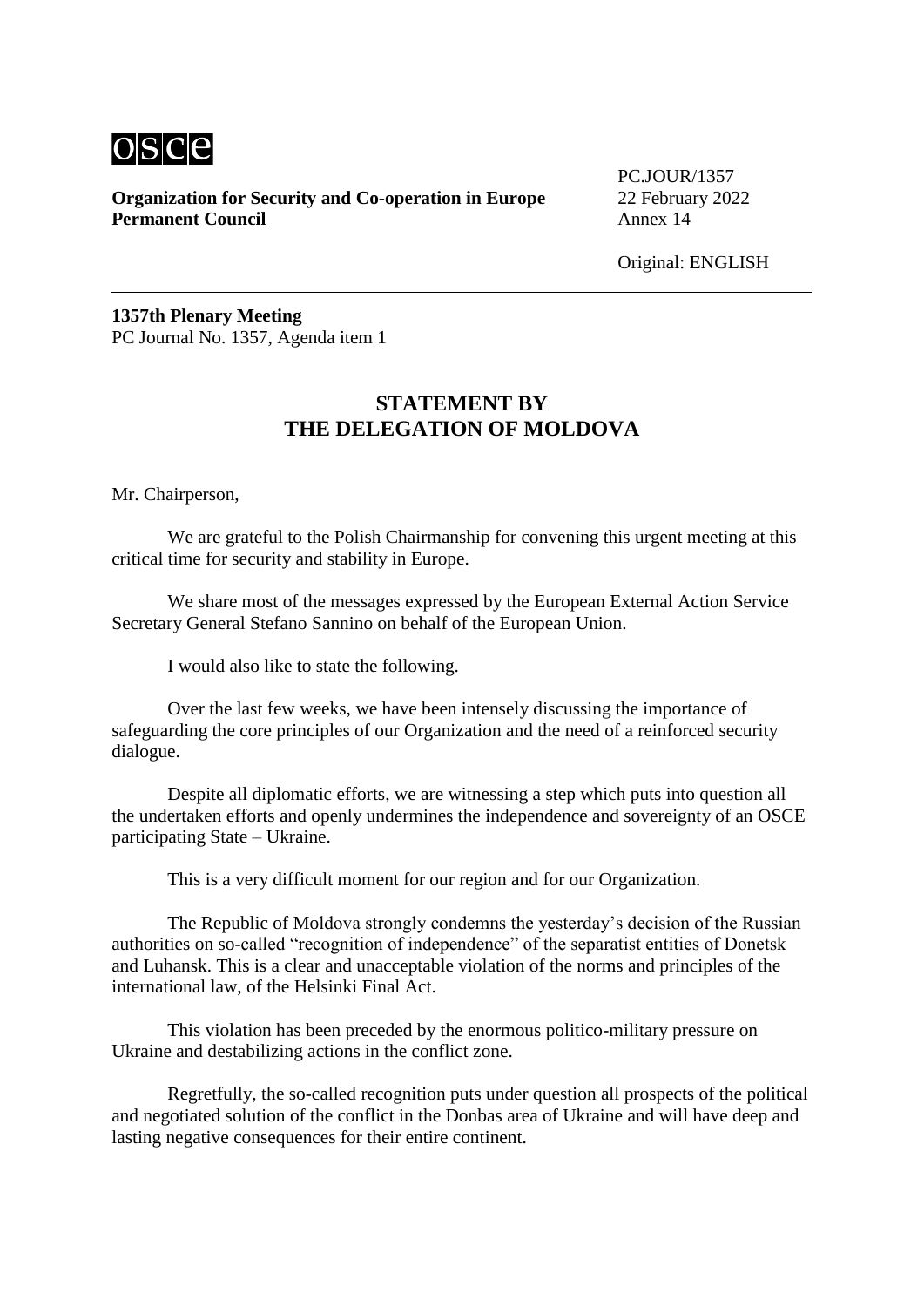osce

**Organization for Security and Co-operation in Europe**
**Permanent Council**

PC.JOUR/1357
22 February 2022
Annex 14

Original: ENGLISH

**1357th Plenary Meeting**
PC Journal No. 1357, Agenda item 1

## STATEMENT BY THE DELEGATION OF MOLDOVA

Mr. Chairperson,

We are grateful to the Polish Chairmanship for convening this urgent meeting at this critical time for security and stability in Europe.

We share most of the messages expressed by the European External Action Service Secretary General Stefano Sannino on behalf of the European Union.

I would also like to state the following.

Over the last few weeks, we have been intensely discussing the importance of safeguarding the core principles of our Organization and the need of a reinforced security dialogue.

Despite all diplomatic efforts, we are witnessing a step which puts into question all the undertaken efforts and openly undermines the independence and sovereignty of an OSCE participating State – Ukraine.

This is a very difficult moment for our region and for our Organization.

The Republic of Moldova strongly condemns the yesterday's decision of the Russian authorities on so-called "recognition of independence" of the separatist entities of Donetsk and Luhansk. This is a clear and unacceptable violation of the norms and principles of the international law, of the Helsinki Final Act.

This violation has been preceded by the enormous politico-military pressure on Ukraine and destabilizing actions in the conflict zone.

Regretfully, the so-called recognition puts under question all prospects of the political and negotiated solution of the conflict in the Donbas area of Ukraine and will have deep and lasting negative consequences for their entire continent.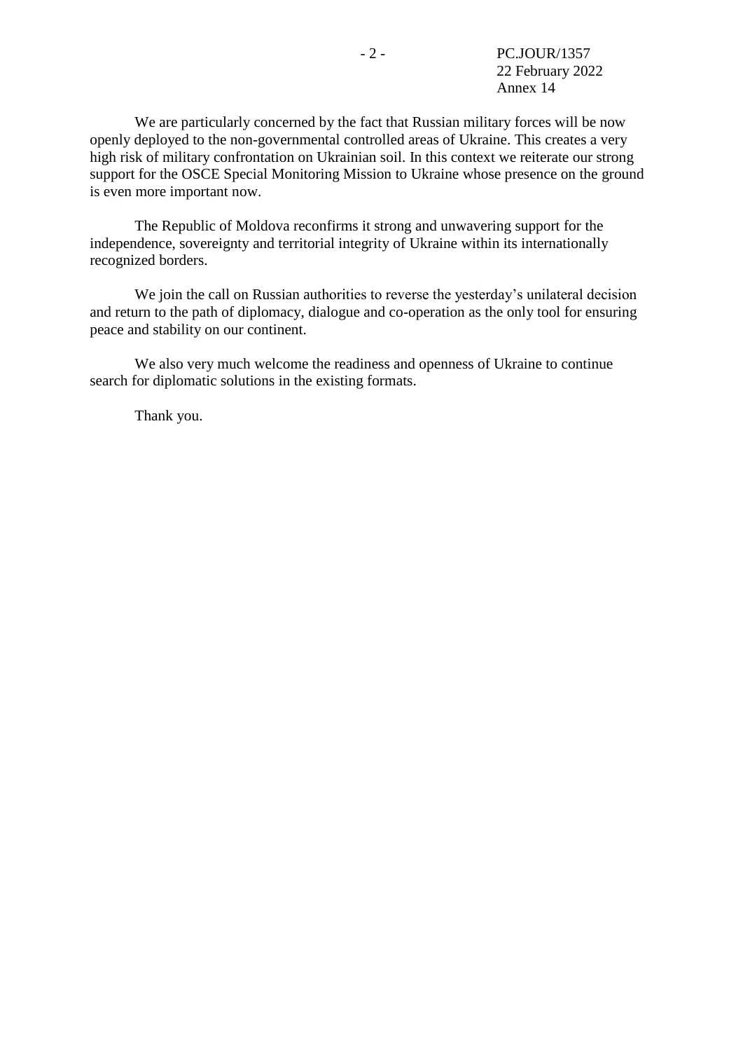We are particularly concerned by the fact that Russian military forces will be now openly deployed to the non-governmental controlled areas of Ukraine. This creates a very high risk of military confrontation on Ukrainian soil. In this context we reiterate our strong support for the OSCE Special Monitoring Mission to Ukraine whose presence on the ground is even more important now.

The Republic of Moldova reconfirms it strong and unwavering support for the independence, sovereignty and territorial integrity of Ukraine within its internationally recognized borders.

We join the call on Russian authorities to reverse the yesterday's unilateral decision and return to the path of diplomacy, dialogue and co-operation as the only tool for ensuring peace and stability on our continent.

We also very much welcome the readiness and openness of Ukraine to continue search for diplomatic solutions in the existing formats.

Thank you.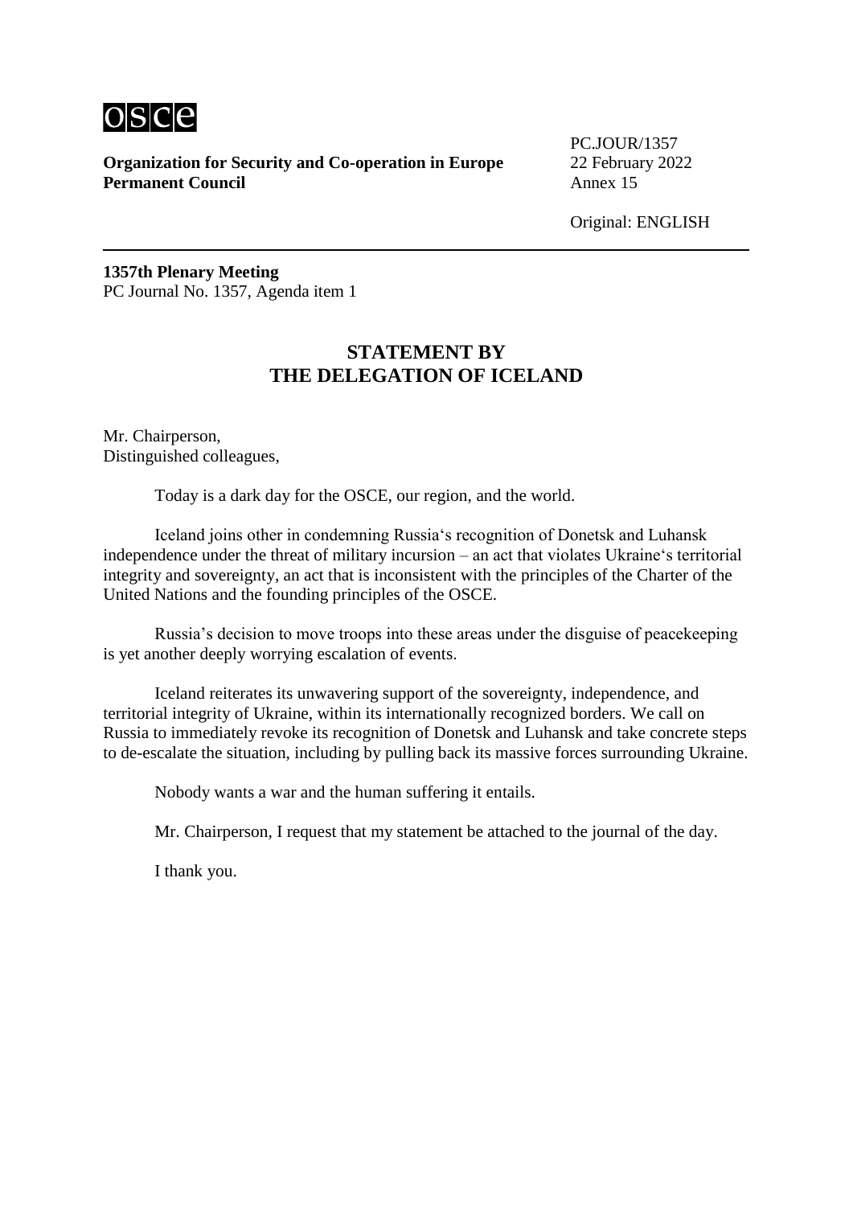**Organization for Security and Co-operation in Europe**
**Permanent Council**

PC.JOUR/1357
22 February 2022
Annex 15

Original: ENGLISH

**1357th Plenary Meeting**
PC Journal No. 1357, Agenda item 1

## STATEMENT BY THE DELEGATION OF ICELAND

Mr. Chairperson,
Distinguished colleagues,

Today is a dark day for the OSCE, our region, and the world.

Iceland joins other in condemning Russia‘s recognition of Donetsk and Luhansk independence under the threat of military incursion – an act that violates Ukraine‘s territorial integrity and sovereignty, an act that is inconsistent with the principles of the Charter of the United Nations and the founding principles of the OSCE.

Russia’s decision to move troops into these areas under the disguise of peacekeeping is yet another deeply worrying escalation of events.

Iceland reiterates its unwavering support of the sovereignty, independence, and territorial integrity of Ukraine, within its internationally recognized borders. We call on Russia to immediately revoke its recognition of Donetsk and Luhansk and take concrete steps to de-escalate the situation, including by pulling back its massive forces surrounding Ukraine.

Nobody wants a war and the human suffering it entails.

Mr. Chairperson, I request that my statement be attached to the journal of the day.

I thank you.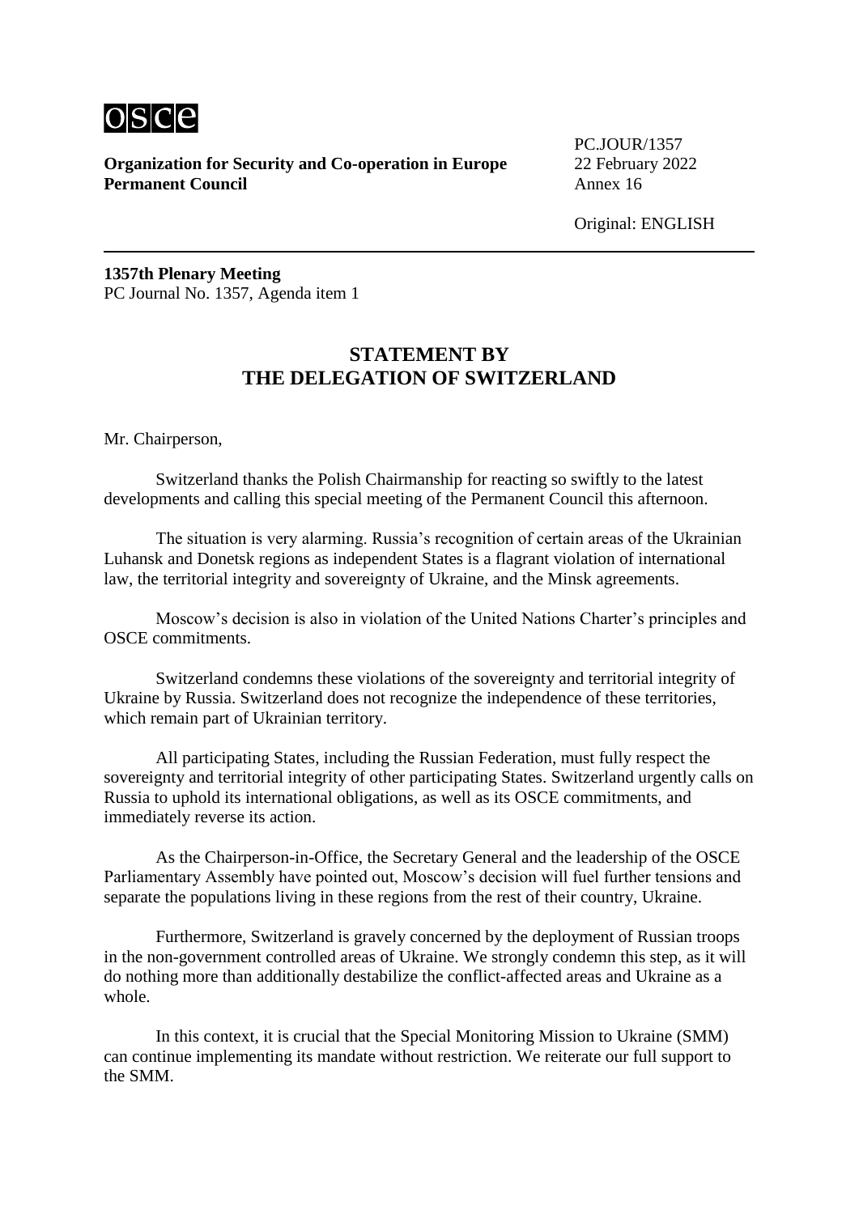**Organization for Security and Co-operation in Europe**
**Permanent Council**

PC.JOUR/1357
22 February 2022
Annex 16

Original: ENGLISH

**1357th Plenary Meeting**
PC Journal No. 1357, Agenda item 1

## STATEMENT BY THE DELEGATION OF SWITZERLAND

Mr. Chairperson,

Switzerland thanks the Polish Chairmanship for reacting so swiftly to the latest developments and calling this special meeting of the Permanent Council this afternoon.

The situation is very alarming. Russia's recognition of certain areas of the Ukrainian Luhansk and Donetsk regions as independent States is a flagrant violation of international law, the territorial integrity and sovereignty of Ukraine, and the Minsk agreements.

Moscow's decision is also in violation of the United Nations Charter's principles and OSCE commitments.

Switzerland condemns these violations of the sovereignty and territorial integrity of Ukraine by Russia. Switzerland does not recognize the independence of these territories, which remain part of Ukrainian territory.

All participating States, including the Russian Federation, must fully respect the sovereignty and territorial integrity of other participating States. Switzerland urgently calls on Russia to uphold its international obligations, as well as its OSCE commitments, and immediately reverse its action.

As the Chairperson-in-Office, the Secretary General and the leadership of the OSCE Parliamentary Assembly have pointed out, Moscow's decision will fuel further tensions and separate the populations living in these regions from the rest of their country, Ukraine.

Furthermore, Switzerland is gravely concerned by the deployment of Russian troops in the non-government controlled areas of Ukraine. We strongly condemn this step, as it will do nothing more than additionally destabilize the conflict-affected areas and Ukraine as a whole.

In this context, it is crucial that the Special Monitoring Mission to Ukraine (SMM) can continue implementing its mandate without restriction. We reiterate our full support to the SMM.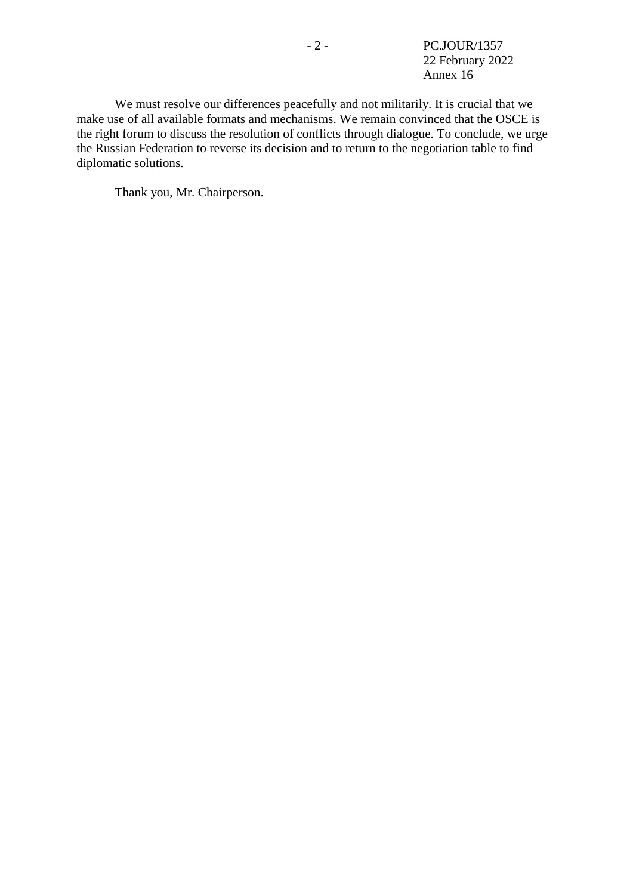We must resolve our differences peacefully and not militarily. It is crucial that we make use of all available formats and mechanisms. We remain convinced that the OSCE is the right forum to discuss the resolution of conflicts through dialogue. To conclude, we urge the Russian Federation to reverse its decision and to return to the negotiation table to find diplomatic solutions.

Thank you, Mr. Chairperson.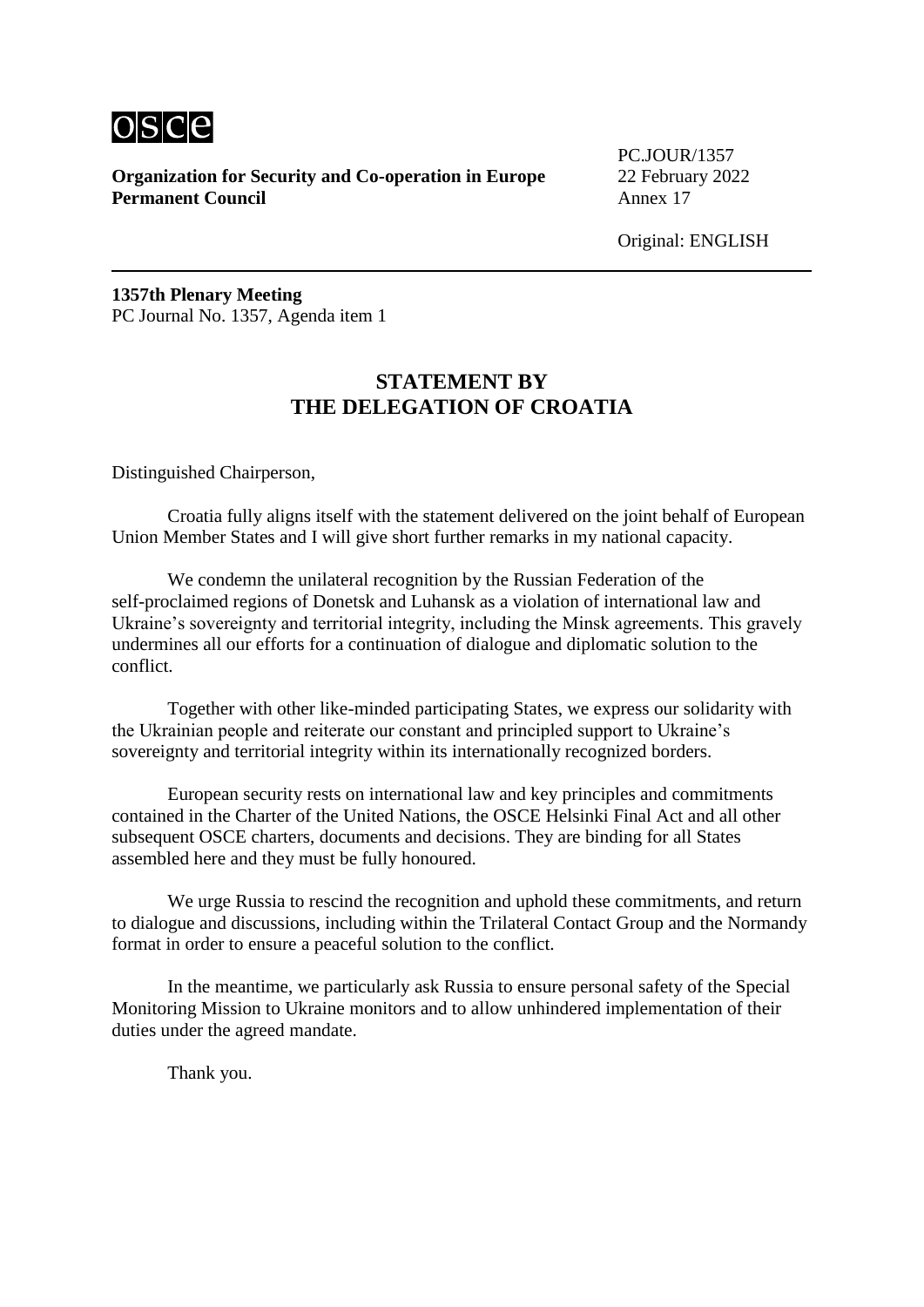**Organization for Security and Co-operation in Europe**
**Permanent Council**

PC.JOUR/1357
22 February 2022
Annex 17

Original: ENGLISH

---

**1357th Plenary Meeting**
PC Journal No. 1357, Agenda item 1

## STATEMENT BY THE DELEGATION OF CROATIA

Distinguished Chairperson,

Croatia fully aligns itself with the statement delivered on the joint behalf of European Union Member States and I will give short further remarks in my national capacity.

We condemn the unilateral recognition by the Russian Federation of the self-proclaimed regions of Donetsk and Luhansk as a violation of international law and Ukraine's sovereignty and territorial integrity, including the Minsk agreements. This gravely undermines all our efforts for a continuation of dialogue and diplomatic solution to the conflict.

Together with other like-minded participating States, we express our solidarity with the Ukrainian people and reiterate our constant and principled support to Ukraine's sovereignty and territorial integrity within its internationally recognized borders.

European security rests on international law and key principles and commitments contained in the Charter of the United Nations, the OSCE Helsinki Final Act and all other subsequent OSCE charters, documents and decisions. They are binding for all States assembled here and they must be fully honoured.

We urge Russia to rescind the recognition and uphold these commitments, and return to dialogue and discussions, including within the Trilateral Contact Group and the Normandy format in order to ensure a peaceful solution to the conflict.

In the meantime, we particularly ask Russia to ensure personal safety of the Special Monitoring Mission to Ukraine monitors and to allow unhindered implementation of their duties under the agreed mandate.

Thank you.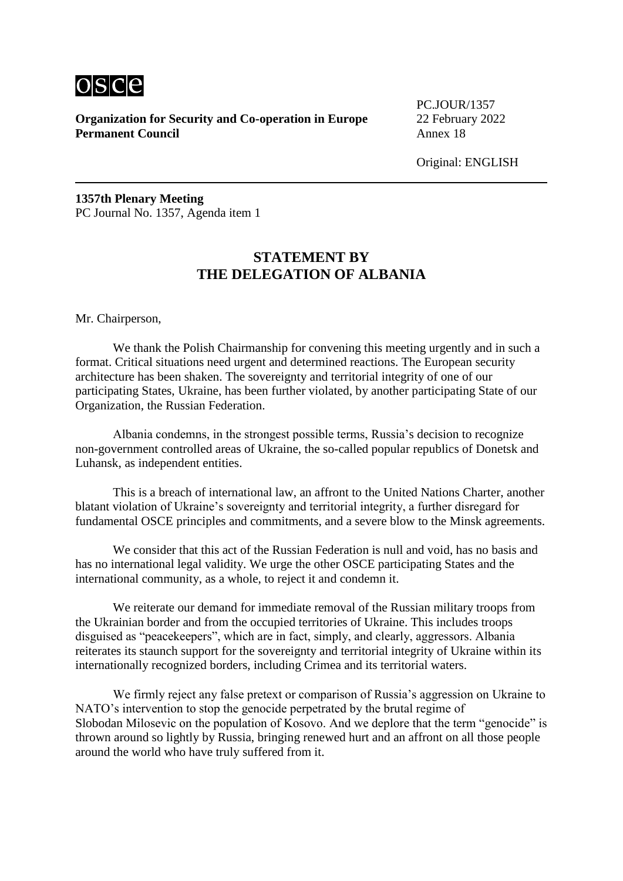**Organization for Security and Co-operation in Europe**
**Permanent Council**

PC.JOUR/1357
22 February 2022
Annex 18

Original: ENGLISH

**1357th Plenary Meeting**
PC Journal No. 1357, Agenda item 1

## STATEMENT BY THE DELEGATION OF ALBANIA

Mr. Chairperson,

We thank the Polish Chairmanship for convening this meeting urgently and in such a format. Critical situations need urgent and determined reactions. The European security architecture has been shaken. The sovereignty and territorial integrity of one of our participating States, Ukraine, has been further violated, by another participating State of our Organization, the Russian Federation.

Albania condemns, in the strongest possible terms, Russia's decision to recognize non-government controlled areas of Ukraine, the so-called popular republics of Donetsk and Luhansk, as independent entities.

This is a breach of international law, an affront to the United Nations Charter, another blatant violation of Ukraine's sovereignty and territorial integrity, a further disregard for fundamental OSCE principles and commitments, and a severe blow to the Minsk agreements.

We consider that this act of the Russian Federation is null and void, has no basis and has no international legal validity. We urge the other OSCE participating States and the international community, as a whole, to reject it and condemn it.

We reiterate our demand for immediate removal of the Russian military troops from the Ukrainian border and from the occupied territories of Ukraine. This includes troops disguised as "peacekeepers", which are in fact, simply, and clearly, aggressors. Albania reiterates its staunch support for the sovereignty and territorial integrity of Ukraine within its internationally recognized borders, including Crimea and its territorial waters.

We firmly reject any false pretext or comparison of Russia's aggression on Ukraine to NATO's intervention to stop the genocide perpetrated by the brutal regime of Slobodan Milosevic on the population of Kosovo. And we deplore that the term "genocide" is thrown around so lightly by Russia, bringing renewed hurt and an affront on all those people around the world who have truly suffered from it.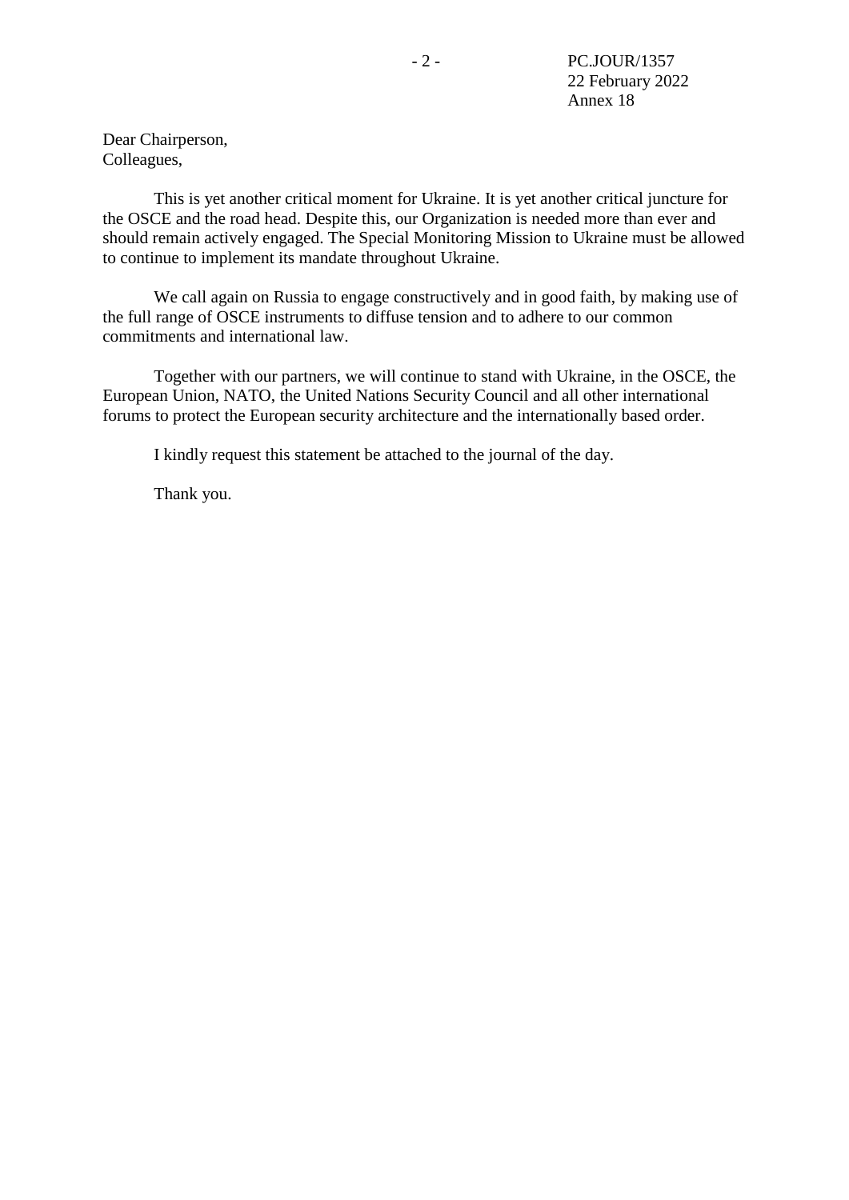Dear Chairperson,
Colleagues,

This is yet another critical moment for Ukraine. It is yet another critical juncture for the OSCE and the road head. Despite this, our Organization is needed more than ever and should remain actively engaged. The Special Monitoring Mission to Ukraine must be allowed to continue to implement its mandate throughout Ukraine.

We call again on Russia to engage constructively and in good faith, by making use of the full range of OSCE instruments to diffuse tension and to adhere to our common commitments and international law.

Together with our partners, we will continue to stand with Ukraine, in the OSCE, the European Union, NATO, the United Nations Security Council and all other international forums to protect the European security architecture and the internationally based order.

I kindly request this statement be attached to the journal of the day.

Thank you.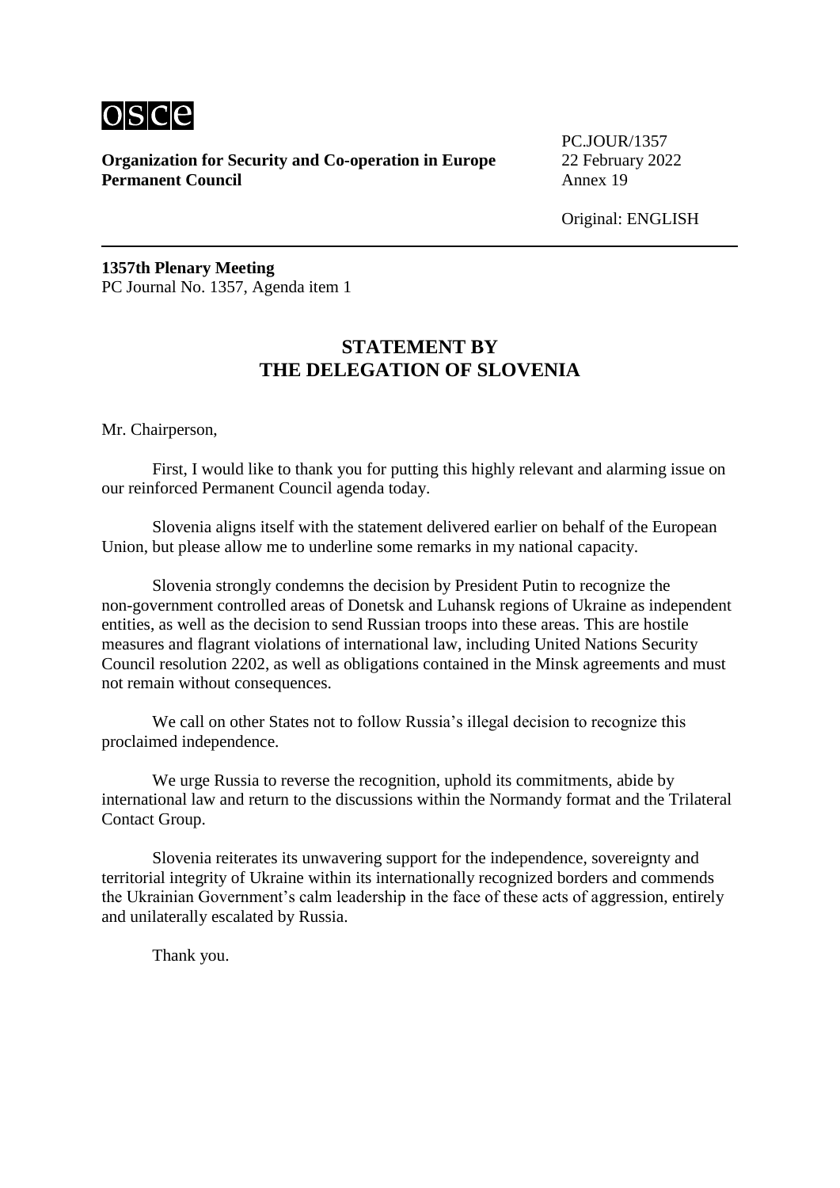osce

**Organization for Security and Co-operation in Europe**
**Permanent Council**

PC.JOUR/1357
22 February 2022
Annex 19

Original: ENGLISH

---

**1357th Plenary Meeting**
PC Journal No. 1357, Agenda item 1

## STATEMENT BY THE DELEGATION OF SLOVENIA

Mr. Chairperson,

First, I would like to thank you for putting this highly relevant and alarming issue on our reinforced Permanent Council agenda today.

Slovenia aligns itself with the statement delivered earlier on behalf of the European Union, but please allow me to underline some remarks in my national capacity.

Slovenia strongly condemns the decision by President Putin to recognize the non-government controlled areas of Donetsk and Luhansk regions of Ukraine as independent entities, as well as the decision to send Russian troops into these areas. This are hostile measures and flagrant violations of international law, including United Nations Security Council resolution 2202, as well as obligations contained in the Minsk agreements and must not remain without consequences.

We call on other States not to follow Russia's illegal decision to recognize this proclaimed independence.

We urge Russia to reverse the recognition, uphold its commitments, abide by international law and return to the discussions within the Normandy format and the Trilateral Contact Group.

Slovenia reiterates its unwavering support for the independence, sovereignty and territorial integrity of Ukraine within its internationally recognized borders and commends the Ukrainian Government's calm leadership in the face of these acts of aggression, entirely and unilaterally escalated by Russia.

Thank you.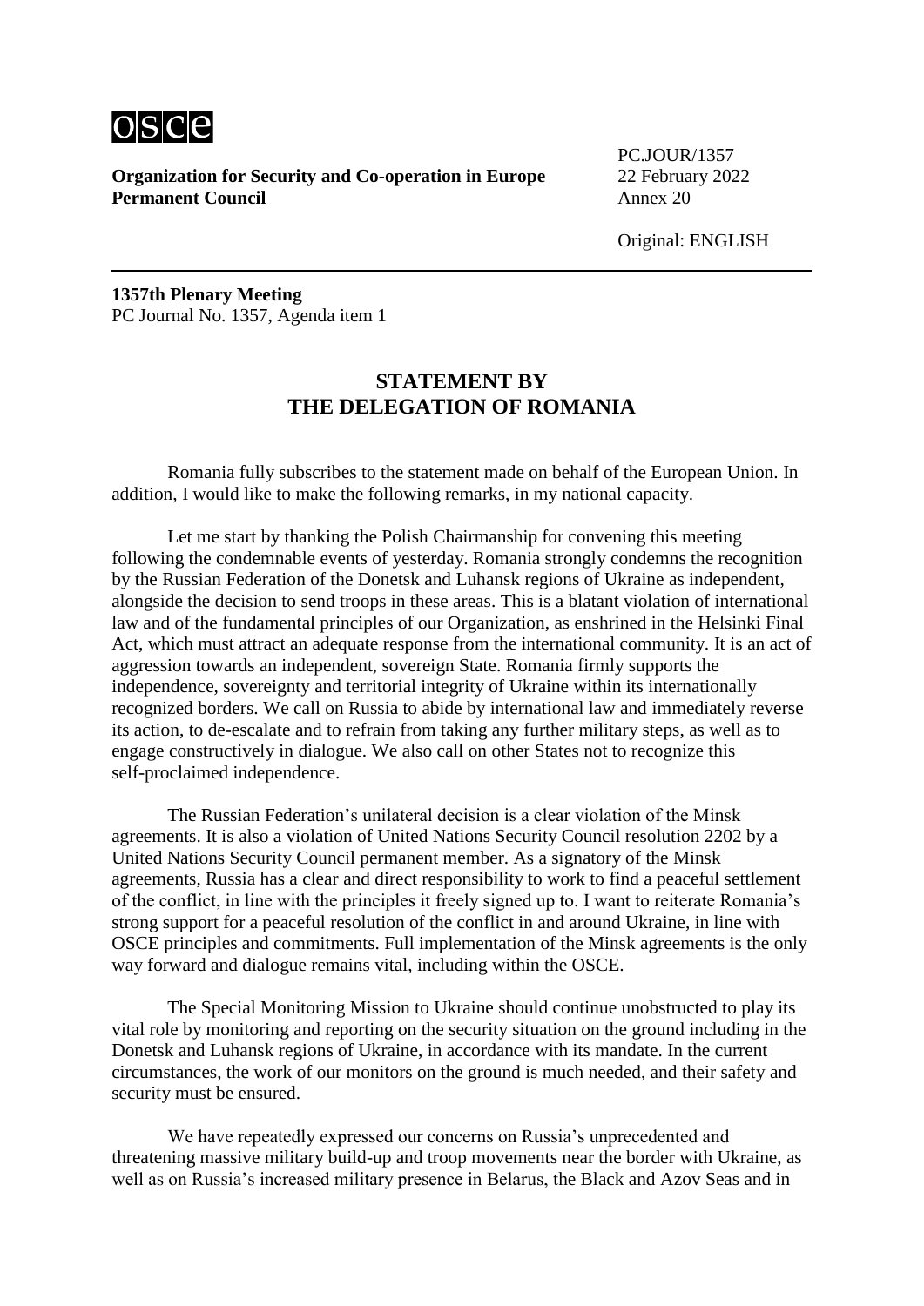**Organization for Security and Co-operation in Europe**
**Permanent Council**

PC.JOUR/1357
22 February 2022
Annex 20

Original: ENGLISH

**1357th Plenary Meeting**
PC Journal No. 1357, Agenda item 1

## STATEMENT BY THE DELEGATION OF ROMANIA

Romania fully subscribes to the statement made on behalf of the European Union. In addition, I would like to make the following remarks, in my national capacity.

Let me start by thanking the Polish Chairmanship for convening this meeting following the condemnable events of yesterday. Romania strongly condemns the recognition by the Russian Federation of the Donetsk and Luhansk regions of Ukraine as independent, alongside the decision to send troops in these areas. This is a blatant violation of international law and of the fundamental principles of our Organization, as enshrined in the Helsinki Final Act, which must attract an adequate response from the international community. It is an act of aggression towards an independent, sovereign State. Romania firmly supports the independence, sovereignty and territorial integrity of Ukraine within its internationally recognized borders. We call on Russia to abide by international law and immediately reverse its action, to de-escalate and to refrain from taking any further military steps, as well as to engage constructively in dialogue. We also call on other States not to recognize this self-proclaimed independence.

The Russian Federation's unilateral decision is a clear violation of the Minsk agreements. It is also a violation of United Nations Security Council resolution 2202 by a United Nations Security Council permanent member. As a signatory of the Minsk agreements, Russia has a clear and direct responsibility to work to find a peaceful settlement of the conflict, in line with the principles it freely signed up to. I want to reiterate Romania's strong support for a peaceful resolution of the conflict in and around Ukraine, in line with OSCE principles and commitments. Full implementation of the Minsk agreements is the only way forward and dialogue remains vital, including within the OSCE.

The Special Monitoring Mission to Ukraine should continue unobstructed to play its vital role by monitoring and reporting on the security situation on the ground including in the Donetsk and Luhansk regions of Ukraine, in accordance with its mandate. In the current circumstances, the work of our monitors on the ground is much needed, and their safety and security must be ensured.

We have repeatedly expressed our concerns on Russia's unprecedented and threatening massive military build-up and troop movements near the border with Ukraine, as well as on Russia's increased military presence in Belarus, the Black and Azov Seas and in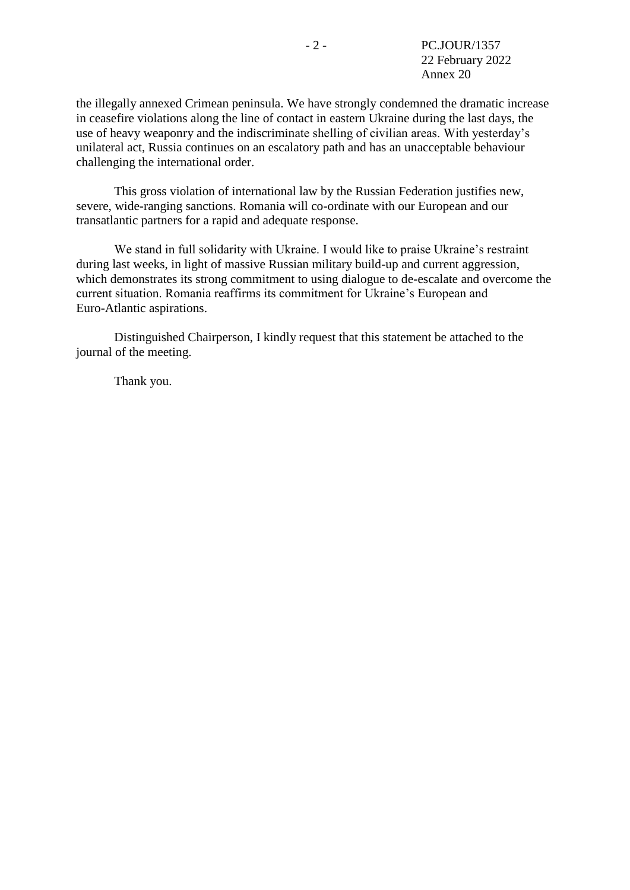the illegally annexed Crimean peninsula. We have strongly condemned the dramatic increase in ceasefire violations along the line of contact in eastern Ukraine during the last days, the use of heavy weaponry and the indiscriminate shelling of civilian areas. With yesterday's unilateral act, Russia continues on an escalatory path and has an unacceptable behaviour challenging the international order.

This gross violation of international law by the Russian Federation justifies new, severe, wide-ranging sanctions. Romania will co-ordinate with our European and our transatlantic partners for a rapid and adequate response.

We stand in full solidarity with Ukraine. I would like to praise Ukraine's restraint during last weeks, in light of massive Russian military build-up and current aggression, which demonstrates its strong commitment to using dialogue to de-escalate and overcome the current situation. Romania reaffirms its commitment for Ukraine's European and Euro-Atlantic aspirations.

Distinguished Chairperson, I kindly request that this statement be attached to the journal of the meeting.

Thank you.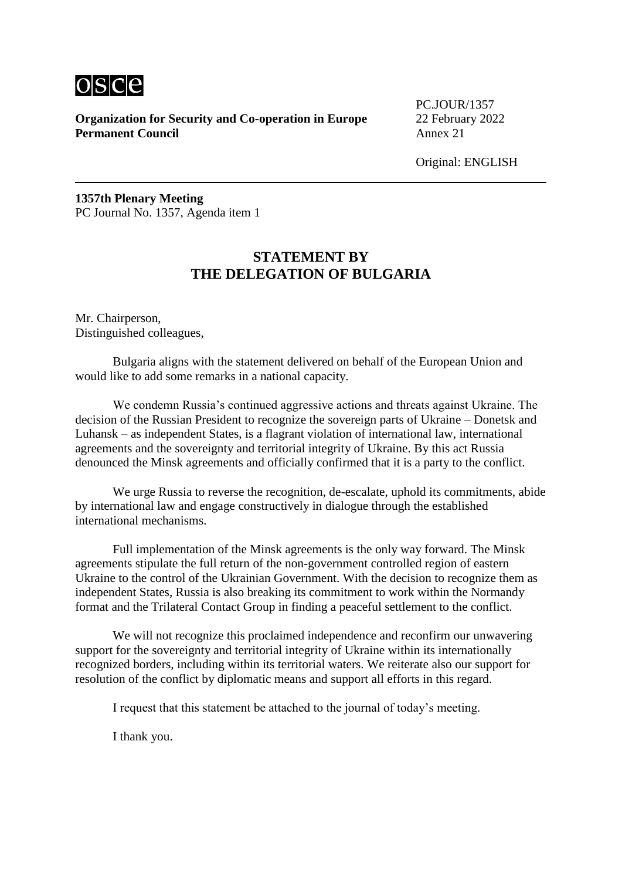**Organization for Security and Co-operation in Europe**
**Permanent Council**

PC.JOUR/1357
22 February 2022
Annex 21

Original: ENGLISH

**1357th Plenary Meeting**
PC Journal No. 1357, Agenda item 1

## STATEMENT BY THE DELEGATION OF BULGARIA

Mr. Chairperson,
Distinguished colleagues,

Bulgaria aligns with the statement delivered on behalf of the European Union and would like to add some remarks in a national capacity.

We condemn Russia's continued aggressive actions and threats against Ukraine. The decision of the Russian President to recognize the sovereign parts of Ukraine – Donetsk and Luhansk – as independent States, is a flagrant violation of international law, international agreements and the sovereignty and territorial integrity of Ukraine. By this act Russia denounced the Minsk agreements and officially confirmed that it is a party to the conflict.

We urge Russia to reverse the recognition, de-escalate, uphold its commitments, abide by international law and engage constructively in dialogue through the established international mechanisms.

Full implementation of the Minsk agreements is the only way forward. The Minsk agreements stipulate the full return of the non-government controlled region of eastern Ukraine to the control of the Ukrainian Government. With the decision to recognize them as independent States, Russia is also breaking its commitment to work within the Normandy format and the Trilateral Contact Group in finding a peaceful settlement to the conflict.

We will not recognize this proclaimed independence and reconfirm our unwavering support for the sovereignty and territorial integrity of Ukraine within its internationally recognized borders, including within its territorial waters. We reiterate also our support for resolution of the conflict by diplomatic means and support all efforts in this regard.

I request that this statement be attached to the journal of today's meeting.

I thank you.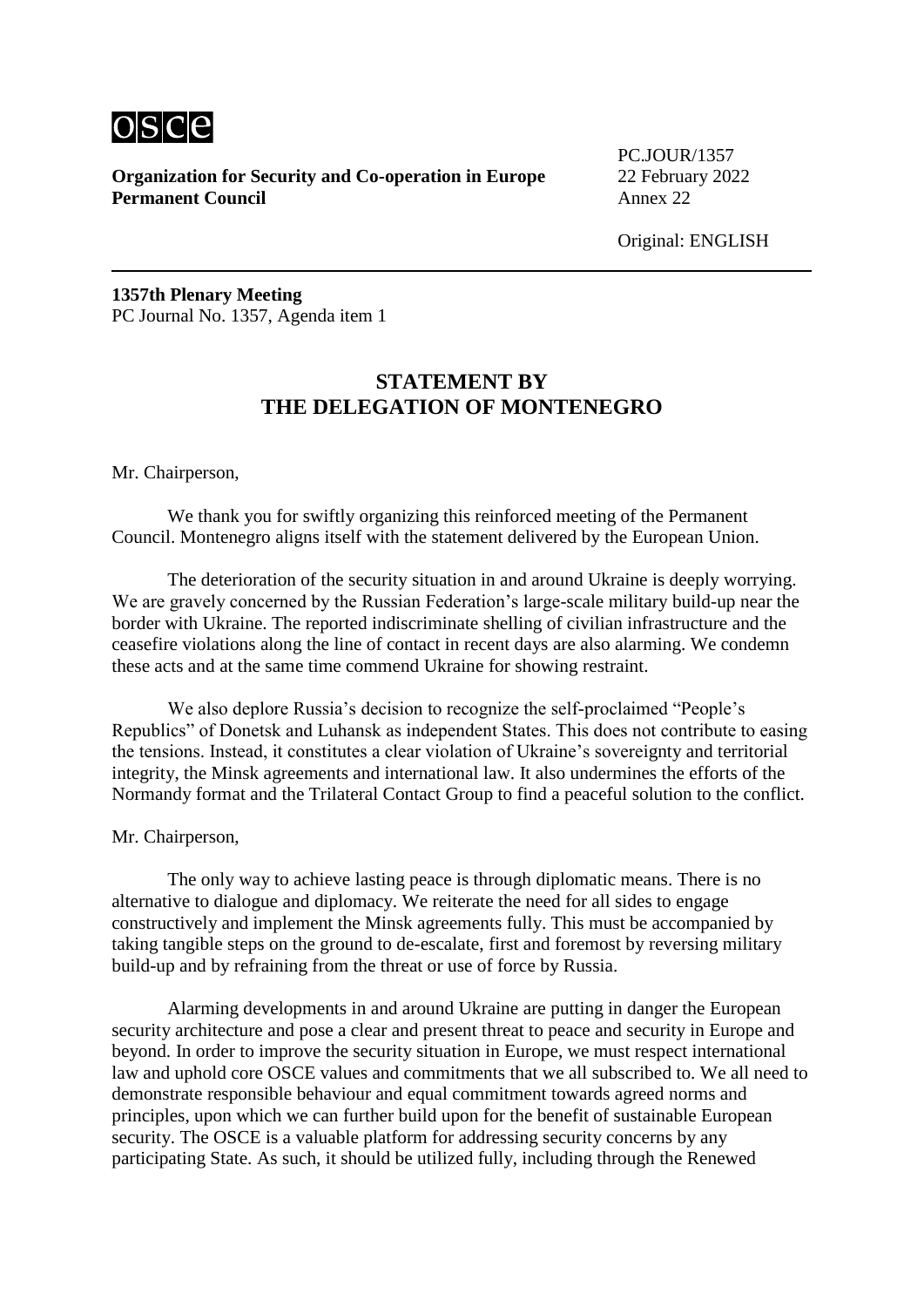**Organization for Security and Co-operation in Europe**
**Permanent Council**

PC.JOUR/1357
22 February 2022
Annex 22

Original: ENGLISH

**1357th Plenary Meeting**
PC Journal No. 1357, Agenda item 1

## STATEMENT BY THE DELEGATION OF MONTENEGRO

Mr. Chairperson,

We thank you for swiftly organizing this reinforced meeting of the Permanent Council. Montenegro aligns itself with the statement delivered by the European Union.

The deterioration of the security situation in and around Ukraine is deeply worrying. We are gravely concerned by the Russian Federation's large-scale military build-up near the border with Ukraine. The reported indiscriminate shelling of civilian infrastructure and the ceasefire violations along the line of contact in recent days are also alarming. We condemn these acts and at the same time commend Ukraine for showing restraint.

We also deplore Russia's decision to recognize the self-proclaimed "People's Republics" of Donetsk and Luhansk as independent States. This does not contribute to easing the tensions. Instead, it constitutes a clear violation of Ukraine's sovereignty and territorial integrity, the Minsk agreements and international law. It also undermines the efforts of the Normandy format and the Trilateral Contact Group to find a peaceful solution to the conflict.

Mr. Chairperson,

The only way to achieve lasting peace is through diplomatic means. There is no alternative to dialogue and diplomacy. We reiterate the need for all sides to engage constructively and implement the Minsk agreements fully. This must be accompanied by taking tangible steps on the ground to de-escalate, first and foremost by reversing military build-up and by refraining from the threat or use of force by Russia.

Alarming developments in and around Ukraine are putting in danger the European security architecture and pose a clear and present threat to peace and security in Europe and beyond. In order to improve the security situation in Europe, we must respect international law and uphold core OSCE values and commitments that we all subscribed to. We all need to demonstrate responsible behaviour and equal commitment towards agreed norms and principles, upon which we can further build upon for the benefit of sustainable European security. The OSCE is a valuable platform for addressing security concerns by any participating State. As such, it should be utilized fully, including through the Renewed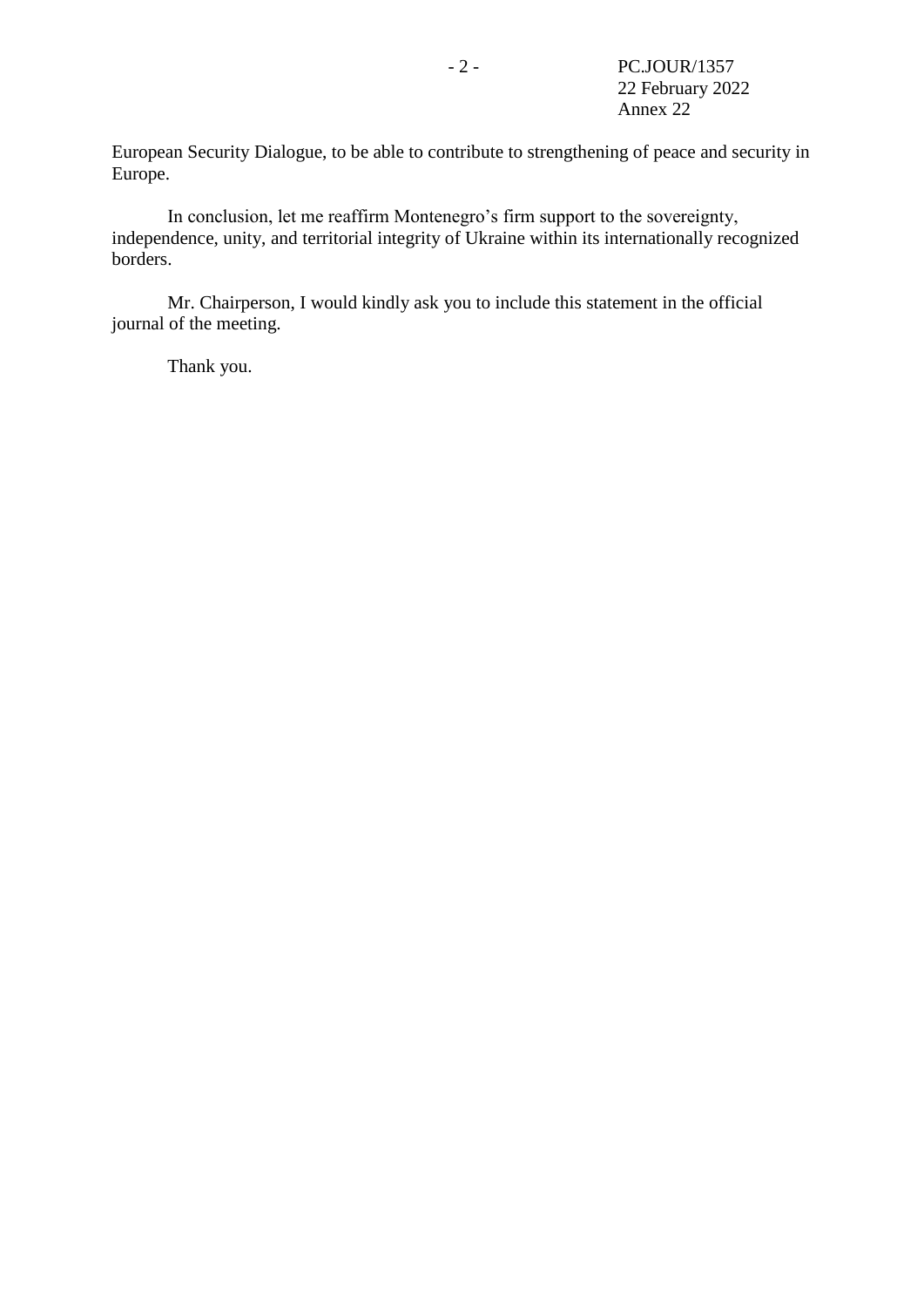European Security Dialogue, to be able to contribute to strengthening of peace and security in Europe.

In conclusion, let me reaffirm Montenegro's firm support to the sovereignty, independence, unity, and territorial integrity of Ukraine within its internationally recognized borders.

Mr. Chairperson, I would kindly ask you to include this statement in the official journal of the meeting.

Thank you.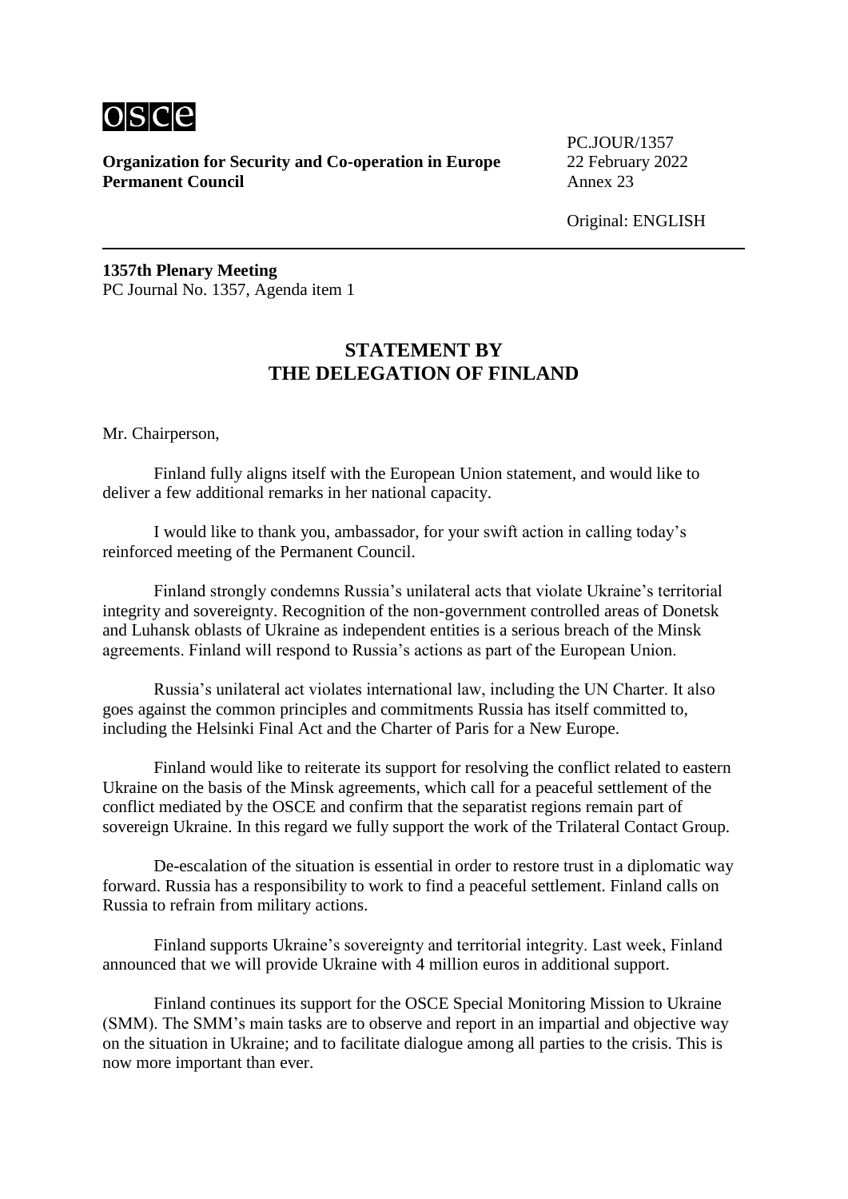**Organization for Security and Co-operation in Europe**
**Permanent Council**

PC.JOUR/1357
22 February 2022
Annex 23

Original: ENGLISH

**1357th Plenary Meeting**
PC Journal No. 1357, Agenda item 1

## STATEMENT BY THE DELEGATION OF FINLAND

Mr. Chairperson,

Finland fully aligns itself with the European Union statement, and would like to deliver a few additional remarks in her national capacity.

I would like to thank you, ambassador, for your swift action in calling today's reinforced meeting of the Permanent Council.

Finland strongly condemns Russia's unilateral acts that violate Ukraine's territorial integrity and sovereignty. Recognition of the non-government controlled areas of Donetsk and Luhansk oblasts of Ukraine as independent entities is a serious breach of the Minsk agreements. Finland will respond to Russia's actions as part of the European Union.

Russia's unilateral act violates international law, including the UN Charter. It also goes against the common principles and commitments Russia has itself committed to, including the Helsinki Final Act and the Charter of Paris for a New Europe.

Finland would like to reiterate its support for resolving the conflict related to eastern Ukraine on the basis of the Minsk agreements, which call for a peaceful settlement of the conflict mediated by the OSCE and confirm that the separatist regions remain part of sovereign Ukraine. In this regard we fully support the work of the Trilateral Contact Group.

De-escalation of the situation is essential in order to restore trust in a diplomatic way forward. Russia has a responsibility to work to find a peaceful settlement. Finland calls on Russia to refrain from military actions.

Finland supports Ukraine's sovereignty and territorial integrity. Last week, Finland announced that we will provide Ukraine with 4 million euros in additional support.

Finland continues its support for the OSCE Special Monitoring Mission to Ukraine (SMM). The SMM's main tasks are to observe and report in an impartial and objective way on the situation in Ukraine; and to facilitate dialogue among all parties to the crisis. This is now more important than ever.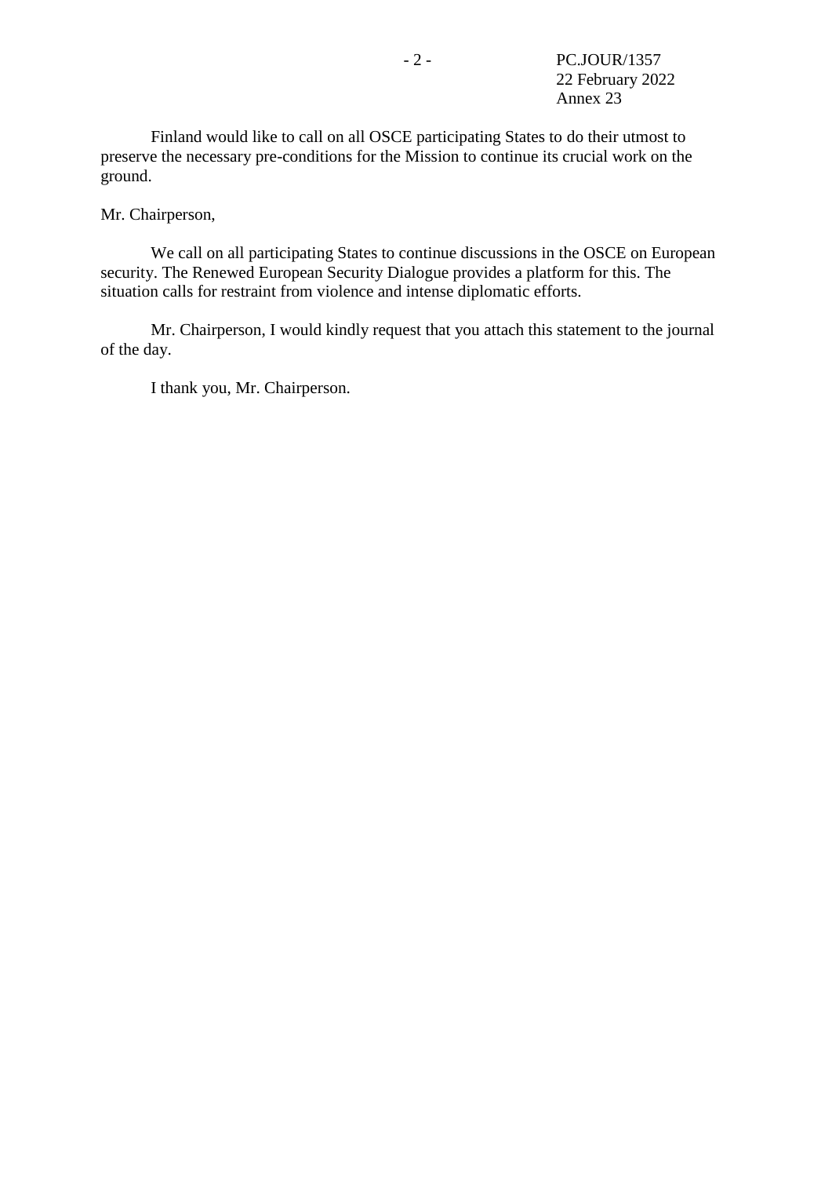Finland would like to call on all OSCE participating States to do their utmost to preserve the necessary pre-conditions for the Mission to continue its crucial work on the ground.

Mr. Chairperson,

We call on all participating States to continue discussions in the OSCE on European security. The Renewed European Security Dialogue provides a platform for this. The situation calls for restraint from violence and intense diplomatic efforts.

Mr. Chairperson, I would kindly request that you attach this statement to the journal of the day.

I thank you, Mr. Chairperson.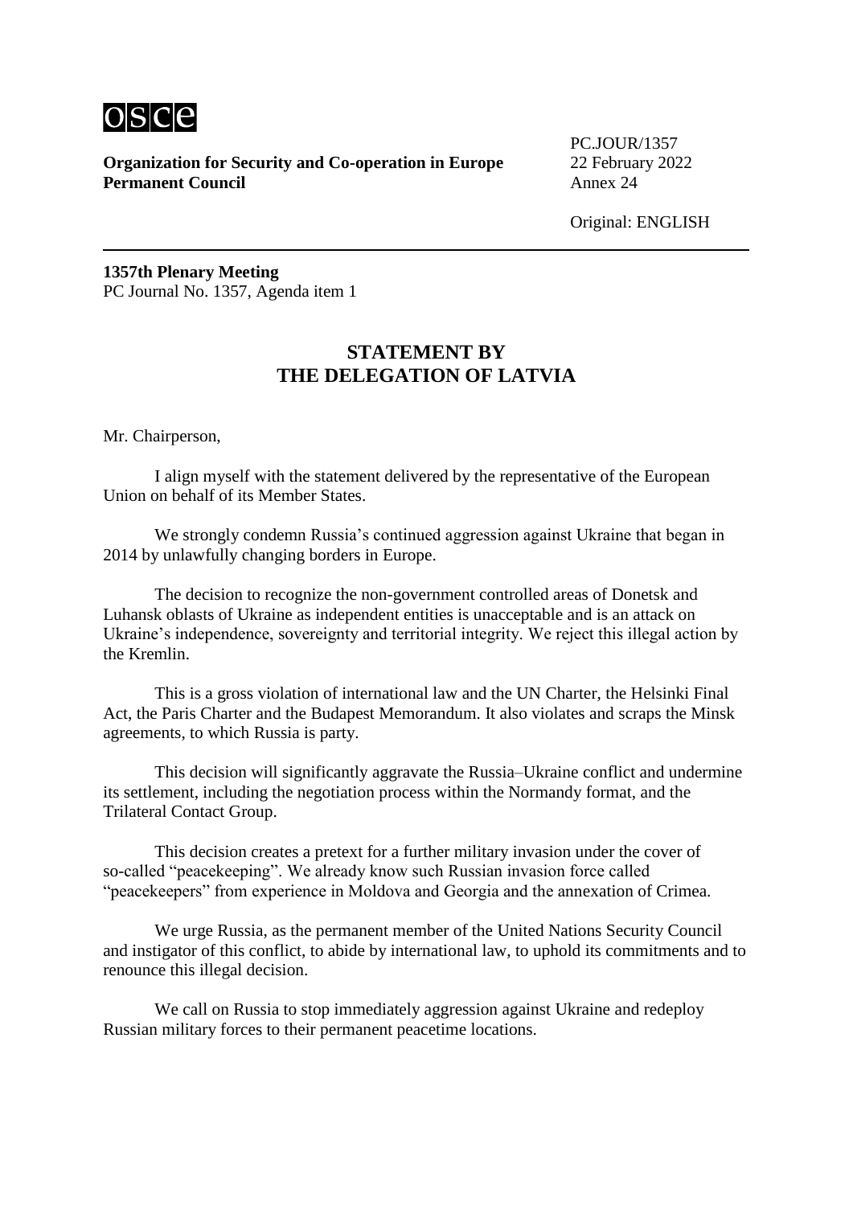**Organization for Security and Co-operation in Europe**
**Permanent Council**

PC.JOUR/1357
22 February 2022
Annex 24

Original: ENGLISH

---

**1357th Plenary Meeting**
PC Journal No. 1357, Agenda item 1

## STATEMENT BY THE DELEGATION OF LATVIA

Mr. Chairperson,

I align myself with the statement delivered by the representative of the European Union on behalf of its Member States.

We strongly condemn Russia's continued aggression against Ukraine that began in 2014 by unlawfully changing borders in Europe.

The decision to recognize the non-government controlled areas of Donetsk and Luhansk oblasts of Ukraine as independent entities is unacceptable and is an attack on Ukraine's independence, sovereignty and territorial integrity. We reject this illegal action by the Kremlin.

This is a gross violation of international law and the UN Charter, the Helsinki Final Act, the Paris Charter and the Budapest Memorandum. It also violates and scraps the Minsk agreements, to which Russia is party.

This decision will significantly aggravate the Russia–Ukraine conflict and undermine its settlement, including the negotiation process within the Normandy format, and the Trilateral Contact Group.

This decision creates a pretext for a further military invasion under the cover of so-called "peacekeeping". We already know such Russian invasion force called "peacekeepers" from experience in Moldova and Georgia and the annexation of Crimea.

We urge Russia, as the permanent member of the United Nations Security Council and instigator of this conflict, to abide by international law, to uphold its commitments and to renounce this illegal decision.

We call on Russia to stop immediately aggression against Ukraine and redeploy Russian military forces to their permanent peacetime locations.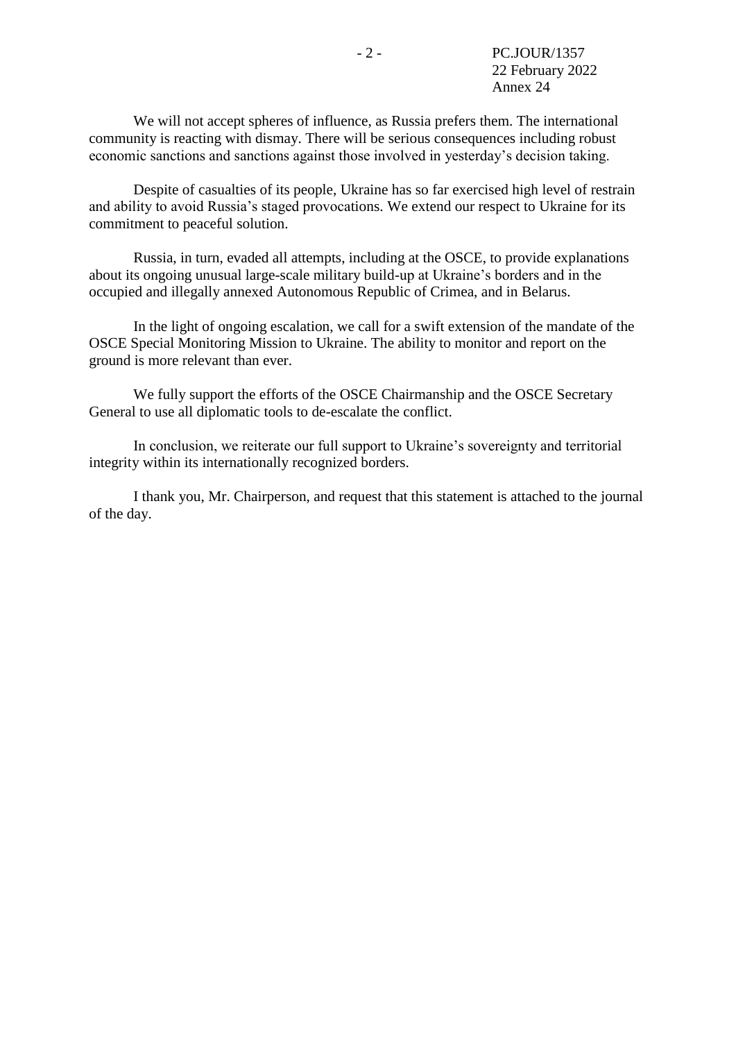We will not accept spheres of influence, as Russia prefers them. The international community is reacting with dismay. There will be serious consequences including robust economic sanctions and sanctions against those involved in yesterday's decision taking.

Despite of casualties of its people, Ukraine has so far exercised high level of restrain and ability to avoid Russia's staged provocations. We extend our respect to Ukraine for its commitment to peaceful solution.

Russia, in turn, evaded all attempts, including at the OSCE, to provide explanations about its ongoing unusual large-scale military build-up at Ukraine's borders and in the occupied and illegally annexed Autonomous Republic of Crimea, and in Belarus.

In the light of ongoing escalation, we call for a swift extension of the mandate of the OSCE Special Monitoring Mission to Ukraine. The ability to monitor and report on the ground is more relevant than ever.

We fully support the efforts of the OSCE Chairmanship and the OSCE Secretary General to use all diplomatic tools to de-escalate the conflict.

In conclusion, we reiterate our full support to Ukraine's sovereignty and territorial integrity within its internationally recognized borders.

I thank you, Mr. Chairperson, and request that this statement is attached to the journal of the day.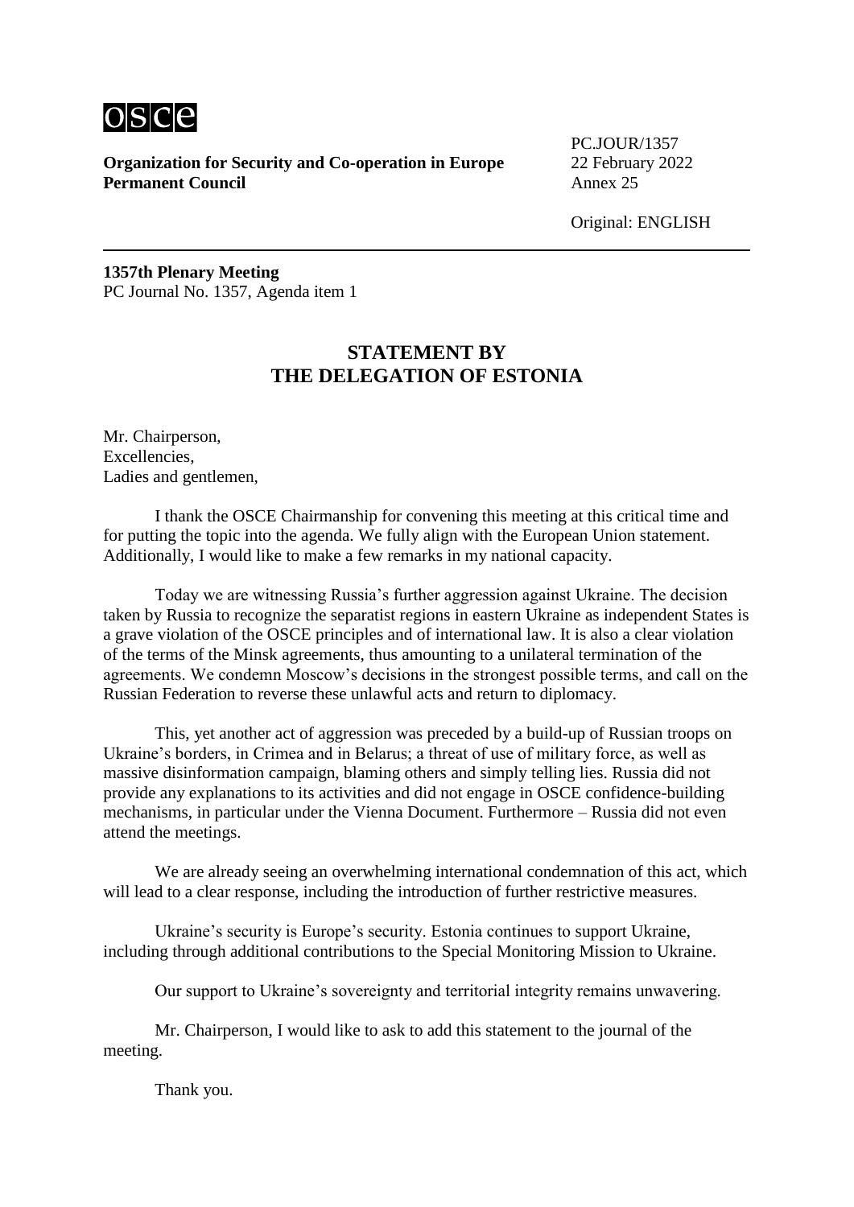**Organization for Security and Co-operation in Europe**
**Permanent Council**

PC.JOUR/1357
22 February 2022
Annex 25

Original: ENGLISH

**1357th Plenary Meeting**
PC Journal No. 1357, Agenda item 1

## STATEMENT BY THE DELEGATION OF ESTONIA

Mr. Chairperson,
Excellencies,
Ladies and gentlemen,

I thank the OSCE Chairmanship for convening this meeting at this critical time and for putting the topic into the agenda. We fully align with the European Union statement. Additionally, I would like to make a few remarks in my national capacity.

Today we are witnessing Russia's further aggression against Ukraine. The decision taken by Russia to recognize the separatist regions in eastern Ukraine as independent States is a grave violation of the OSCE principles and of international law. It is also a clear violation of the terms of the Minsk agreements, thus amounting to a unilateral termination of the agreements. We condemn Moscow's decisions in the strongest possible terms, and call on the Russian Federation to reverse these unlawful acts and return to diplomacy.

This, yet another act of aggression was preceded by a build-up of Russian troops on Ukraine's borders, in Crimea and in Belarus; a threat of use of military force, as well as massive disinformation campaign, blaming others and simply telling lies. Russia did not provide any explanations to its activities and did not engage in OSCE confidence-building mechanisms, in particular under the Vienna Document. Furthermore – Russia did not even attend the meetings.

We are already seeing an overwhelming international condemnation of this act, which will lead to a clear response, including the introduction of further restrictive measures.

Ukraine's security is Europe's security. Estonia continues to support Ukraine, including through additional contributions to the Special Monitoring Mission to Ukraine.

Our support to Ukraine's sovereignty and territorial integrity remains unwavering.

Mr. Chairperson, I would like to ask to add this statement to the journal of the meeting.

Thank you.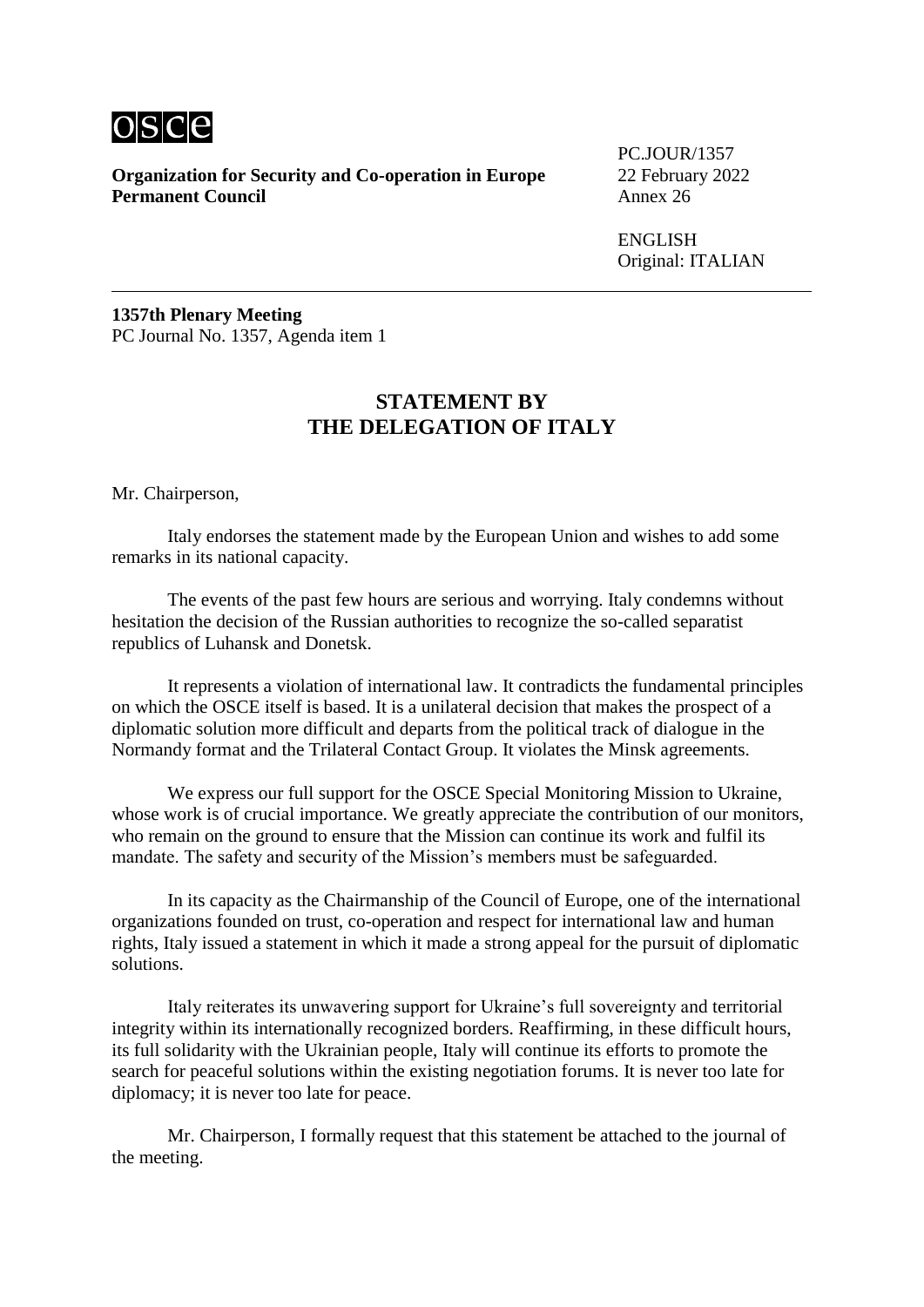**Organization for Security and Co-operation in Europe**
**Permanent Council**

PC.JOUR/1357
22 February 2022
Annex 26

ENGLISH
Original: ITALIAN

---

**1357th Plenary Meeting**
PC Journal No. 1357, Agenda item 1

## STATEMENT BY THE DELEGATION OF ITALY

Mr. Chairperson,

Italy endorses the statement made by the European Union and wishes to add some remarks in its national capacity.

The events of the past few hours are serious and worrying. Italy condemns without hesitation the decision of the Russian authorities to recognize the so-called separatist republics of Luhansk and Donetsk.

It represents a violation of international law. It contradicts the fundamental principles on which the OSCE itself is based. It is a unilateral decision that makes the prospect of a diplomatic solution more difficult and departs from the political track of dialogue in the Normandy format and the Trilateral Contact Group. It violates the Minsk agreements.

We express our full support for the OSCE Special Monitoring Mission to Ukraine, whose work is of crucial importance. We greatly appreciate the contribution of our monitors, who remain on the ground to ensure that the Mission can continue its work and fulfil its mandate. The safety and security of the Mission's members must be safeguarded.

In its capacity as the Chairmanship of the Council of Europe, one of the international organizations founded on trust, co-operation and respect for international law and human rights, Italy issued a statement in which it made a strong appeal for the pursuit of diplomatic solutions.

Italy reiterates its unwavering support for Ukraine's full sovereignty and territorial integrity within its internationally recognized borders. Reaffirming, in these difficult hours, its full solidarity with the Ukrainian people, Italy will continue its efforts to promote the search for peaceful solutions within the existing negotiation forums. It is never too late for diplomacy; it is never too late for peace.

Mr. Chairperson, I formally request that this statement be attached to the journal of the meeting.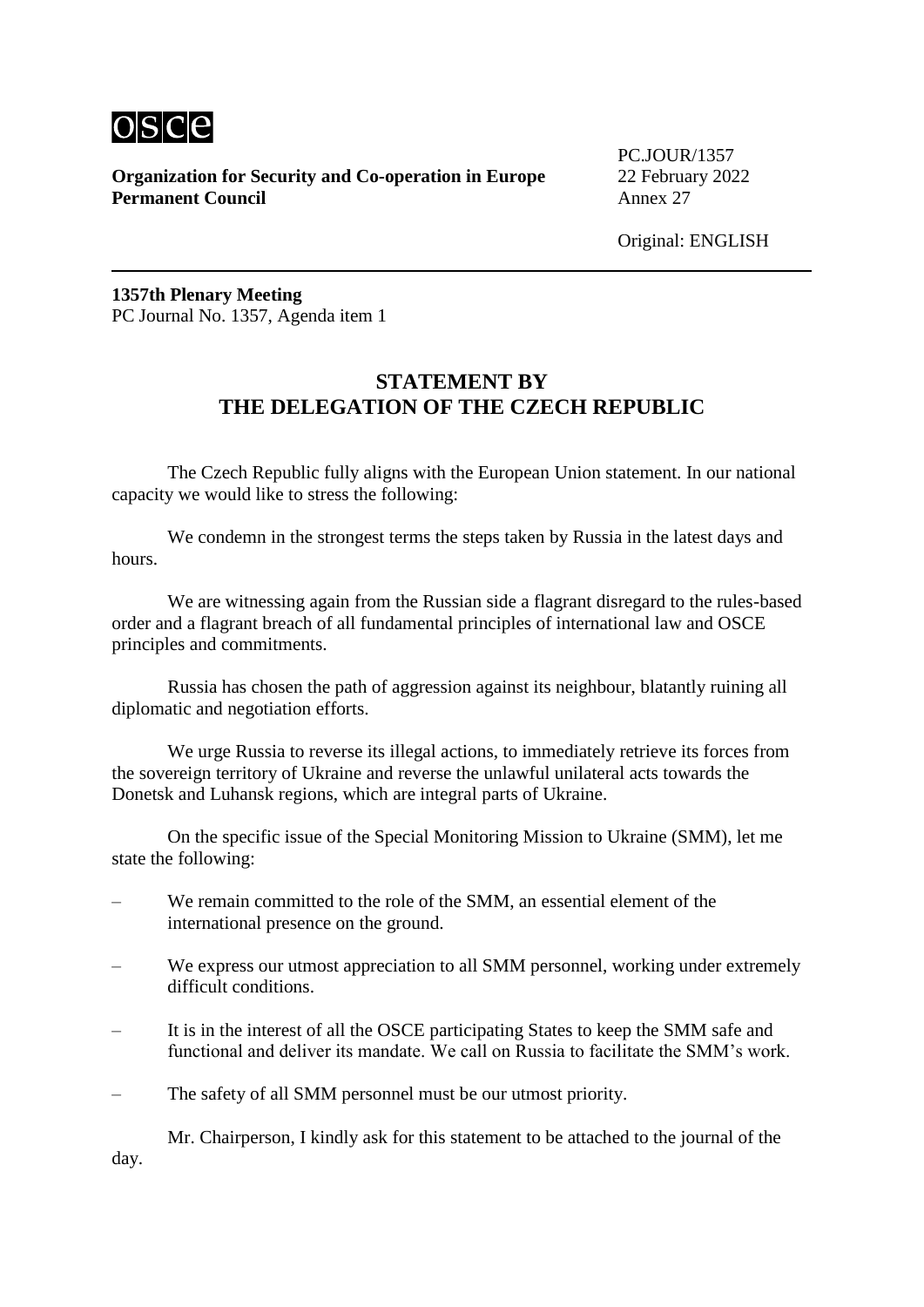**Organization for Security and Co-operation in Europe**
**Permanent Council**

PC.JOUR/1357
22 February 2022
Annex 27

Original: ENGLISH

---

**1357th Plenary Meeting**
PC Journal No. 1357, Agenda item 1

## STATEMENT BY THE DELEGATION OF THE CZECH REPUBLIC

The Czech Republic fully aligns with the European Union statement. In our national capacity we would like to stress the following:

We condemn in the strongest terms the steps taken by Russia in the latest days and hours.

We are witnessing again from the Russian side a flagrant disregard to the rules-based order and a flagrant breach of all fundamental principles of international law and OSCE principles and commitments.

Russia has chosen the path of aggression against its neighbour, blatantly ruining all diplomatic and negotiation efforts.

We urge Russia to reverse its illegal actions, to immediately retrieve its forces from the sovereign territory of Ukraine and reverse the unlawful unilateral acts towards the Donetsk and Luhansk regions, which are integral parts of Ukraine.

On the specific issue of the Special Monitoring Mission to Ukraine (SMM), let me state the following:

– We remain committed to the role of the SMM, an essential element of the international presence on the ground.

– We express our utmost appreciation to all SMM personnel, working under extremely difficult conditions.

– It is in the interest of all the OSCE participating States to keep the SMM safe and functional and deliver its mandate. We call on Russia to facilitate the SMM's work.

– The safety of all SMM personnel must be our utmost priority.

Mr. Chairperson, I kindly ask for this statement to be attached to the journal of the day.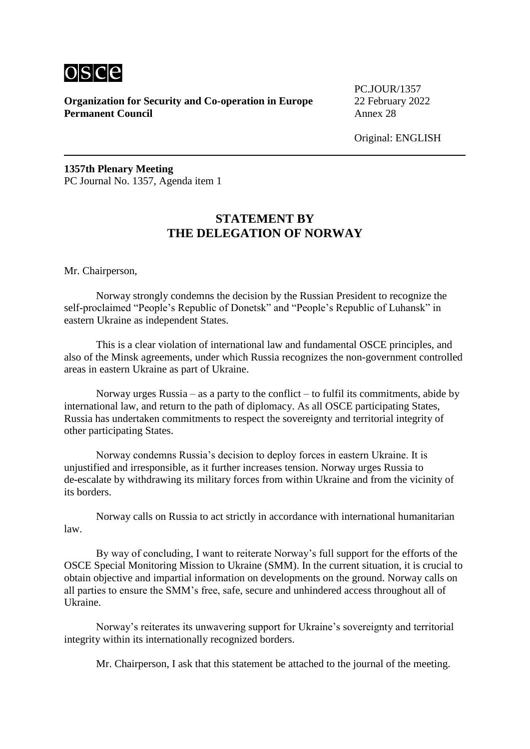**Organization for Security and Co-operation in Europe**
**Permanent Council**

PC.JOUR/1357
22 February 2022
Annex 28

Original: ENGLISH

---

**1357th Plenary Meeting**
PC Journal No. 1357, Agenda item 1

## STATEMENT BY THE DELEGATION OF NORWAY

Mr. Chairperson,

Norway strongly condemns the decision by the Russian President to recognize the self-proclaimed "People's Republic of Donetsk" and "People's Republic of Luhansk" in eastern Ukraine as independent States.

This is a clear violation of international law and fundamental OSCE principles, and also of the Minsk agreements, under which Russia recognizes the non-government controlled areas in eastern Ukraine as part of Ukraine.

Norway urges Russia – as a party to the conflict – to fulfil its commitments, abide by international law, and return to the path of diplomacy. As all OSCE participating States, Russia has undertaken commitments to respect the sovereignty and territorial integrity of other participating States.

Norway condemns Russia's decision to deploy forces in eastern Ukraine. It is unjustified and irresponsible, as it further increases tension. Norway urges Russia to de-escalate by withdrawing its military forces from within Ukraine and from the vicinity of its borders.

Norway calls on Russia to act strictly in accordance with international humanitarian law.

By way of concluding, I want to reiterate Norway's full support for the efforts of the OSCE Special Monitoring Mission to Ukraine (SMM). In the current situation, it is crucial to obtain objective and impartial information on developments on the ground. Norway calls on all parties to ensure the SMM's free, safe, secure and unhindered access throughout all of Ukraine.

Norway's reiterates its unwavering support for Ukraine's sovereignty and territorial integrity within its internationally recognized borders.

Mr. Chairperson, I ask that this statement be attached to the journal of the meeting.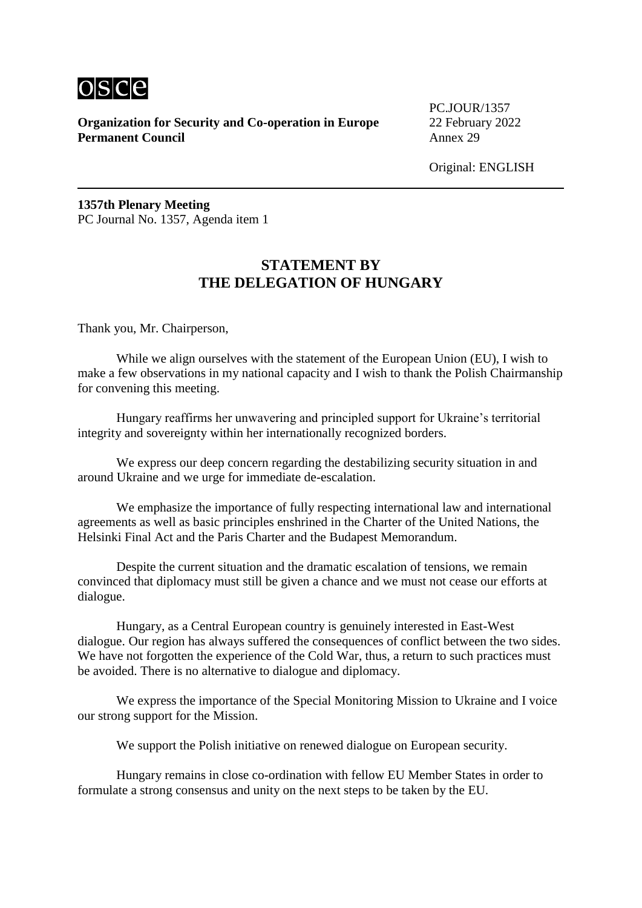**Organization for Security and Co-operation in Europe**
**Permanent Council**

PC.JOUR/1357
22 February 2022
Annex 29

Original: ENGLISH

---

**1357th Plenary Meeting**
PC Journal No. 1357, Agenda item 1

## STATEMENT BY THE DELEGATION OF HUNGARY

Thank you, Mr. Chairperson,

While we align ourselves with the statement of the European Union (EU), I wish to make a few observations in my national capacity and I wish to thank the Polish Chairmanship for convening this meeting.

Hungary reaffirms her unwavering and principled support for Ukraine's territorial integrity and sovereignty within her internationally recognized borders.

We express our deep concern regarding the destabilizing security situation in and around Ukraine and we urge for immediate de-escalation.

We emphasize the importance of fully respecting international law and international agreements as well as basic principles enshrined in the Charter of the United Nations, the Helsinki Final Act and the Paris Charter and the Budapest Memorandum.

Despite the current situation and the dramatic escalation of tensions, we remain convinced that diplomacy must still be given a chance and we must not cease our efforts at dialogue.

Hungary, as a Central European country is genuinely interested in East-West dialogue. Our region has always suffered the consequences of conflict between the two sides. We have not forgotten the experience of the Cold War, thus, a return to such practices must be avoided. There is no alternative to dialogue and diplomacy.

We express the importance of the Special Monitoring Mission to Ukraine and I voice our strong support for the Mission.

We support the Polish initiative on renewed dialogue on European security.

Hungary remains in close co-ordination with fellow EU Member States in order to formulate a strong consensus and unity on the next steps to be taken by the EU.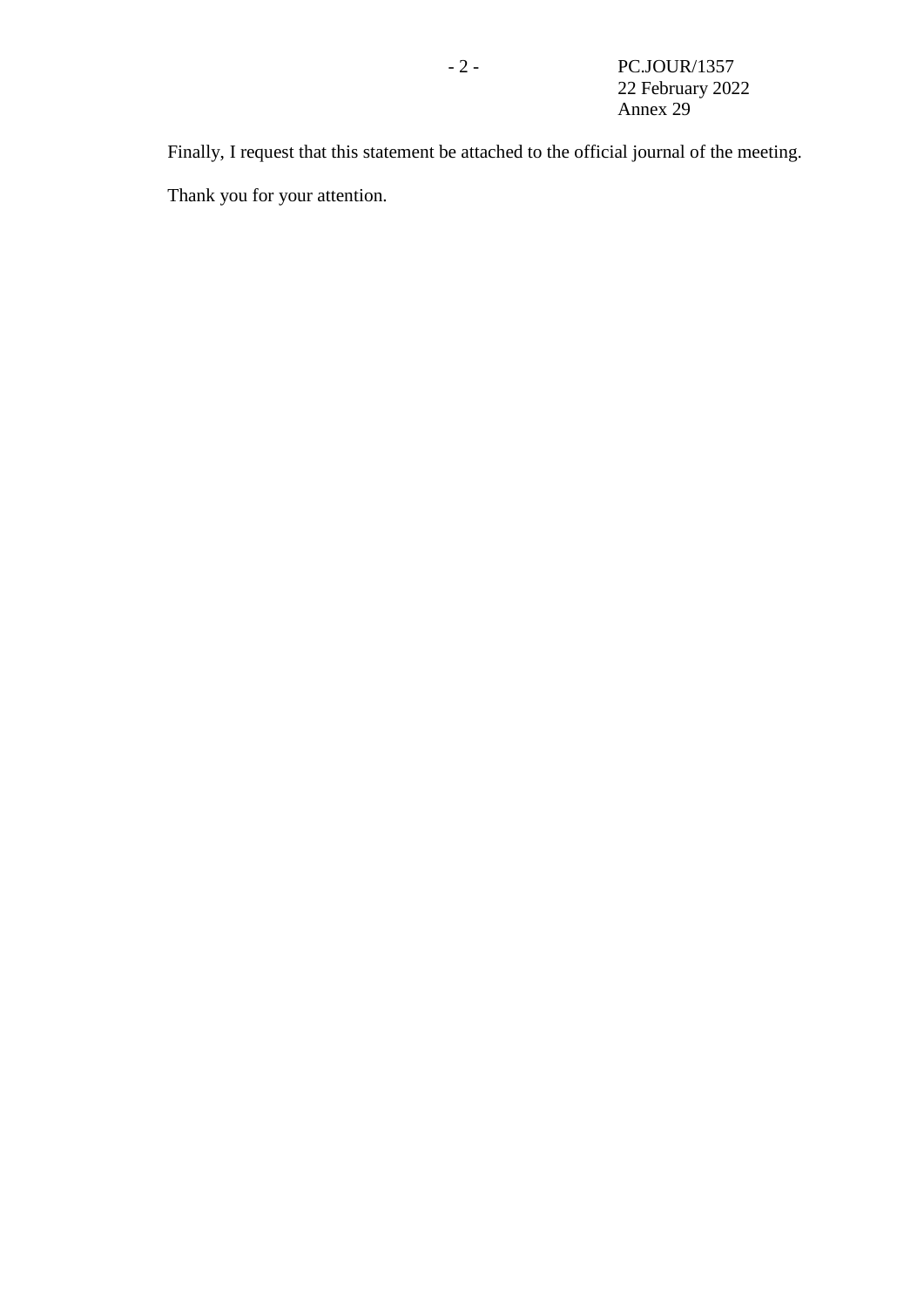Finally, I request that this statement be attached to the official journal of the meeting.

Thank you for your attention.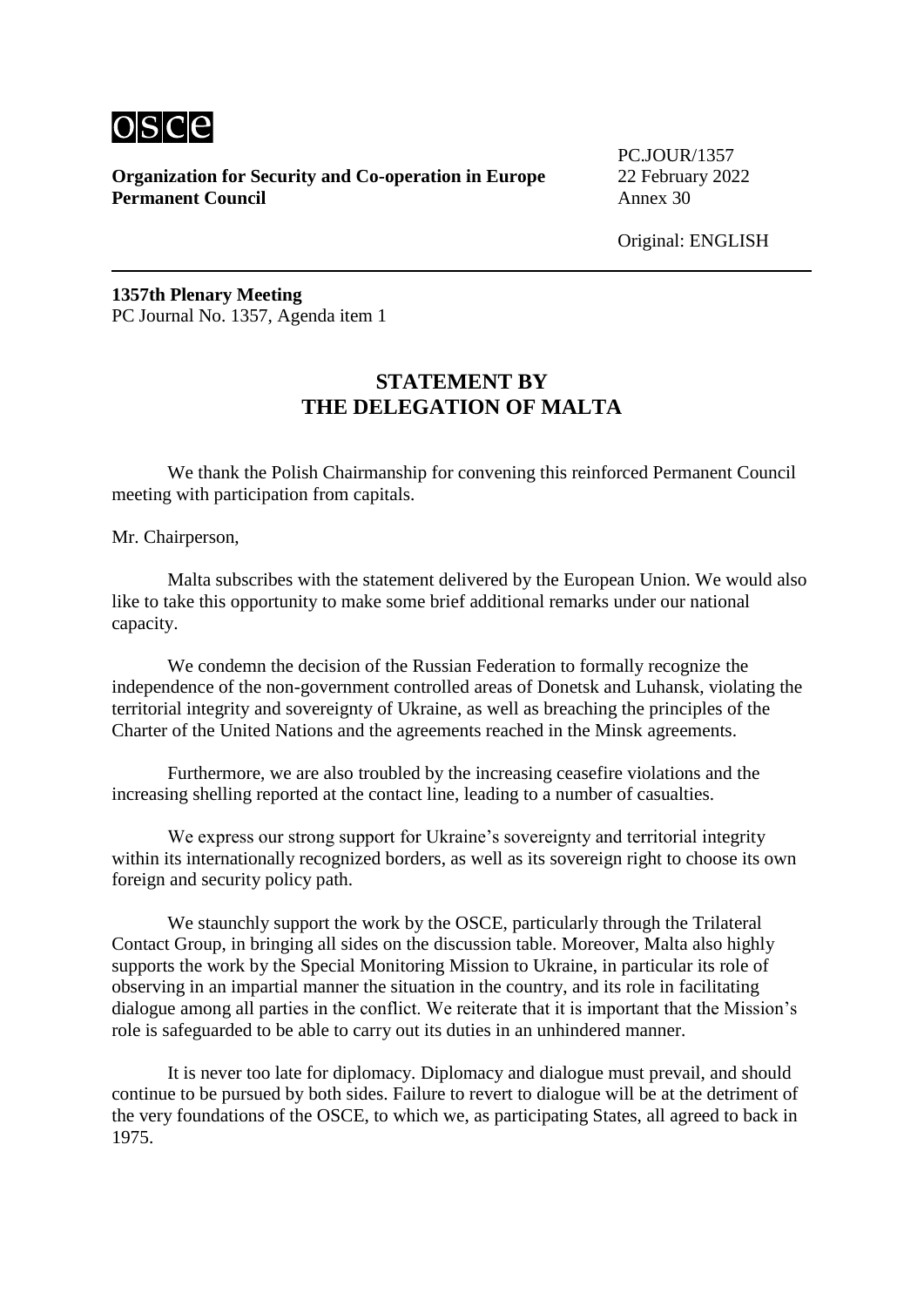**Organization for Security and Co-operation in Europe**
**Permanent Council**

PC.JOUR/1357
22 February 2022
Annex 30

Original: ENGLISH

**1357th Plenary Meeting**
PC Journal No. 1357, Agenda item 1

## STATEMENT BY THE DELEGATION OF MALTA

We thank the Polish Chairmanship for convening this reinforced Permanent Council meeting with participation from capitals.

Mr. Chairperson,

Malta subscribes with the statement delivered by the European Union. We would also like to take this opportunity to make some brief additional remarks under our national capacity.

We condemn the decision of the Russian Federation to formally recognize the independence of the non-government controlled areas of Donetsk and Luhansk, violating the territorial integrity and sovereignty of Ukraine, as well as breaching the principles of the Charter of the United Nations and the agreements reached in the Minsk agreements.

Furthermore, we are also troubled by the increasing ceasefire violations and the increasing shelling reported at the contact line, leading to a number of casualties.

We express our strong support for Ukraine's sovereignty and territorial integrity within its internationally recognized borders, as well as its sovereign right to choose its own foreign and security policy path.

We staunchly support the work by the OSCE, particularly through the Trilateral Contact Group, in bringing all sides on the discussion table. Moreover, Malta also highly supports the work by the Special Monitoring Mission to Ukraine, in particular its role of observing in an impartial manner the situation in the country, and its role in facilitating dialogue among all parties in the conflict. We reiterate that it is important that the Mission's role is safeguarded to be able to carry out its duties in an unhindered manner.

It is never too late for diplomacy. Diplomacy and dialogue must prevail, and should continue to be pursued by both sides. Failure to revert to dialogue will be at the detriment of the very foundations of the OSCE, to which we, as participating States, all agreed to back in 1975.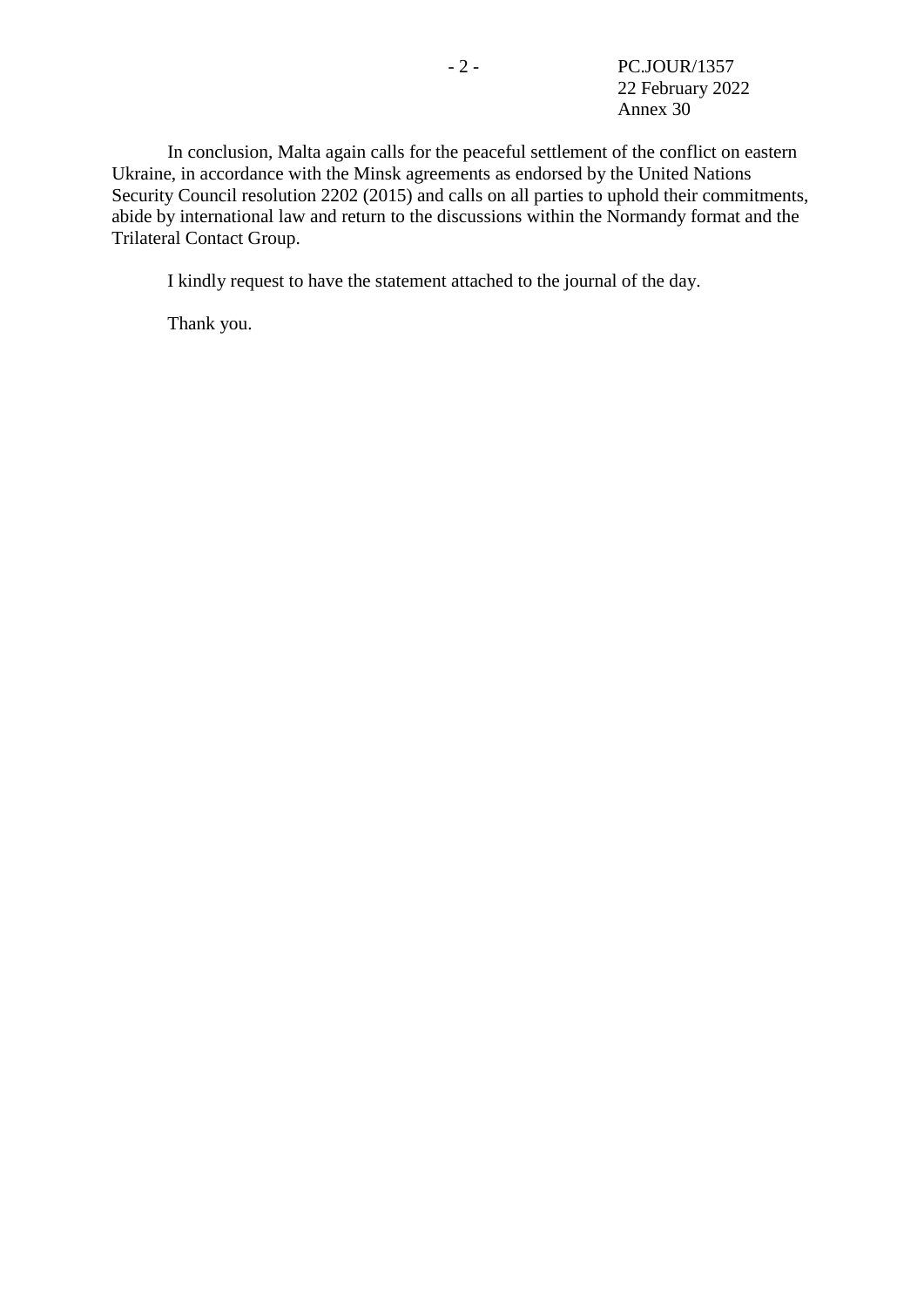In conclusion, Malta again calls for the peaceful settlement of the conflict on eastern Ukraine, in accordance with the Minsk agreements as endorsed by the United Nations Security Council resolution 2202 (2015) and calls on all parties to uphold their commitments, abide by international law and return to the discussions within the Normandy format and the Trilateral Contact Group.

I kindly request to have the statement attached to the journal of the day.

Thank you.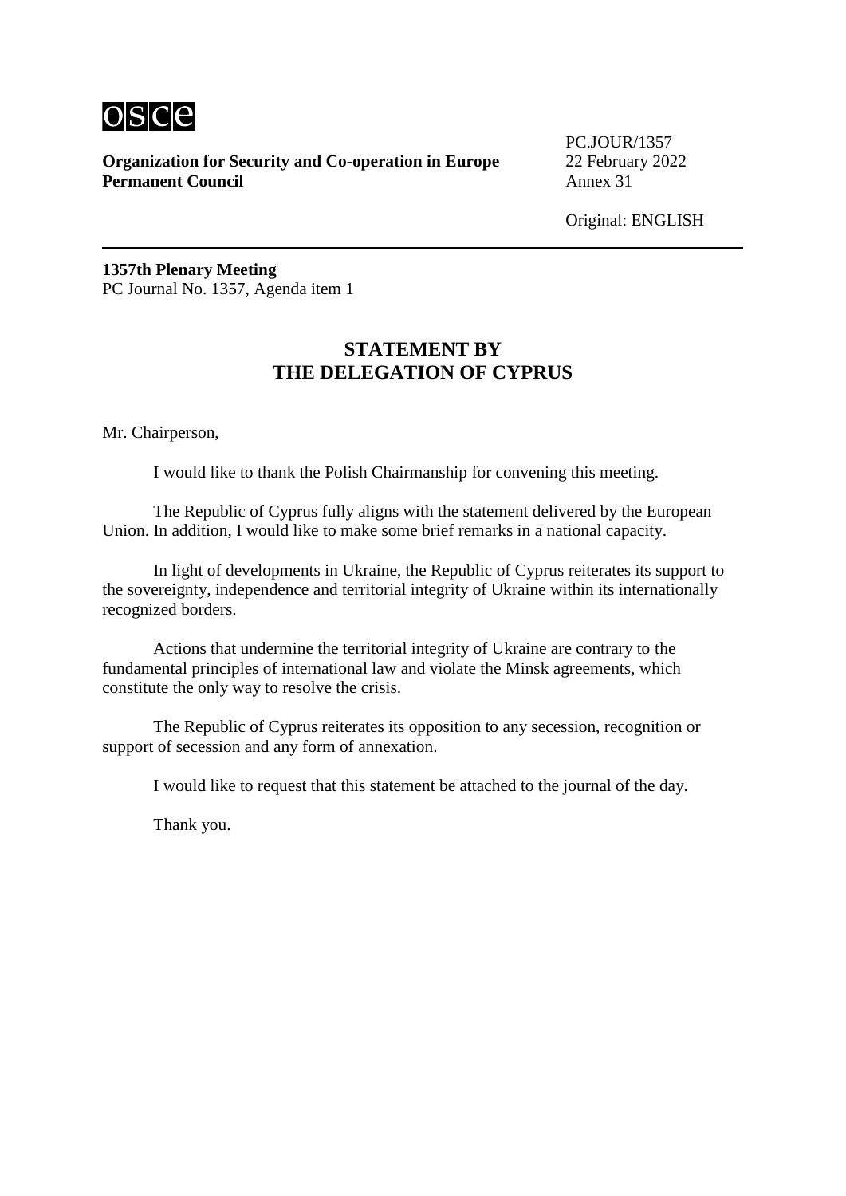**Organization for Security and Co-operation in Europe**
**Permanent Council**

PC.JOUR/1357
22 February 2022
Annex 31

Original: ENGLISH

---

**1357th Plenary Meeting**
PC Journal No. 1357, Agenda item 1

## STATEMENT BY THE DELEGATION OF CYPRUS

Mr. Chairperson,

I would like to thank the Polish Chairmanship for convening this meeting.

The Republic of Cyprus fully aligns with the statement delivered by the European Union. In addition, I would like to make some brief remarks in a national capacity.

In light of developments in Ukraine, the Republic of Cyprus reiterates its support to the sovereignty, independence and territorial integrity of Ukraine within its internationally recognized borders.

Actions that undermine the territorial integrity of Ukraine are contrary to the fundamental principles of international law and violate the Minsk agreements, which constitute the only way to resolve the crisis.

The Republic of Cyprus reiterates its opposition to any secession, recognition or support of secession and any form of annexation.

I would like to request that this statement be attached to the journal of the day.

Thank you.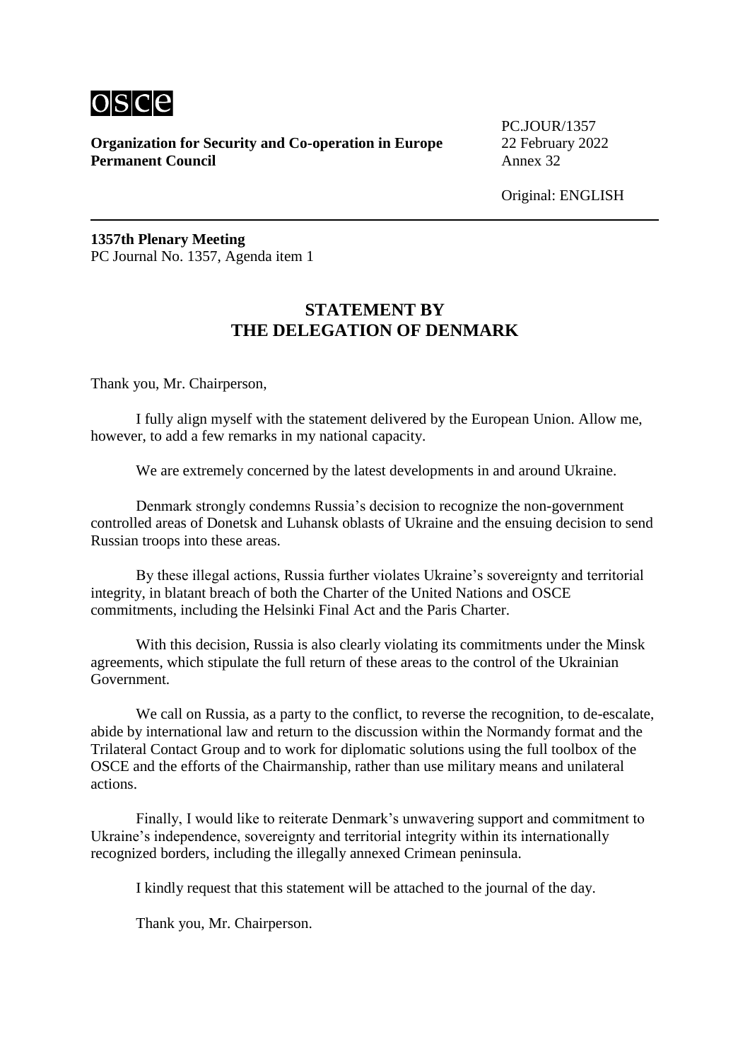**Organization for Security and Co-operation in Europe**
**Permanent Council**

PC.JOUR/1357
22 February 2022
Annex 32

Original: ENGLISH

---

**1357th Plenary Meeting**
PC Journal No. 1357, Agenda item 1

## STATEMENT BY THE DELEGATION OF DENMARK

Thank you, Mr. Chairperson,

I fully align myself with the statement delivered by the European Union. Allow me, however, to add a few remarks in my national capacity.

We are extremely concerned by the latest developments in and around Ukraine.

Denmark strongly condemns Russia's decision to recognize the non-government controlled areas of Donetsk and Luhansk oblasts of Ukraine and the ensuing decision to send Russian troops into these areas.

By these illegal actions, Russia further violates Ukraine's sovereignty and territorial integrity, in blatant breach of both the Charter of the United Nations and OSCE commitments, including the Helsinki Final Act and the Paris Charter.

With this decision, Russia is also clearly violating its commitments under the Minsk agreements, which stipulate the full return of these areas to the control of the Ukrainian Government.

We call on Russia, as a party to the conflict, to reverse the recognition, to de-escalate, abide by international law and return to the discussion within the Normandy format and the Trilateral Contact Group and to work for diplomatic solutions using the full toolbox of the OSCE and the efforts of the Chairmanship, rather than use military means and unilateral actions.

Finally, I would like to reiterate Denmark's unwavering support and commitment to Ukraine's independence, sovereignty and territorial integrity within its internationally recognized borders, including the illegally annexed Crimean peninsula.

I kindly request that this statement will be attached to the journal of the day.

Thank you, Mr. Chairperson.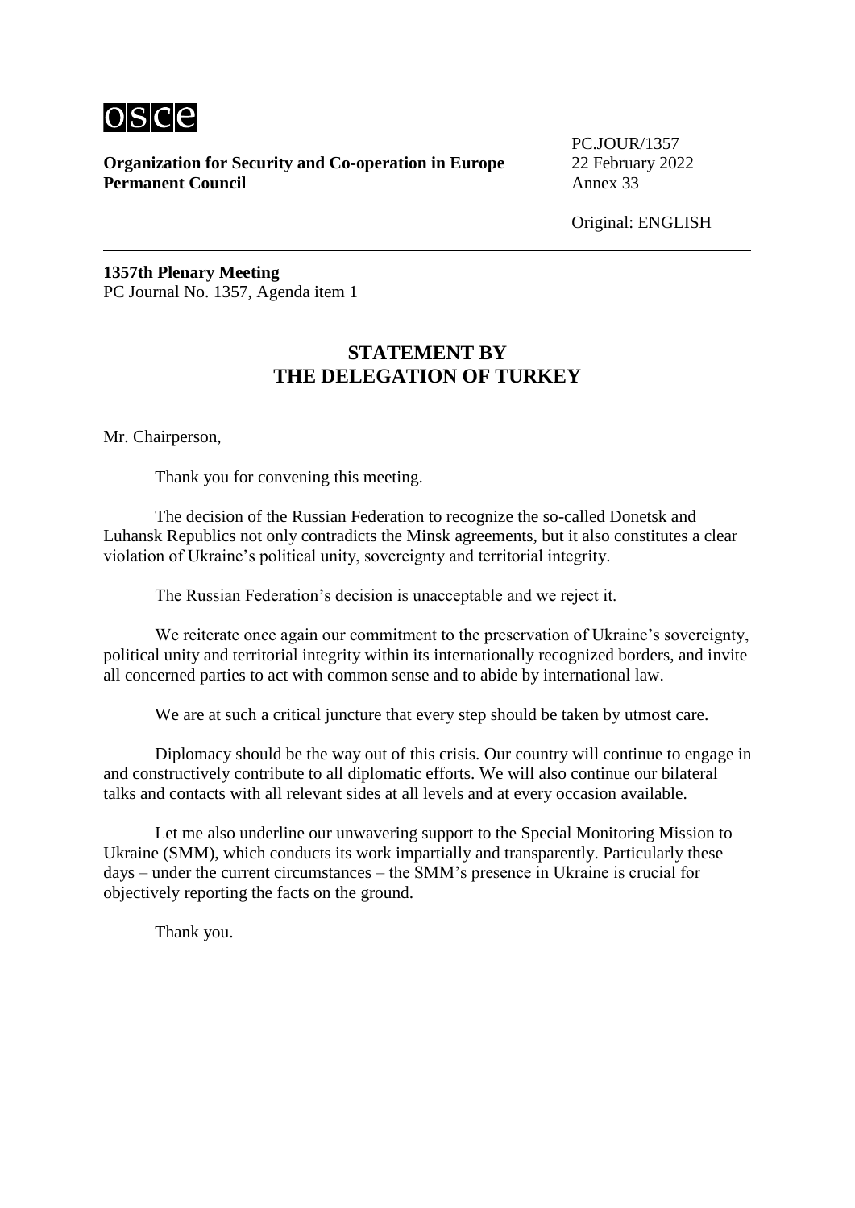osce

**Organization for Security and Co-operation in Europe**
**Permanent Council**

PC.JOUR/1357
22 February 2022
Annex 33

Original: ENGLISH

**1357th Plenary Meeting**
PC Journal No. 1357, Agenda item 1

## STATEMENT BY THE DELEGATION OF TURKEY

Mr. Chairperson,

Thank you for convening this meeting.

The decision of the Russian Federation to recognize the so-called Donetsk and Luhansk Republics not only contradicts the Minsk agreements, but it also constitutes a clear violation of Ukraine's political unity, sovereignty and territorial integrity.

The Russian Federation's decision is unacceptable and we reject it.

We reiterate once again our commitment to the preservation of Ukraine's sovereignty, political unity and territorial integrity within its internationally recognized borders, and invite all concerned parties to act with common sense and to abide by international law.

We are at such a critical juncture that every step should be taken by utmost care.

Diplomacy should be the way out of this crisis. Our country will continue to engage in and constructively contribute to all diplomatic efforts. We will also continue our bilateral talks and contacts with all relevant sides at all levels and at every occasion available.

Let me also underline our unwavering support to the Special Monitoring Mission to Ukraine (SMM), which conducts its work impartially and transparently. Particularly these days – under the current circumstances – the SMM's presence in Ukraine is crucial for objectively reporting the facts on the ground.

Thank you.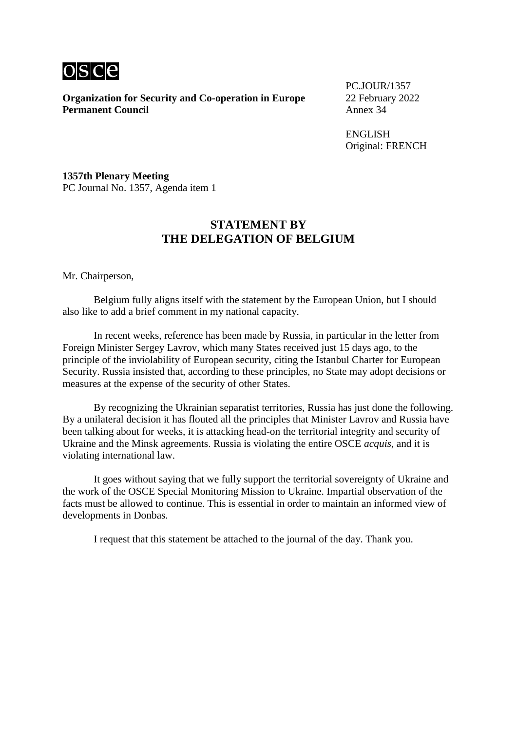**Organization for Security and Co-operation in Europe**
**Permanent Council**

PC.JOUR/1357
22 February 2022
Annex 34

ENGLISH
Original: FRENCH

**1357th Plenary Meeting**
PC Journal No. 1357, Agenda item 1

## STATEMENT BY THE DELEGATION OF BELGIUM

Mr. Chairperson,

Belgium fully aligns itself with the statement by the European Union, but I should also like to add a brief comment in my national capacity.

In recent weeks, reference has been made by Russia, in particular in the letter from Foreign Minister Sergey Lavrov, which many States received just 15 days ago, to the principle of the inviolability of European security, citing the Istanbul Charter for European Security. Russia insisted that, according to these principles, no State may adopt decisions or measures at the expense of the security of other States.

By recognizing the Ukrainian separatist territories, Russia has just done the following. By a unilateral decision it has flouted all the principles that Minister Lavrov and Russia have been talking about for weeks, it is attacking head-on the territorial integrity and security of Ukraine and the Minsk agreements. Russia is violating the entire OSCE *acquis*, and it is violating international law.

It goes without saying that we fully support the territorial sovereignty of Ukraine and the work of the OSCE Special Monitoring Mission to Ukraine. Impartial observation of the facts must be allowed to continue. This is essential in order to maintain an informed view of developments in Donbas.

I request that this statement be attached to the journal of the day. Thank you.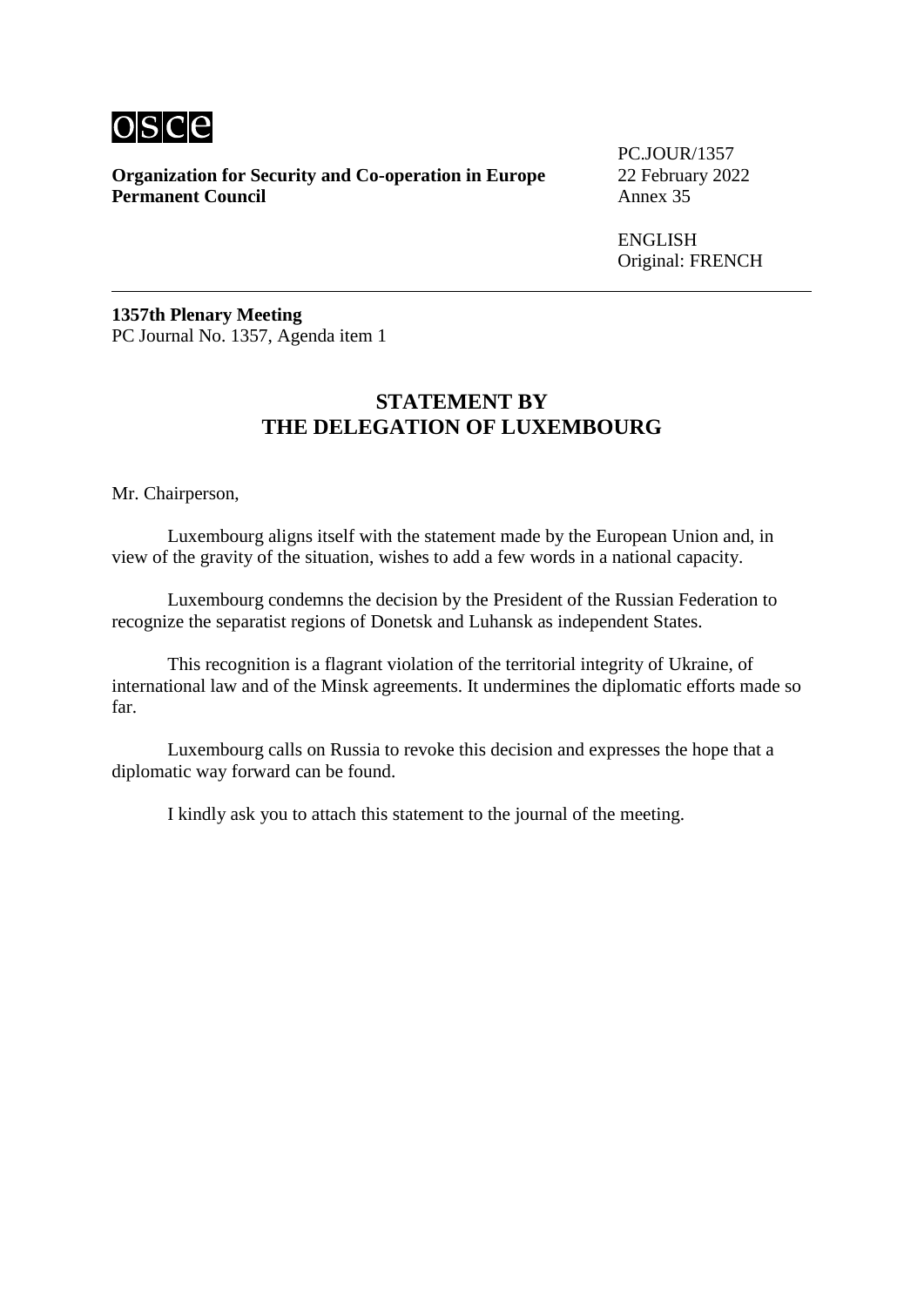**Organization for Security and Co-operation in Europe**
**Permanent Council**

PC.JOUR/1357
22 February 2022
Annex 35

ENGLISH
Original: FRENCH

---

**1357th Plenary Meeting**
PC Journal No. 1357, Agenda item 1

## STATEMENT BY THE DELEGATION OF LUXEMBOURG

Mr. Chairperson,

Luxembourg aligns itself with the statement made by the European Union and, in view of the gravity of the situation, wishes to add a few words in a national capacity.

Luxembourg condemns the decision by the President of the Russian Federation to recognize the separatist regions of Donetsk and Luhansk as independent States.

This recognition is a flagrant violation of the territorial integrity of Ukraine, of international law and of the Minsk agreements. It undermines the diplomatic efforts made so far.

Luxembourg calls on Russia to revoke this decision and expresses the hope that a diplomatic way forward can be found.

I kindly ask you to attach this statement to the journal of the meeting.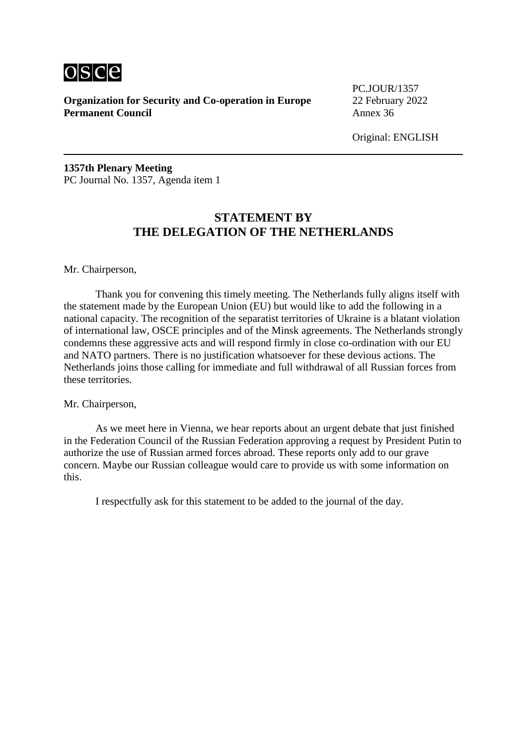osce

**Organization for Security and Co-operation in Europe**
**Permanent Council**

PC.JOUR/1357
22 February 2022
Annex 36

Original: ENGLISH

---

**1357th Plenary Meeting**
PC Journal No. 1357, Agenda item 1

## STATEMENT BY THE DELEGATION OF THE NETHERLANDS

Mr. Chairperson,

Thank you for convening this timely meeting. The Netherlands fully aligns itself with the statement made by the European Union (EU) but would like to add the following in a national capacity. The recognition of the separatist territories of Ukraine is a blatant violation of international law, OSCE principles and of the Minsk agreements. The Netherlands strongly condemns these aggressive acts and will respond firmly in close co-ordination with our EU and NATO partners. There is no justification whatsoever for these devious actions. The Netherlands joins those calling for immediate and full withdrawal of all Russian forces from these territories.

Mr. Chairperson,

As we meet here in Vienna, we hear reports about an urgent debate that just finished in the Federation Council of the Russian Federation approving a request by President Putin to authorize the use of Russian armed forces abroad. These reports only add to our grave concern. Maybe our Russian colleague would care to provide us with some information on this.

I respectfully ask for this statement to be added to the journal of the day.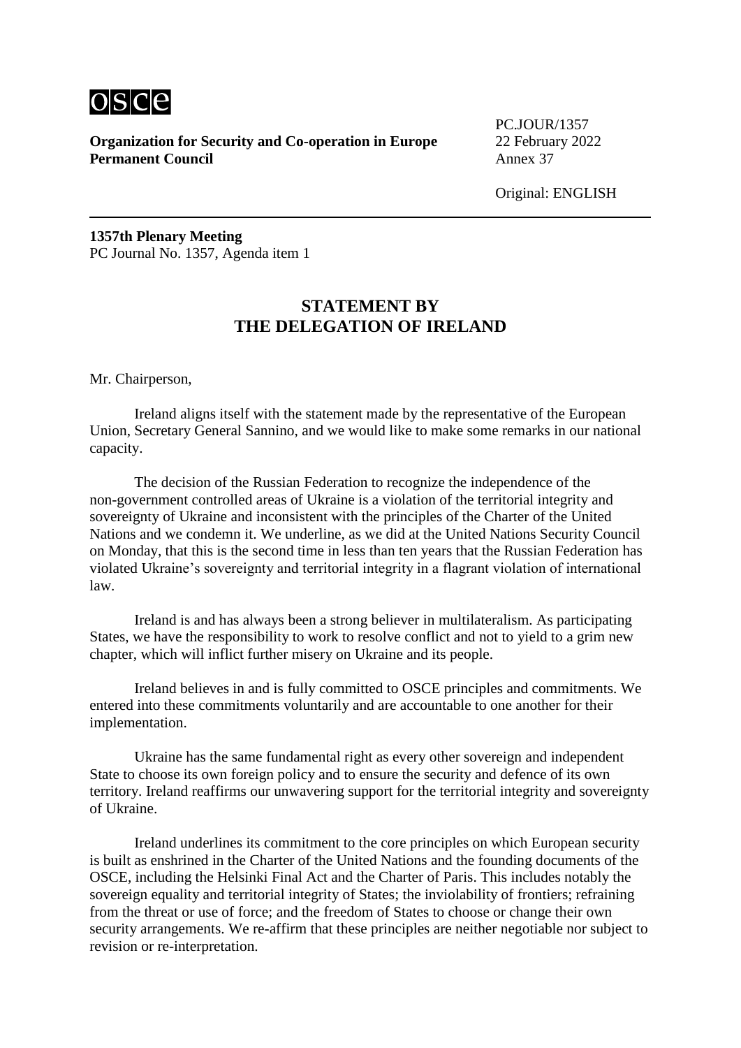**Organization for Security and Co-operation in Europe**
**Permanent Council**

PC.JOUR/1357
22 February 2022
Annex 37

Original: ENGLISH

**1357th Plenary Meeting**
PC Journal No. 1357, Agenda item 1

## STATEMENT BY THE DELEGATION OF IRELAND

Mr. Chairperson,

Ireland aligns itself with the statement made by the representative of the European Union, Secretary General Sannino, and we would like to make some remarks in our national capacity.

The decision of the Russian Federation to recognize the independence of the non-government controlled areas of Ukraine is a violation of the territorial integrity and sovereignty of Ukraine and inconsistent with the principles of the Charter of the United Nations and we condemn it. We underline, as we did at the United Nations Security Council on Monday, that this is the second time in less than ten years that the Russian Federation has violated Ukraine's sovereignty and territorial integrity in a flagrant violation of international law.

Ireland is and has always been a strong believer in multilateralism. As participating States, we have the responsibility to work to resolve conflict and not to yield to a grim new chapter, which will inflict further misery on Ukraine and its people.

Ireland believes in and is fully committed to OSCE principles and commitments. We entered into these commitments voluntarily and are accountable to one another for their implementation.

Ukraine has the same fundamental right as every other sovereign and independent State to choose its own foreign policy and to ensure the security and defence of its own territory. Ireland reaffirms our unwavering support for the territorial integrity and sovereignty of Ukraine.

Ireland underlines its commitment to the core principles on which European security is built as enshrined in the Charter of the United Nations and the founding documents of the OSCE, including the Helsinki Final Act and the Charter of Paris. This includes notably the sovereign equality and territorial integrity of States; the inviolability of frontiers; refraining from the threat or use of force; and the freedom of States to choose or change their own security arrangements. We re-affirm that these principles are neither negotiable nor subject to revision or re-interpretation.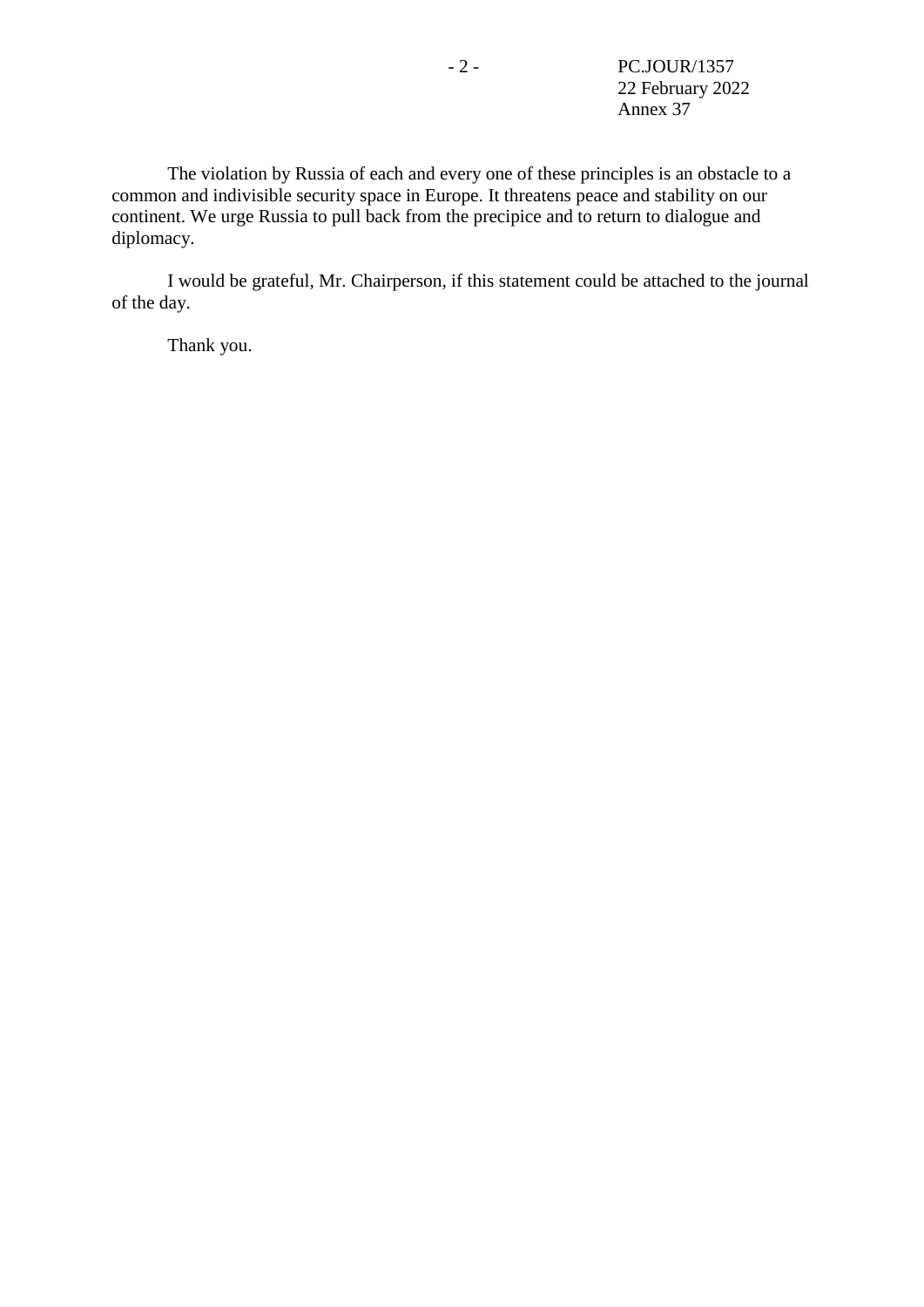The violation by Russia of each and every one of these principles is an obstacle to a common and indivisible security space in Europe. It threatens peace and stability on our continent. We urge Russia to pull back from the precipice and to return to dialogue and diplomacy.

I would be grateful, Mr. Chairperson, if this statement could be attached to the journal of the day.

Thank you.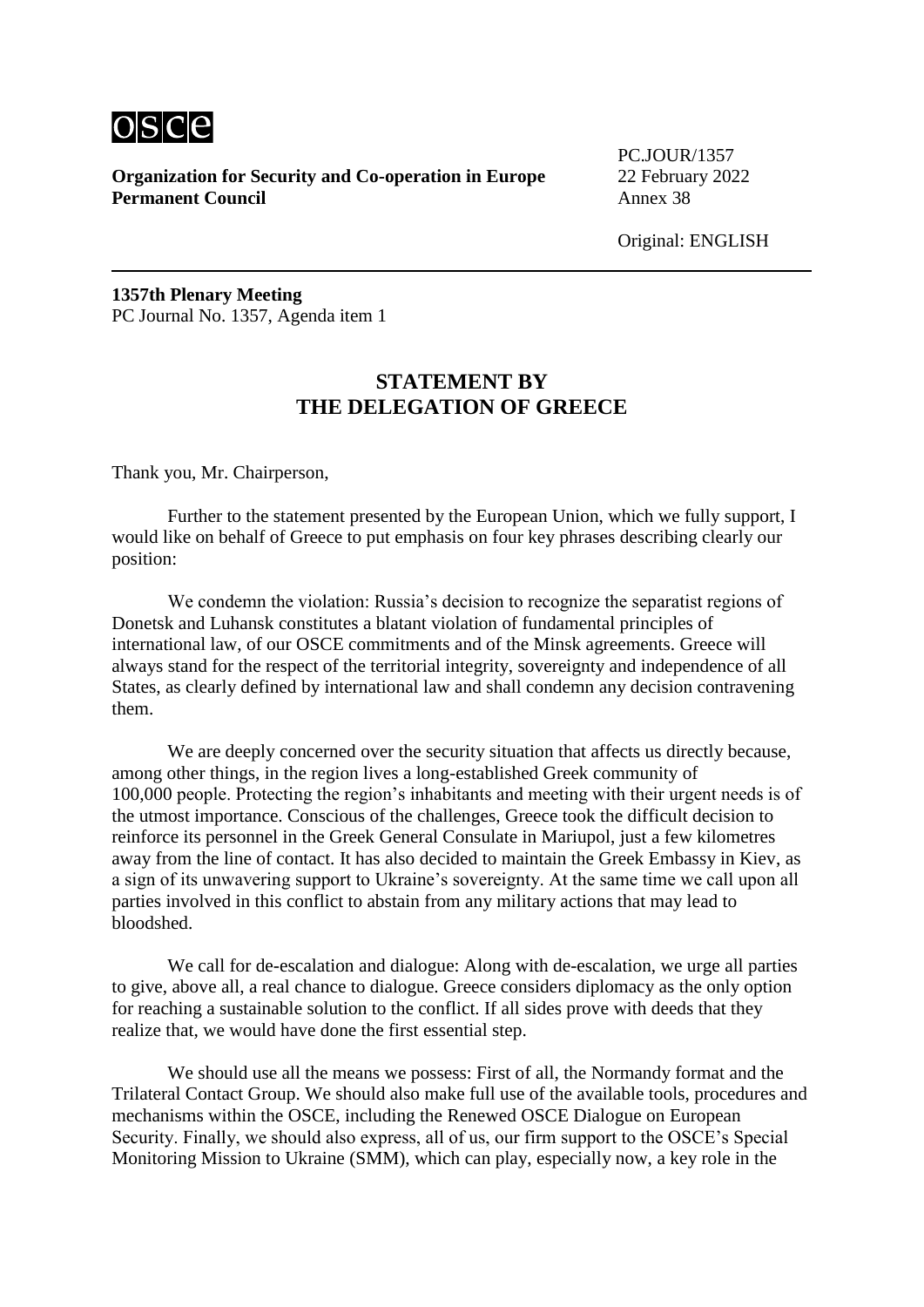**Organization for Security and Co-operation in Europe**
**Permanent Council**

PC.JOUR/1357
22 February 2022
Annex 38

Original: ENGLISH

**1357th Plenary Meeting**
PC Journal No. 1357, Agenda item 1

## STATEMENT BY THE DELEGATION OF GREECE

Thank you, Mr. Chairperson,

Further to the statement presented by the European Union, which we fully support, I would like on behalf of Greece to put emphasis on four key phrases describing clearly our position:

We condemn the violation: Russia's decision to recognize the separatist regions of Donetsk and Luhansk constitutes a blatant violation of fundamental principles of international law, of our OSCE commitments and of the Minsk agreements. Greece will always stand for the respect of the territorial integrity, sovereignty and independence of all States, as clearly defined by international law and shall condemn any decision contravening them.

We are deeply concerned over the security situation that affects us directly because, among other things, in the region lives a long-established Greek community of 100,000 people. Protecting the region's inhabitants and meeting with their urgent needs is of the utmost importance. Conscious of the challenges, Greece took the difficult decision to reinforce its personnel in the Greek General Consulate in Mariupol, just a few kilometres away from the line of contact. It has also decided to maintain the Greek Embassy in Kiev, as a sign of its unwavering support to Ukraine's sovereignty. At the same time we call upon all parties involved in this conflict to abstain from any military actions that may lead to bloodshed.

We call for de-escalation and dialogue: Along with de-escalation, we urge all parties to give, above all, a real chance to dialogue. Greece considers diplomacy as the only option for reaching a sustainable solution to the conflict. If all sides prove with deeds that they realize that, we would have done the first essential step.

We should use all the means we possess: First of all, the Normandy format and the Trilateral Contact Group. We should also make full use of the available tools, procedures and mechanisms within the OSCE, including the Renewed OSCE Dialogue on European Security. Finally, we should also express, all of us, our firm support to the OSCE's Special Monitoring Mission to Ukraine (SMM), which can play, especially now, a key role in the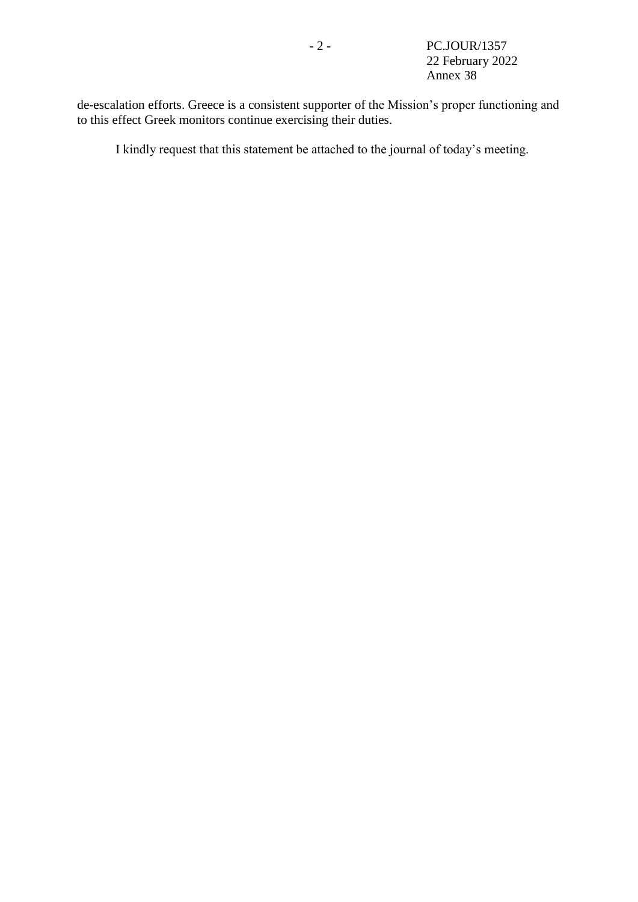de-escalation efforts. Greece is a consistent supporter of the Mission's proper functioning and to this effect Greek monitors continue exercising their duties.

I kindly request that this statement be attached to the journal of today's meeting.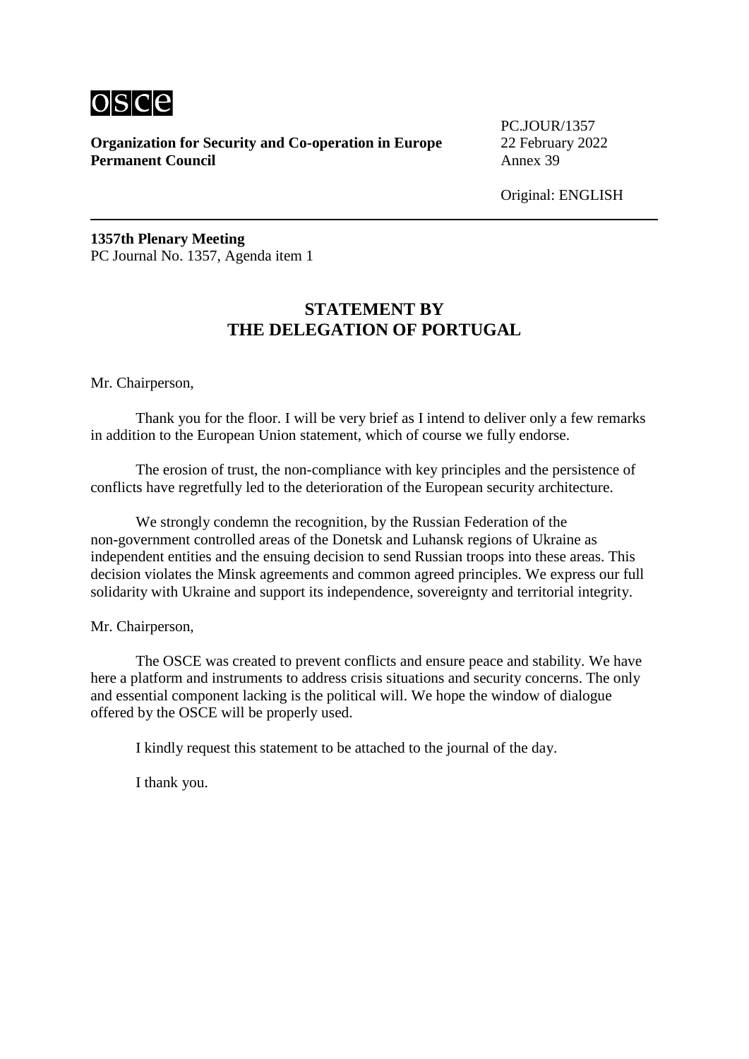**Organization for Security and Co-operation in Europe**
**Permanent Council**

PC.JOUR/1357
22 February 2022
Annex 39

Original: ENGLISH

---

**1357th Plenary Meeting**
PC Journal No. 1357, Agenda item 1

## STATEMENT BY THE DELEGATION OF PORTUGAL

Mr. Chairperson,

Thank you for the floor. I will be very brief as I intend to deliver only a few remarks in addition to the European Union statement, which of course we fully endorse.

The erosion of trust, the non-compliance with key principles and the persistence of conflicts have regretfully led to the deterioration of the European security architecture.

We strongly condemn the recognition, by the Russian Federation of the non-government controlled areas of the Donetsk and Luhansk regions of Ukraine as independent entities and the ensuing decision to send Russian troops into these areas. This decision violates the Minsk agreements and common agreed principles. We express our full solidarity with Ukraine and support its independence, sovereignty and territorial integrity.

Mr. Chairperson,

The OSCE was created to prevent conflicts and ensure peace and stability. We have here a platform and instruments to address crisis situations and security concerns. The only and essential component lacking is the political will. We hope the window of dialogue offered by the OSCE will be properly used.

I kindly request this statement to be attached to the journal of the day.

I thank you.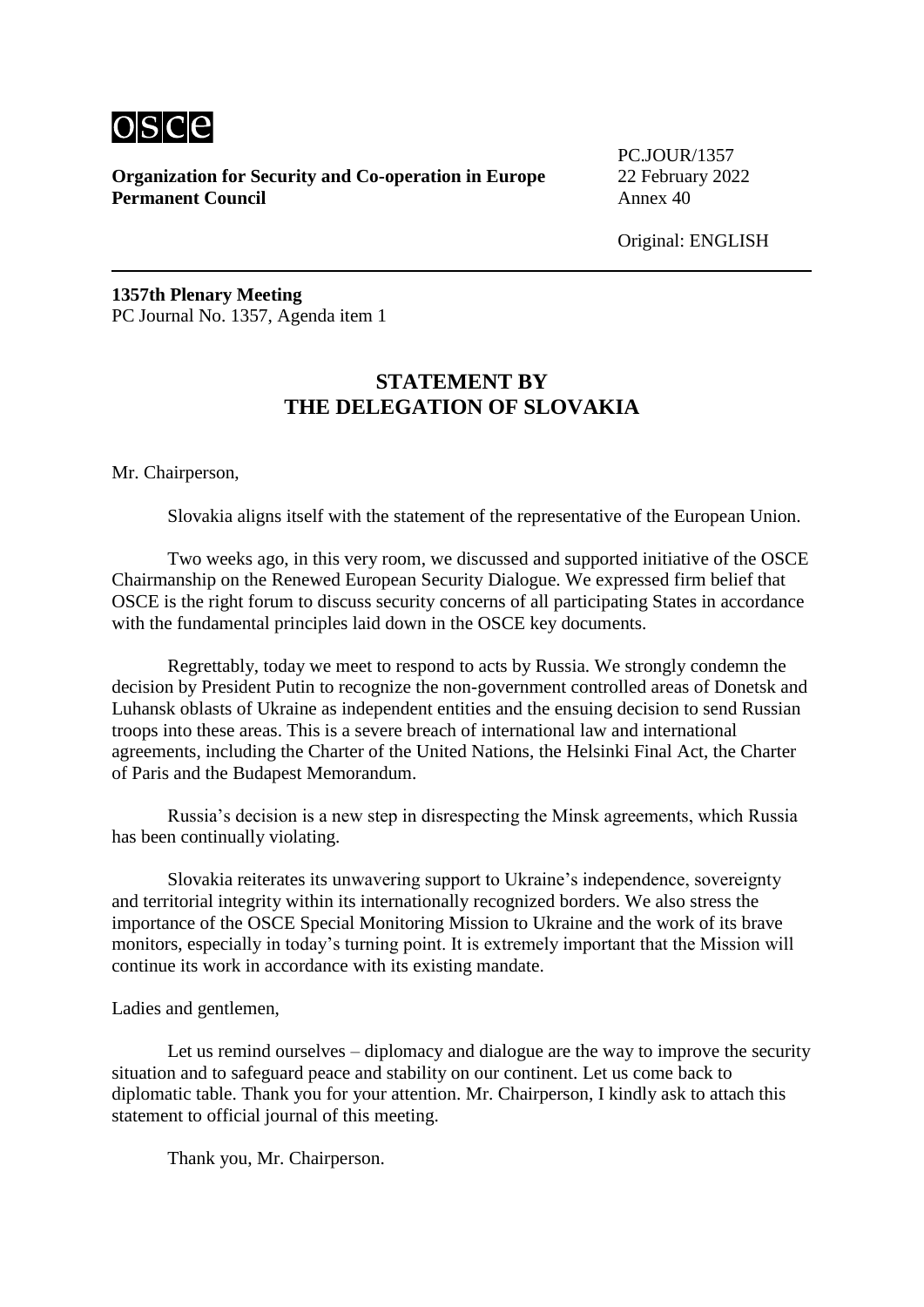osce

**Organization for Security and Co-operation in Europe**
**Permanent Council**

PC.JOUR/1357
22 February 2022
Annex 40

Original: ENGLISH

---

**1357th Plenary Meeting**
PC Journal No. 1357, Agenda item 1

## STATEMENT BY THE DELEGATION OF SLOVAKIA

Mr. Chairperson,

Slovakia aligns itself with the statement of the representative of the European Union.

Two weeks ago, in this very room, we discussed and supported initiative of the OSCE Chairmanship on the Renewed European Security Dialogue. We expressed firm belief that OSCE is the right forum to discuss security concerns of all participating States in accordance with the fundamental principles laid down in the OSCE key documents.

Regrettably, today we meet to respond to acts by Russia. We strongly condemn the decision by President Putin to recognize the non-government controlled areas of Donetsk and Luhansk oblasts of Ukraine as independent entities and the ensuing decision to send Russian troops into these areas. This is a severe breach of international law and international agreements, including the Charter of the United Nations, the Helsinki Final Act, the Charter of Paris and the Budapest Memorandum.

Russia's decision is a new step in disrespecting the Minsk agreements, which Russia has been continually violating.

Slovakia reiterates its unwavering support to Ukraine's independence, sovereignty and territorial integrity within its internationally recognized borders. We also stress the importance of the OSCE Special Monitoring Mission to Ukraine and the work of its brave monitors, especially in today's turning point. It is extremely important that the Mission will continue its work in accordance with its existing mandate.

Ladies and gentlemen,

Let us remind ourselves – diplomacy and dialogue are the way to improve the security situation and to safeguard peace and stability on our continent. Let us come back to diplomatic table. Thank you for your attention. Mr. Chairperson, I kindly ask to attach this statement to official journal of this meeting.

Thank you, Mr. Chairperson.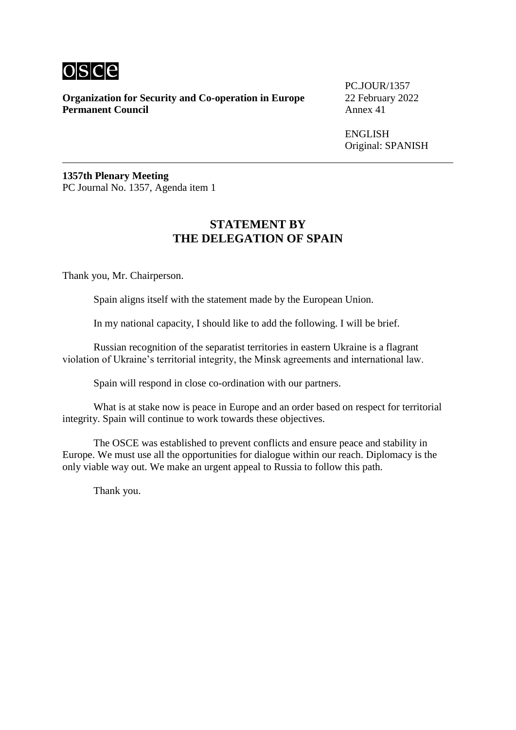osce

**Organization for Security and Co-operation in Europe**
**Permanent Council**

PC.JOUR/1357
22 February 2022
Annex 41

ENGLISH
Original: SPANISH

---

**1357th Plenary Meeting**
PC Journal No. 1357, Agenda item 1

## STATEMENT BY THE DELEGATION OF SPAIN

Thank you, Mr. Chairperson.

Spain aligns itself with the statement made by the European Union.

In my national capacity, I should like to add the following. I will be brief.

Russian recognition of the separatist territories in eastern Ukraine is a flagrant violation of Ukraine's territorial integrity, the Minsk agreements and international law.

Spain will respond in close co-ordination with our partners.

What is at stake now is peace in Europe and an order based on respect for territorial integrity. Spain will continue to work towards these objectives.

The OSCE was established to prevent conflicts and ensure peace and stability in Europe. We must use all the opportunities for dialogue within our reach. Diplomacy is the only viable way out. We make an urgent appeal to Russia to follow this path.

Thank you.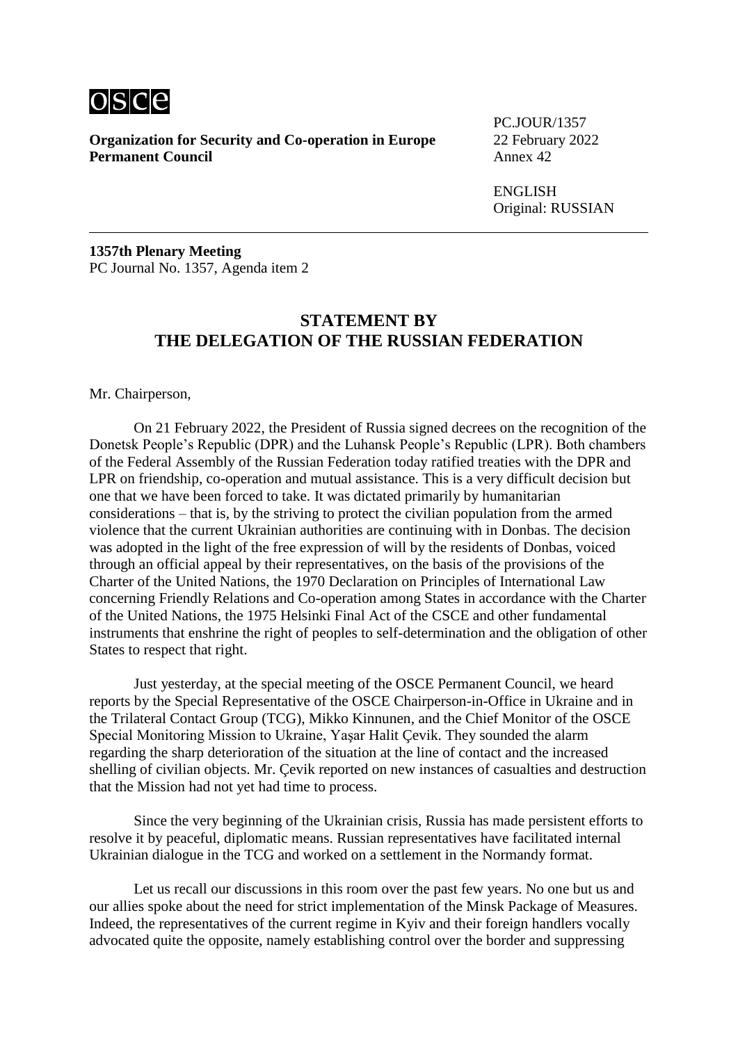**Organization for Security and Co-operation in Europe**
**Permanent Council**

PC.JOUR/1357
22 February 2022
Annex 42

ENGLISH
Original: RUSSIAN

---

**1357th Plenary Meeting**
PC Journal No. 1357, Agenda item 2

## STATEMENT BY THE DELEGATION OF THE RUSSIAN FEDERATION

Mr. Chairperson,

On 21 February 2022, the President of Russia signed decrees on the recognition of the Donetsk People's Republic (DPR) and the Luhansk People's Republic (LPR). Both chambers of the Federal Assembly of the Russian Federation today ratified treaties with the DPR and LPR on friendship, co-operation and mutual assistance. This is a very difficult decision but one that we have been forced to take. It was dictated primarily by humanitarian considerations – that is, by the striving to protect the civilian population from the armed violence that the current Ukrainian authorities are continuing with in Donbas. The decision was adopted in the light of the free expression of will by the residents of Donbas, voiced through an official appeal by their representatives, on the basis of the provisions of the Charter of the United Nations, the 1970 Declaration on Principles of International Law concerning Friendly Relations and Co-operation among States in accordance with the Charter of the United Nations, the 1975 Helsinki Final Act of the CSCE and other fundamental instruments that enshrine the right of peoples to self-determination and the obligation of other States to respect that right.

Just yesterday, at the special meeting of the OSCE Permanent Council, we heard reports by the Special Representative of the OSCE Chairperson-in-Office in Ukraine and in the Trilateral Contact Group (TCG), Mikko Kinnunen, and the Chief Monitor of the OSCE Special Monitoring Mission to Ukraine, Yaşar Halit Çevik. They sounded the alarm regarding the sharp deterioration of the situation at the line of contact and the increased shelling of civilian objects. Mr. Çevik reported on new instances of casualties and destruction that the Mission had not yet had time to process.

Since the very beginning of the Ukrainian crisis, Russia has made persistent efforts to resolve it by peaceful, diplomatic means. Russian representatives have facilitated internal Ukrainian dialogue in the TCG and worked on a settlement in the Normandy format.

Let us recall our discussions in this room over the past few years. No one but us and our allies spoke about the need for strict implementation of the Minsk Package of Measures. Indeed, the representatives of the current regime in Kyiv and their foreign handlers vocally advocated quite the opposite, namely establishing control over the border and suppressing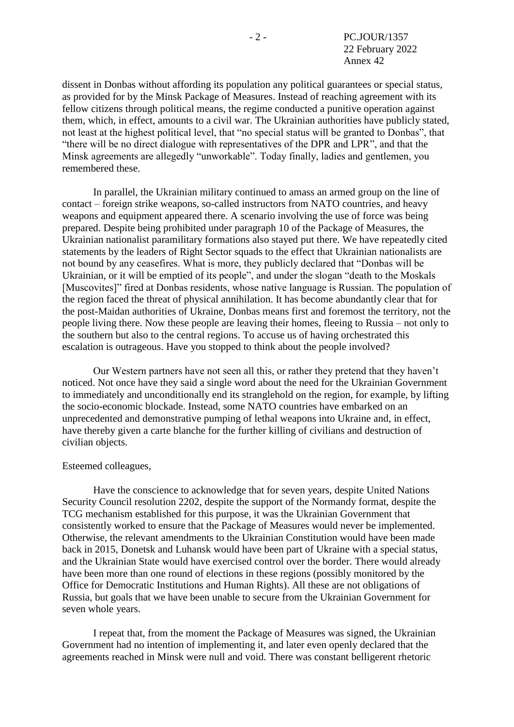dissent in Donbas without affording its population any political guarantees or special status, as provided for by the Minsk Package of Measures. Instead of reaching agreement with its fellow citizens through political means, the regime conducted a punitive operation against them, which, in effect, amounts to a civil war. The Ukrainian authorities have publicly stated, not least at the highest political level, that "no special status will be granted to Donbas", that "there will be no direct dialogue with representatives of the DPR and LPR", and that the Minsk agreements are allegedly "unworkable". Today finally, ladies and gentlemen, you remembered these.

In parallel, the Ukrainian military continued to amass an armed group on the line of contact – foreign strike weapons, so-called instructors from NATO countries, and heavy weapons and equipment appeared there. A scenario involving the use of force was being prepared. Despite being prohibited under paragraph 10 of the Package of Measures, the Ukrainian nationalist paramilitary formations also stayed put there. We have repeatedly cited statements by the leaders of Right Sector squads to the effect that Ukrainian nationalists are not bound by any ceasefires. What is more, they publicly declared that "Donbas will be Ukrainian, or it will be emptied of its people", and under the slogan "death to the Moskals [Muscovites]" fired at Donbas residents, whose native language is Russian. The population of the region faced the threat of physical annihilation. It has become abundantly clear that for the post-Maidan authorities of Ukraine, Donbas means first and foremost the territory, not the people living there. Now these people are leaving their homes, fleeing to Russia – not only to the southern but also to the central regions. To accuse us of having orchestrated this escalation is outrageous. Have you stopped to think about the people involved?

Our Western partners have not seen all this, or rather they pretend that they haven't noticed. Not once have they said a single word about the need for the Ukrainian Government to immediately and unconditionally end its stranglehold on the region, for example, by lifting the socio-economic blockade. Instead, some NATO countries have embarked on an unprecedented and demonstrative pumping of lethal weapons into Ukraine and, in effect, have thereby given a carte blanche for the further killing of civilians and destruction of civilian objects.

Esteemed colleagues,

Have the conscience to acknowledge that for seven years, despite United Nations Security Council resolution 2202, despite the support of the Normandy format, despite the TCG mechanism established for this purpose, it was the Ukrainian Government that consistently worked to ensure that the Package of Measures would never be implemented. Otherwise, the relevant amendments to the Ukrainian Constitution would have been made back in 2015, Donetsk and Luhansk would have been part of Ukraine with a special status, and the Ukrainian State would have exercised control over the border. There would already have been more than one round of elections in these regions (possibly monitored by the Office for Democratic Institutions and Human Rights). All these are not obligations of Russia, but goals that we have been unable to secure from the Ukrainian Government for seven whole years.

I repeat that, from the moment the Package of Measures was signed, the Ukrainian Government had no intention of implementing it, and later even openly declared that the agreements reached in Minsk were null and void. There was constant belligerent rhetoric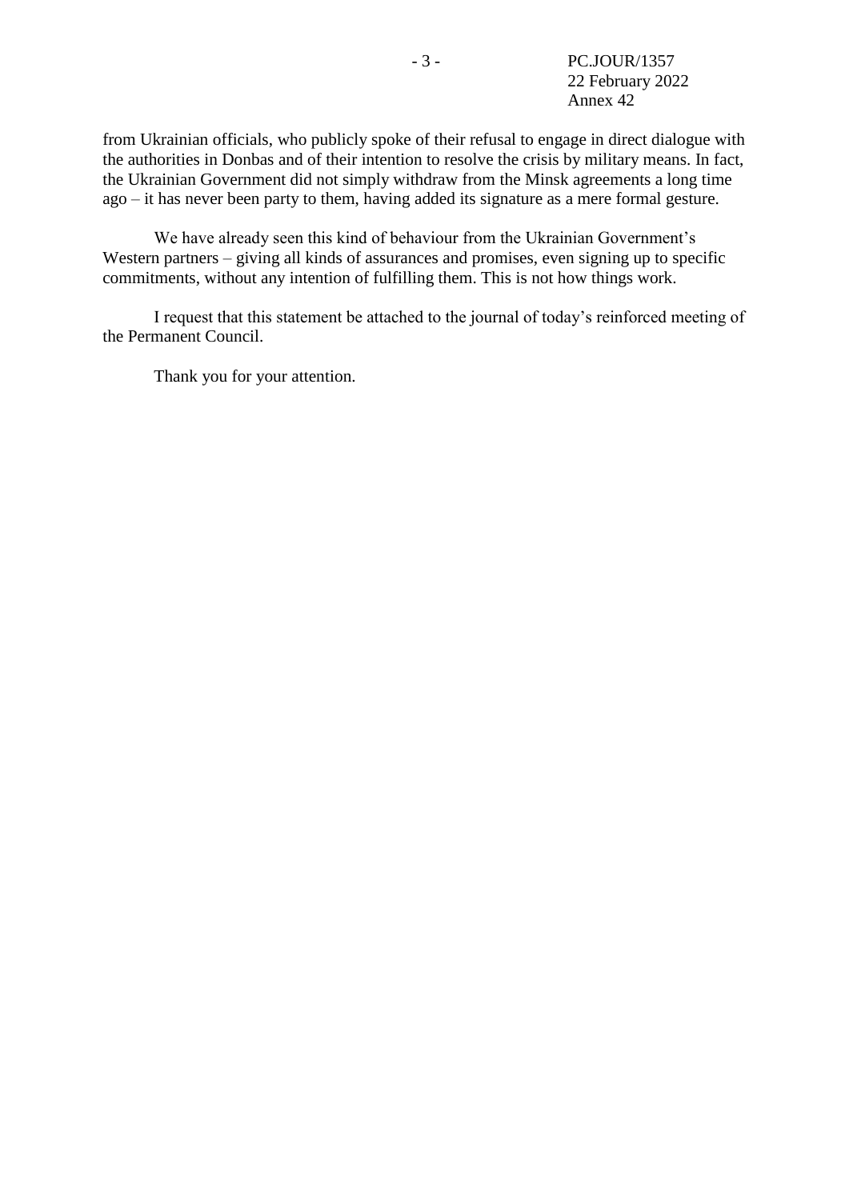from Ukrainian officials, who publicly spoke of their refusal to engage in direct dialogue with the authorities in Donbas and of their intention to resolve the crisis by military means. In fact, the Ukrainian Government did not simply withdraw from the Minsk agreements a long time ago – it has never been party to them, having added its signature as a mere formal gesture.

We have already seen this kind of behaviour from the Ukrainian Government's Western partners – giving all kinds of assurances and promises, even signing up to specific commitments, without any intention of fulfilling them. This is not how things work.

I request that this statement be attached to the journal of today's reinforced meeting of the Permanent Council.

Thank you for your attention.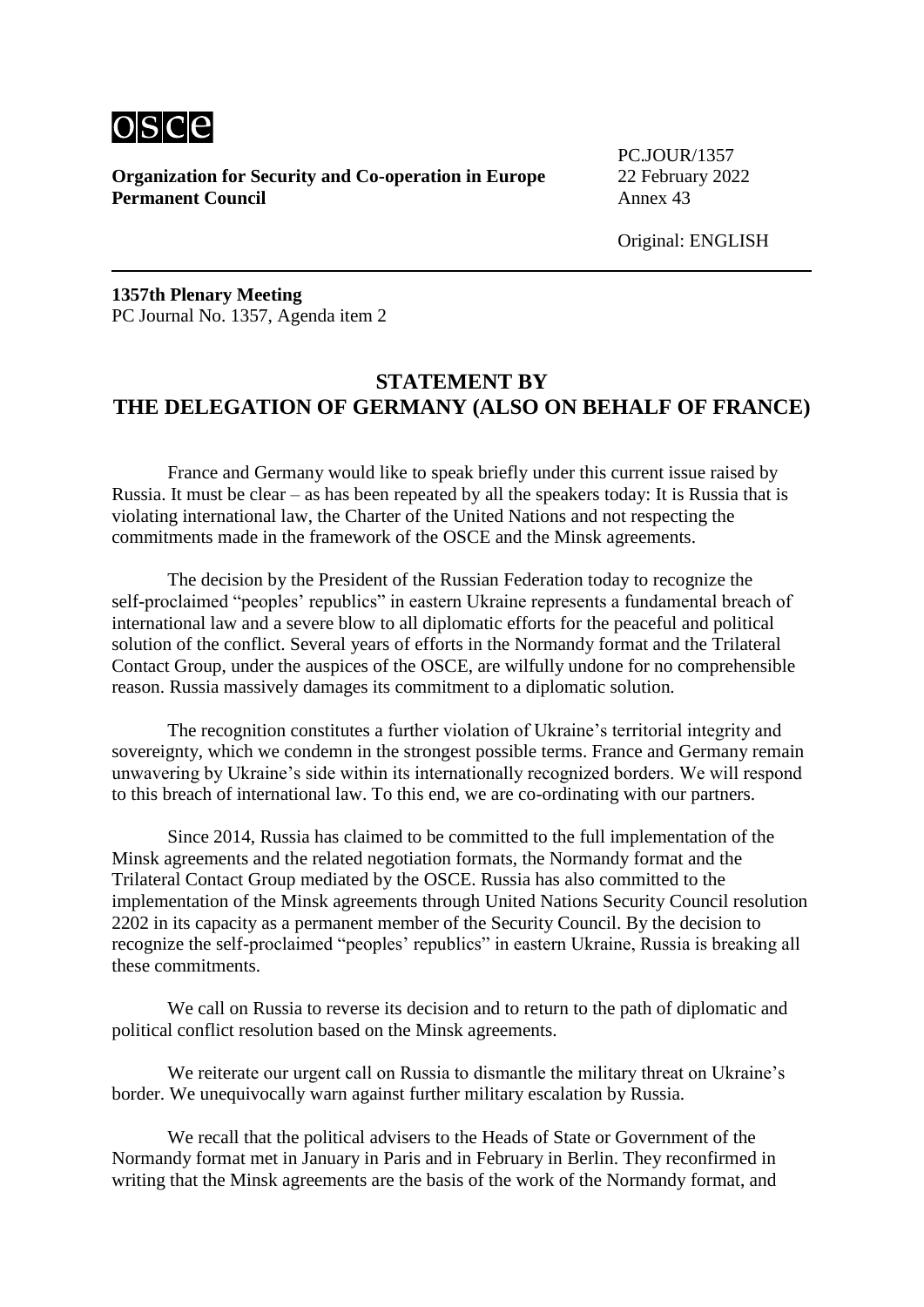**Organization for Security and Co-operation in Europe**
**Permanent Council**

PC.JOUR/1357
22 February 2022
Annex 43

Original: ENGLISH

**1357th Plenary Meeting**
PC Journal No. 1357, Agenda item 2

## STATEMENT BY THE DELEGATION OF GERMANY (ALSO ON BEHALF OF FRANCE)

France and Germany would like to speak briefly under this current issue raised by Russia. It must be clear – as has been repeated by all the speakers today: It is Russia that is violating international law, the Charter of the United Nations and not respecting the commitments made in the framework of the OSCE and the Minsk agreements.

The decision by the President of the Russian Federation today to recognize the self-proclaimed "peoples' republics" in eastern Ukraine represents a fundamental breach of international law and a severe blow to all diplomatic efforts for the peaceful and political solution of the conflict. Several years of efforts in the Normandy format and the Trilateral Contact Group, under the auspices of the OSCE, are wilfully undone for no comprehensible reason. Russia massively damages its commitment to a diplomatic solution.

The recognition constitutes a further violation of Ukraine's territorial integrity and sovereignty, which we condemn in the strongest possible terms. France and Germany remain unwavering by Ukraine's side within its internationally recognized borders. We will respond to this breach of international law. To this end, we are co-ordinating with our partners.

Since 2014, Russia has claimed to be committed to the full implementation of the Minsk agreements and the related negotiation formats, the Normandy format and the Trilateral Contact Group mediated by the OSCE. Russia has also committed to the implementation of the Minsk agreements through United Nations Security Council resolution 2202 in its capacity as a permanent member of the Security Council. By the decision to recognize the self-proclaimed "peoples' republics" in eastern Ukraine, Russia is breaking all these commitments.

We call on Russia to reverse its decision and to return to the path of diplomatic and political conflict resolution based on the Minsk agreements.

We reiterate our urgent call on Russia to dismantle the military threat on Ukraine's border. We unequivocally warn against further military escalation by Russia.

We recall that the political advisers to the Heads of State or Government of the Normandy format met in January in Paris and in February in Berlin. They reconfirmed in writing that the Minsk agreements are the basis of the work of the Normandy format, and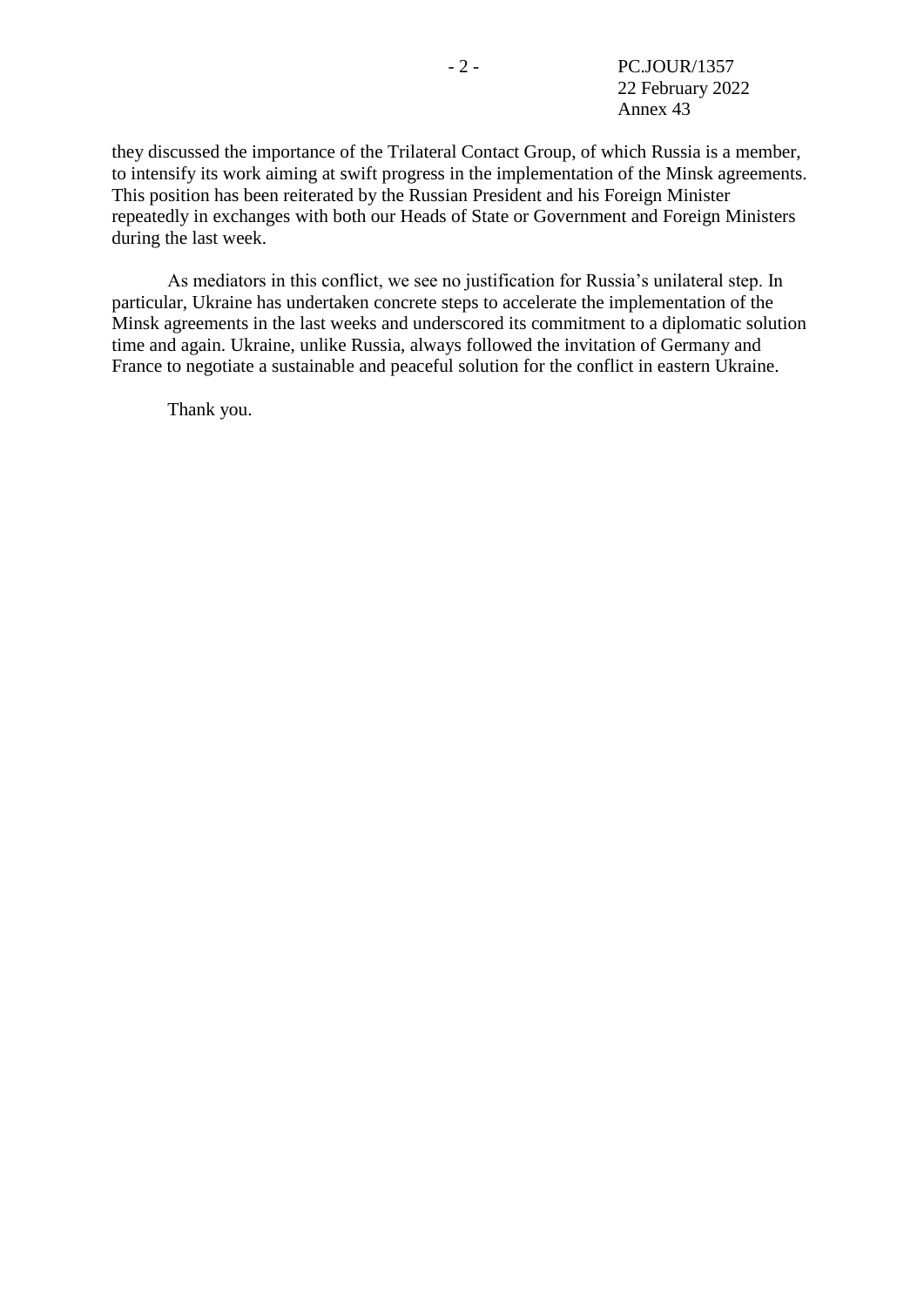they discussed the importance of the Trilateral Contact Group, of which Russia is a member, to intensify its work aiming at swift progress in the implementation of the Minsk agreements. This position has been reiterated by the Russian President and his Foreign Minister repeatedly in exchanges with both our Heads of State or Government and Foreign Ministers during the last week.

As mediators in this conflict, we see no justification for Russia's unilateral step. In particular, Ukraine has undertaken concrete steps to accelerate the implementation of the Minsk agreements in the last weeks and underscored its commitment to a diplomatic solution time and again. Ukraine, unlike Russia, always followed the invitation of Germany and France to negotiate a sustainable and peaceful solution for the conflict in eastern Ukraine.

Thank you.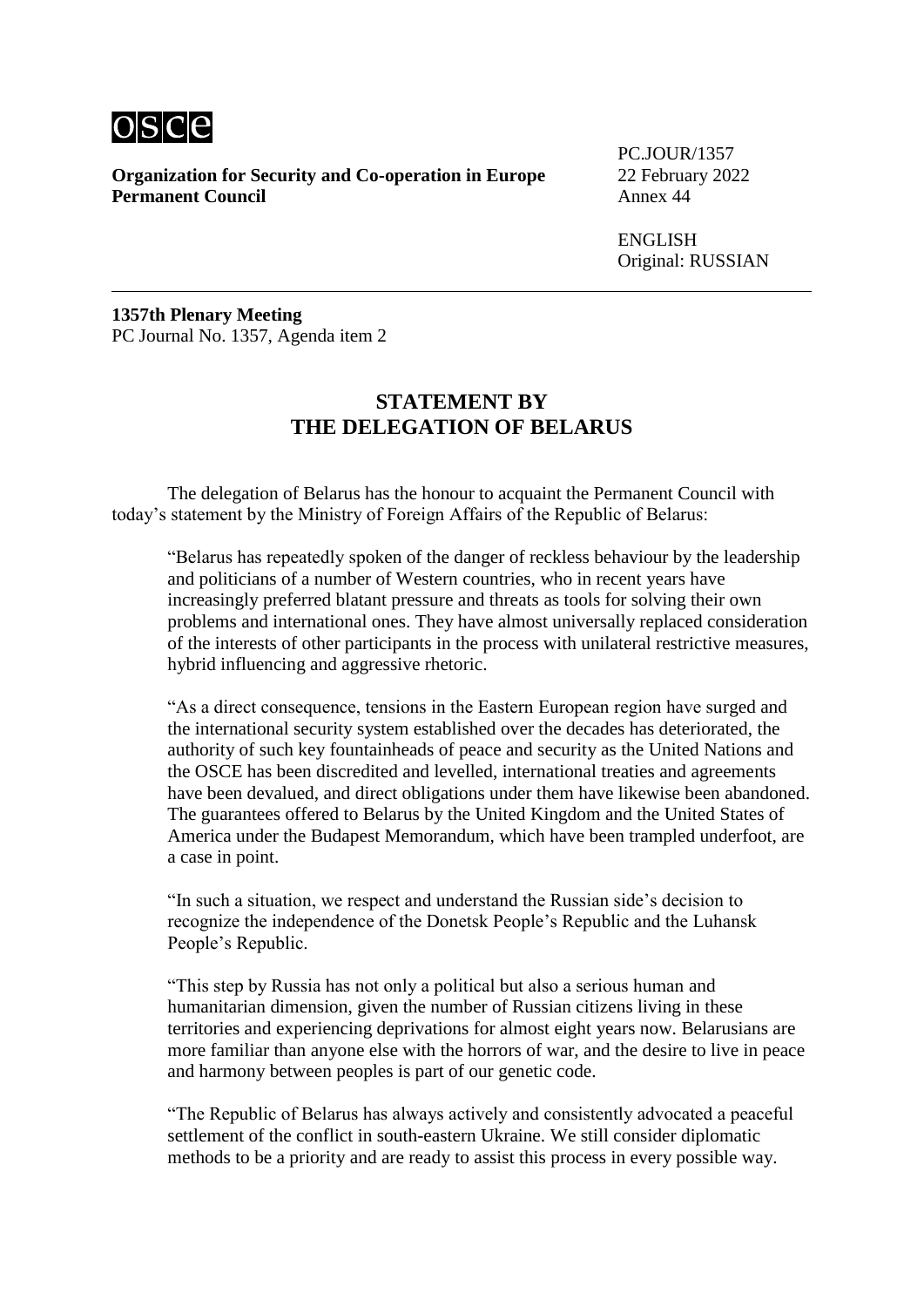**Organization for Security and Co-operation in Europe**
**Permanent Council**

PC.JOUR/1357
22 February 2022
Annex 44

ENGLISH
Original: RUSSIAN

---

**1357th Plenary Meeting**
PC Journal No. 1357, Agenda item 2

## STATEMENT BY THE DELEGATION OF BELARUS

The delegation of Belarus has the honour to acquaint the Permanent Council with today's statement by the Ministry of Foreign Affairs of the Republic of Belarus:

> "Belarus has repeatedly spoken of the danger of reckless behaviour by the leadership and politicians of a number of Western countries, who in recent years have increasingly preferred blatant pressure and threats as tools for solving their own problems and international ones. They have almost universally replaced consideration of the interests of other participants in the process with unilateral restrictive measures, hybrid influencing and aggressive rhetoric.
>
> "As a direct consequence, tensions in the Eastern European region have surged and the international security system established over the decades has deteriorated, the authority of such key fountainheads of peace and security as the United Nations and the OSCE has been discredited and levelled, international treaties and agreements have been devalued, and direct obligations under them have likewise been abandoned. The guarantees offered to Belarus by the United Kingdom and the United States of America under the Budapest Memorandum, which have been trampled underfoot, are a case in point.
>
> "In such a situation, we respect and understand the Russian side's decision to recognize the independence of the Donetsk People's Republic and the Luhansk People's Republic.
>
> "This step by Russia has not only a political but also a serious human and humanitarian dimension, given the number of Russian citizens living in these territories and experiencing deprivations for almost eight years now. Belarusians are more familiar than anyone else with the horrors of war, and the desire to live in peace and harmony between peoples is part of our genetic code.
>
> "The Republic of Belarus has always actively and consistently advocated a peaceful settlement of the conflict in south-eastern Ukraine. We still consider diplomatic methods to be a priority and are ready to assist this process in every possible way.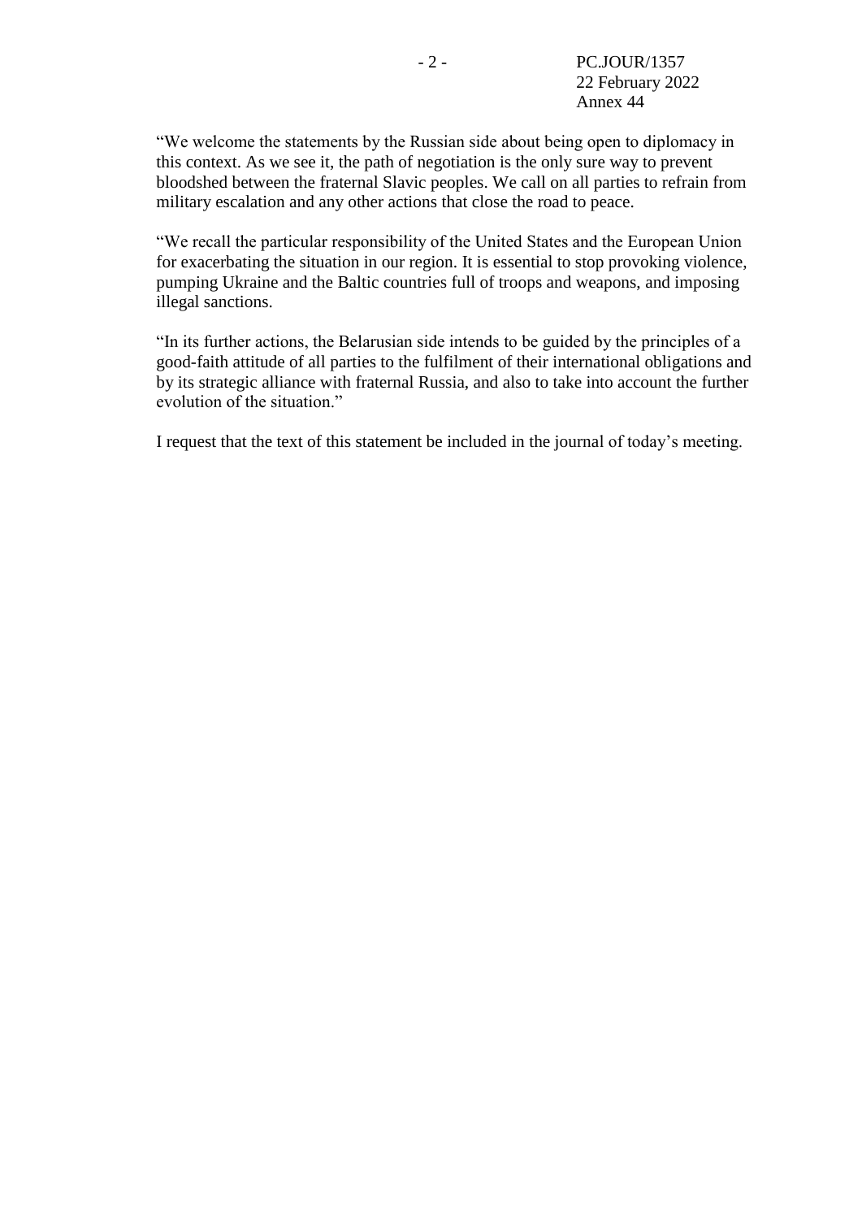"We welcome the statements by the Russian side about being open to diplomacy in this context. As we see it, the path of negotiation is the only sure way to prevent bloodshed between the fraternal Slavic peoples. We call on all parties to refrain from military escalation and any other actions that close the road to peace.

"We recall the particular responsibility of the United States and the European Union for exacerbating the situation in our region. It is essential to stop provoking violence, pumping Ukraine and the Baltic countries full of troops and weapons, and imposing illegal sanctions.

"In its further actions, the Belarusian side intends to be guided by the principles of a good-faith attitude of all parties to the fulfilment of their international obligations and by its strategic alliance with fraternal Russia, and also to take into account the further evolution of the situation."

I request that the text of this statement be included in the journal of today's meeting.